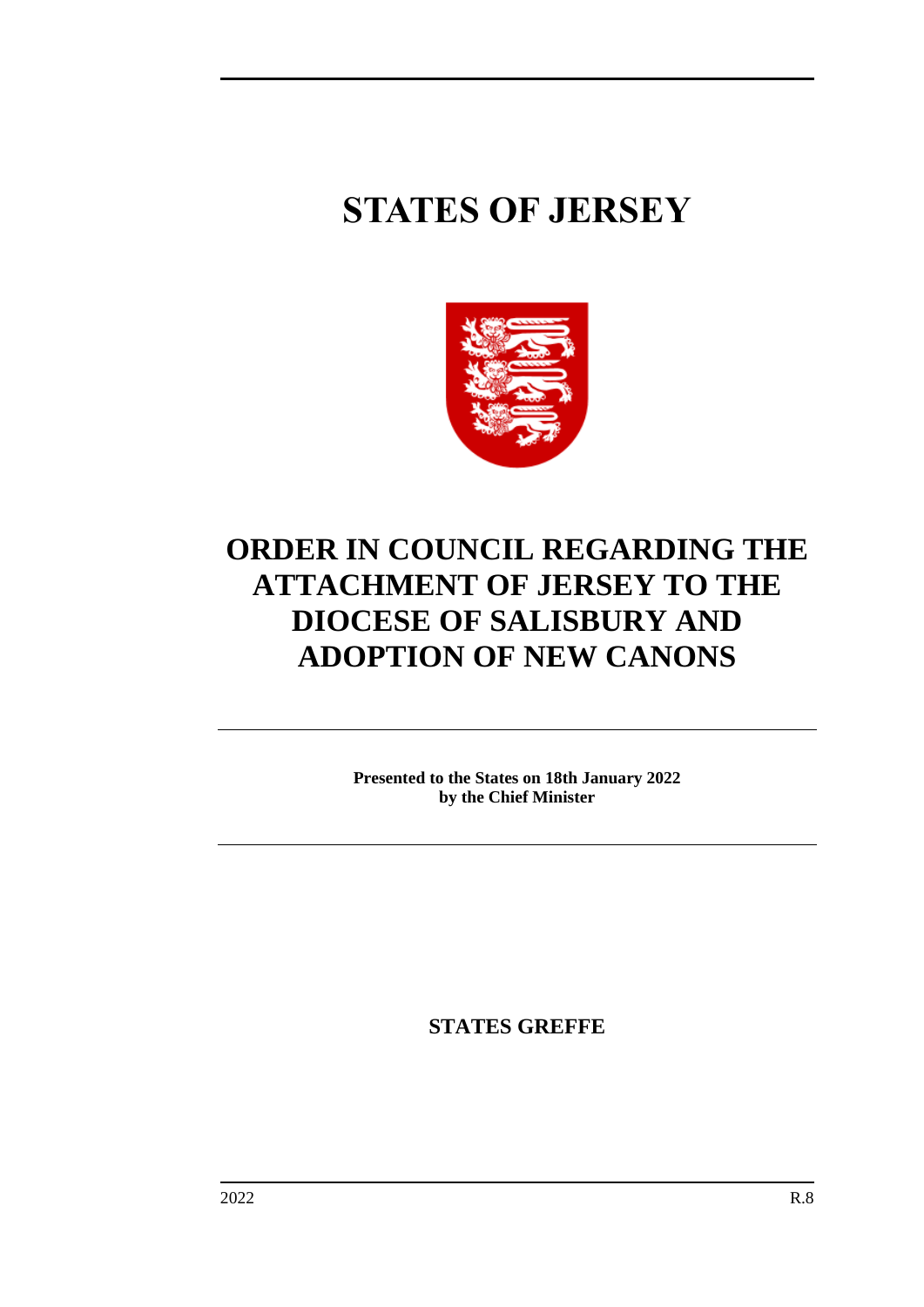# STATES OF JERSEY

# ORDER IN COUNCIL REGARDING THE ATTACHMENT OF JERSEY TO THE DIOCESE OF SALISBURY AND ADOPTION OF NEW CANONS

**Presented to the States on 18th January 2022**
**by the Chief Minister**

**STATES GREFFE**

2022 R.8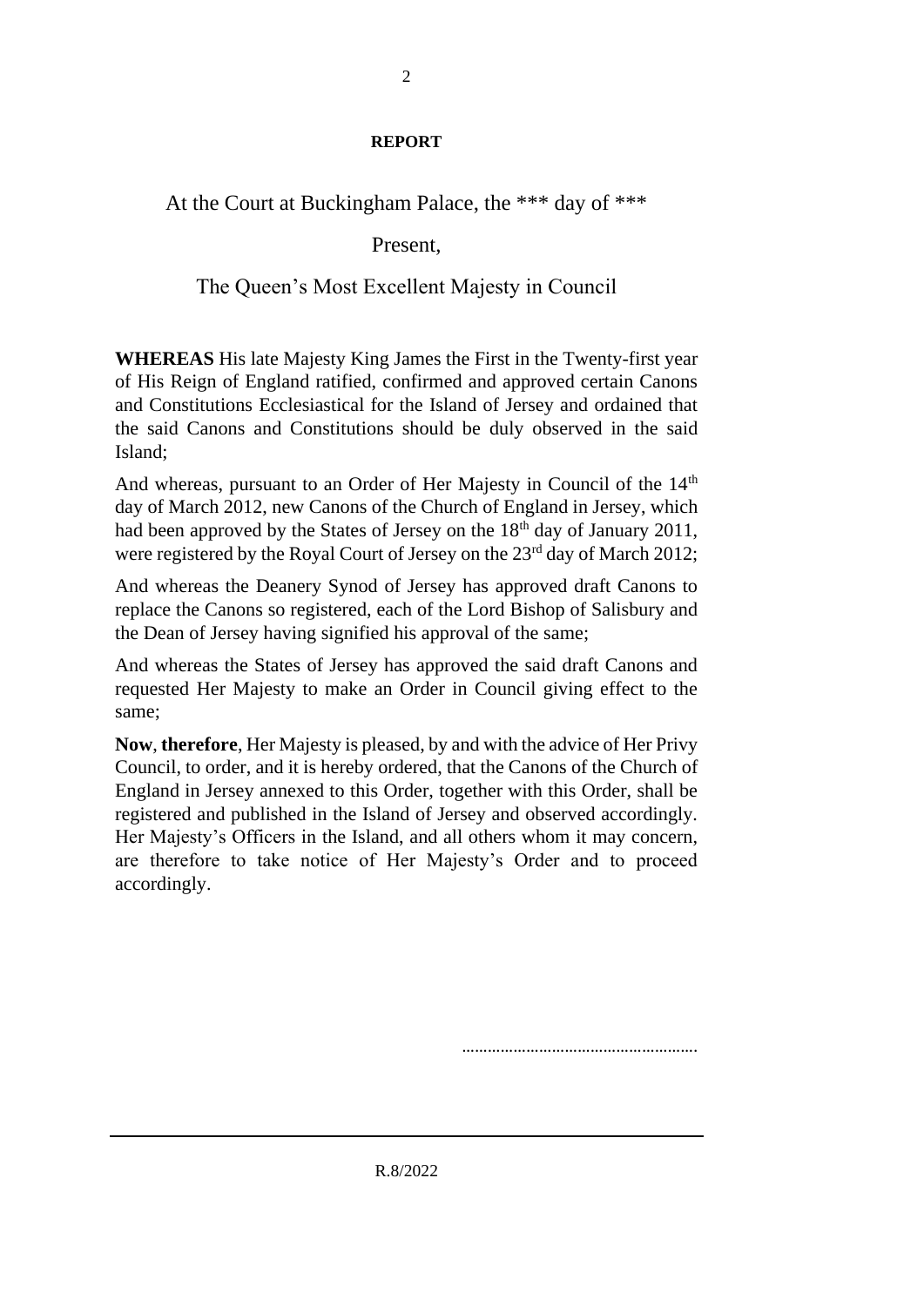**REPORT**

At the Court at Buckingham Palace, the *** day of ***

Present,

The Queen's Most Excellent Majesty in Council

**WHEREAS** His late Majesty King James the First in the Twenty-first year of His Reign of England ratified, confirmed and approved certain Canons and Constitutions Ecclesiastical for the Island of Jersey and ordained that the said Canons and Constitutions should be duly observed in the said Island;

And whereas, pursuant to an Order of Her Majesty in Council of the 14th day of March 2012, new Canons of the Church of England in Jersey, which had been approved by the States of Jersey on the 18th day of January 2011, were registered by the Royal Court of Jersey on the 23rd day of March 2012;

And whereas the Deanery Synod of Jersey has approved draft Canons to replace the Canons so registered, each of the Lord Bishop of Salisbury and the Dean of Jersey having signified his approval of the same;

And whereas the States of Jersey has approved the said draft Canons and requested Her Majesty to make an Order in Council giving effect to the same;

**Now**, **therefore**, Her Majesty is pleased, by and with the advice of Her Privy Council, to order, and it is hereby ordered, that the Canons of the Church of England in Jersey annexed to this Order, together with this Order, shall be registered and published in the Island of Jersey and observed accordingly. Her Majesty's Officers in the Island, and all others whom it may concern, are therefore to take notice of Her Majesty's Order and to proceed accordingly.

......................................................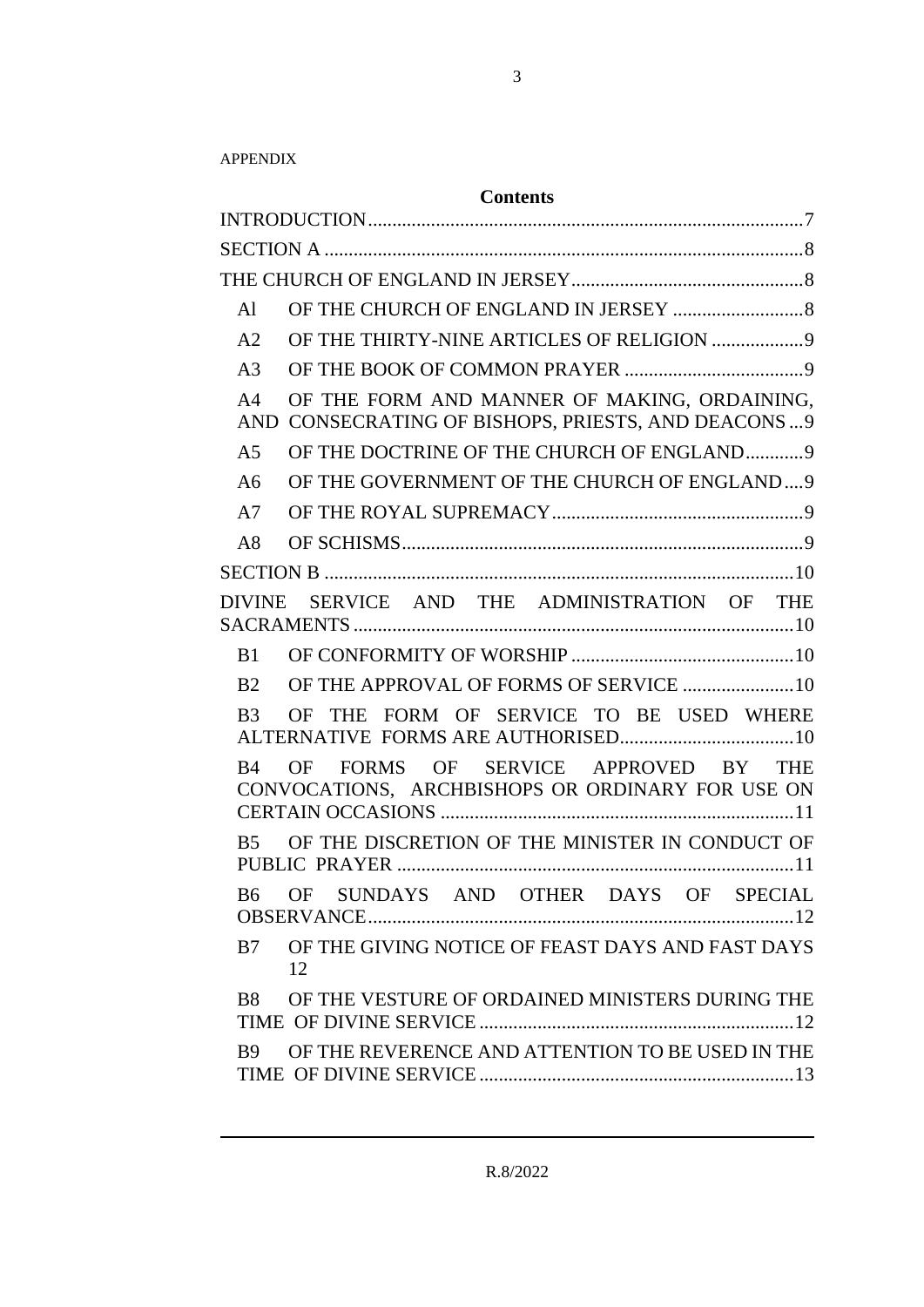APPENDIX

## Contents

INTRODUCTION .......... 7

SECTION A .......... 8

THE CHURCH OF ENGLAND IN JERSEY .......... 8

- Al OF THE CHURCH OF ENGLAND IN JERSEY .......... 8
- A2 OF THE THIRTY-NINE ARTICLES OF RELIGION .......... 9
- A3 OF THE BOOK OF COMMON PRAYER .......... 9
- A4 OF THE FORM AND MANNER OF MAKING, ORDAINING, AND CONSECRATING OF BISHOPS, PRIESTS, AND DEACONS .......... 9
- A5 OF THE DOCTRINE OF THE CHURCH OF ENGLAND .......... 9
- A6 OF THE GOVERNMENT OF THE CHURCH OF ENGLAND .......... 9
- A7 OF THE ROYAL SUPREMACY .......... 9
- A8 OF SCHISMS .......... 9

SECTION B .......... 10

DIVINE SERVICE AND THE ADMINISTRATION OF THE SACRAMENTS .......... 10

- B1 OF CONFORMITY OF WORSHIP .......... 10
- B2 OF THE APPROVAL OF FORMS OF SERVICE .......... 10
- B3 OF THE FORM OF SERVICE TO BE USED WHERE ALTERNATIVE FORMS ARE AUTHORISED .......... 10
- B4 OF FORMS OF SERVICE APPROVED BY THE CONVOCATIONS, ARCHBISHOPS OR ORDINARY FOR USE ON CERTAIN OCCASIONS .......... 11
- B5 OF THE DISCRETION OF THE MINISTER IN CONDUCT OF PUBLIC PRAYER .......... 11
- B6 OF SUNDAYS AND OTHER DAYS OF SPECIAL OBSERVANCE .......... 12
- B7 OF THE GIVING NOTICE OF FEAST DAYS AND FAST DAYS 12
- B8 OF THE VESTURE OF ORDAINED MINISTERS DURING THE TIME OF DIVINE SERVICE .......... 12
- B9 OF THE REVERENCE AND ATTENTION TO BE USED IN THE TIME OF DIVINE SERVICE .......... 13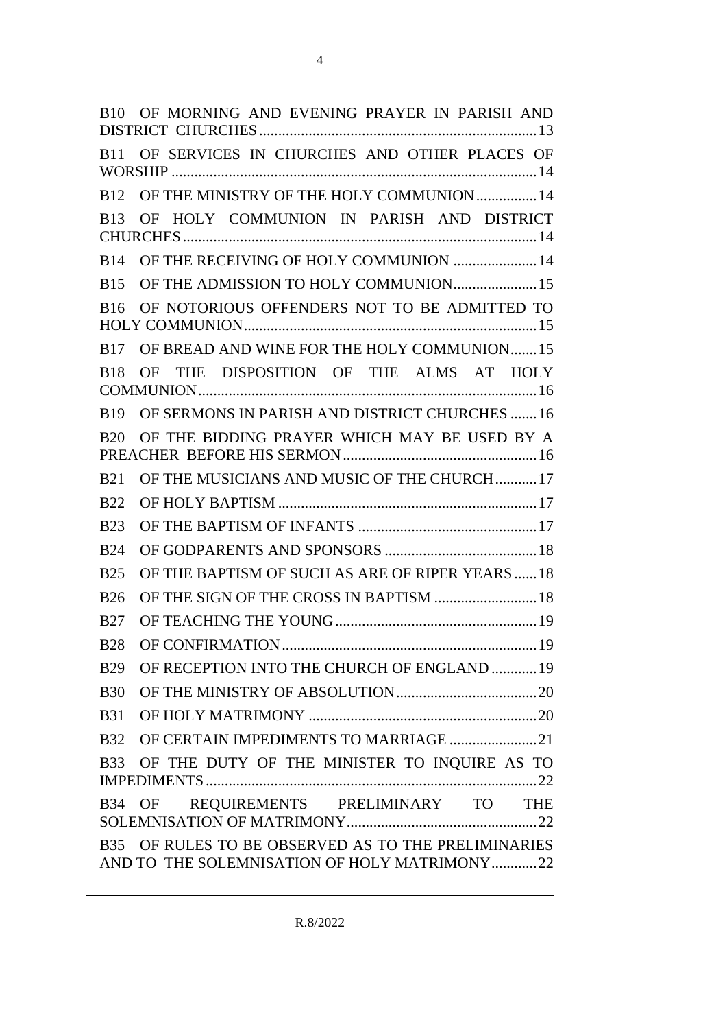B10 OF MORNING AND EVENING PRAYER IN PARISH AND DISTRICT CHURCHES ........ 13

B11 OF SERVICES IN CHURCHES AND OTHER PLACES OF WORSHIP ........ 14

B12 OF THE MINISTRY OF THE HOLY COMMUNION ........ 14

B13 OF HOLY COMMUNION IN PARISH AND DISTRICT CHURCHES ........ 14

B14 OF THE RECEIVING OF HOLY COMMUNION ........ 14

B15 OF THE ADMISSION TO HOLY COMMUNION ........ 15

B16 OF NOTORIOUS OFFENDERS NOT TO BE ADMITTED TO HOLY COMMUNION ........ 15

B17 OF BREAD AND WINE FOR THE HOLY COMMUNION ........ 15

B18 OF THE DISPOSITION OF THE ALMS AT HOLY COMMUNION ........ 16

B19 OF SERMONS IN PARISH AND DISTRICT CHURCHES ........ 16

B20 OF THE BIDDING PRAYER WHICH MAY BE USED BY A PREACHER BEFORE HIS SERMON ........ 16

B21 OF THE MUSICIANS AND MUSIC OF THE CHURCH ........ 17

B22 OF HOLY BAPTISM ........ 17

B23 OF THE BAPTISM OF INFANTS ........ 17

B24 OF GODPARENTS AND SPONSORS ........ 18

B25 OF THE BAPTISM OF SUCH AS ARE OF RIPER YEARS ........ 18

B26 OF THE SIGN OF THE CROSS IN BAPTISM ........ 18

B27 OF TEACHING THE YOUNG ........ 19

B28 OF CONFIRMATION ........ 19

B29 OF RECEPTION INTO THE CHURCH OF ENGLAND ........ 19

B30 OF THE MINISTRY OF ABSOLUTION ........ 20

B31 OF HOLY MATRIMONY ........ 20

B32 OF CERTAIN IMPEDIMENTS TO MARRIAGE ........ 21

B33 OF THE DUTY OF THE MINISTER TO INQUIRE AS TO IMPEDIMENTS ........ 22

B34 OF REQUIREMENTS PRELIMINARY TO THE SOLEMNISATION OF MATRIMONY ........ 22

B35 OF RULES TO BE OBSERVED AS TO THE PRELIMINARIES AND TO THE SOLEMNISATION OF HOLY MATRIMONY ........ 22

R.8/2022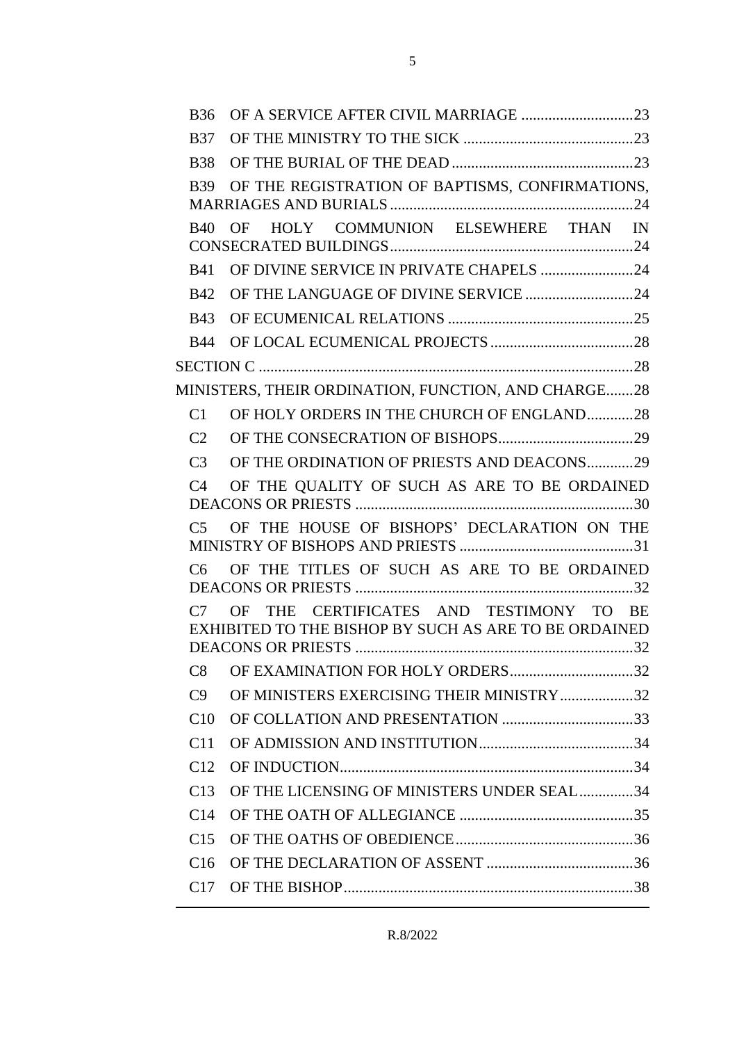B36 OF A SERVICE AFTER CIVIL MARRIAGE .............................23

B37 OF THE MINISTRY TO THE SICK .............................................23

B38 OF THE BURIAL OF THE DEAD...............................................23

B39 OF THE REGISTRATION OF BAPTISMS, CONFIRMATIONS, MARRIAGES AND BURIALS...............................................................24

B40 OF HOLY COMMUNION ELSEWHERE THAN IN CONSECRATED BUILDINGS..............................................................24

B41 OF DIVINE SERVICE IN PRIVATE CHAPELS ........................24

B42 OF THE LANGUAGE OF DIVINE SERVICE ............................24

B43 OF ECUMENICAL RELATIONS ................................................25

B44 OF LOCAL ECUMENICAL PROJECTS .....................................28

SECTION C .................................................................................................28

MINISTERS, THEIR ORDINATION, FUNCTION, AND CHARGE.......28

C1 OF HOLY ORDERS IN THE CHURCH OF ENGLAND............28

C2 OF THE CONSECRATION OF BISHOPS...................................29

C3 OF THE ORDINATION OF PRIESTS AND DEACONS............29

C4 OF THE QUALITY OF SUCH AS ARE TO BE ORDAINED DEACONS OR PRIESTS ........................................................................30

C5 OF THE HOUSE OF BISHOPS' DECLARATION ON THE MINISTRY OF BISHOPS AND PRIESTS .............................................31

C6 OF THE TITLES OF SUCH AS ARE TO BE ORDAINED DEACONS OR PRIESTS ........................................................................32

C7 OF THE CERTIFICATES AND TESTIMONY TO BE EXHIBITED TO THE BISHOP BY SUCH AS ARE TO BE ORDAINED DEACONS OR PRIESTS ........................................................................32

C8 OF EXAMINATION FOR HOLY ORDERS................................32

C9 OF MINISTERS EXERCISING THEIR MINISTRY...................32

C10 OF COLLATION AND PRESENTATION ..................................33

C11 OF ADMISSION AND INSTITUTION........................................34

C12 OF INDUCTION............................................................................34

C13 OF THE LICENSING OF MINISTERS UNDER SEAL..............34

C14 OF THE OATH OF ALLEGIANCE .............................................35

C15 OF THE OATHS OF OBEDIENCE..............................................36

C16 OF THE DECLARATION OF ASSENT ......................................36

C17 OF THE BISHOP...........................................................................38

R.8/2022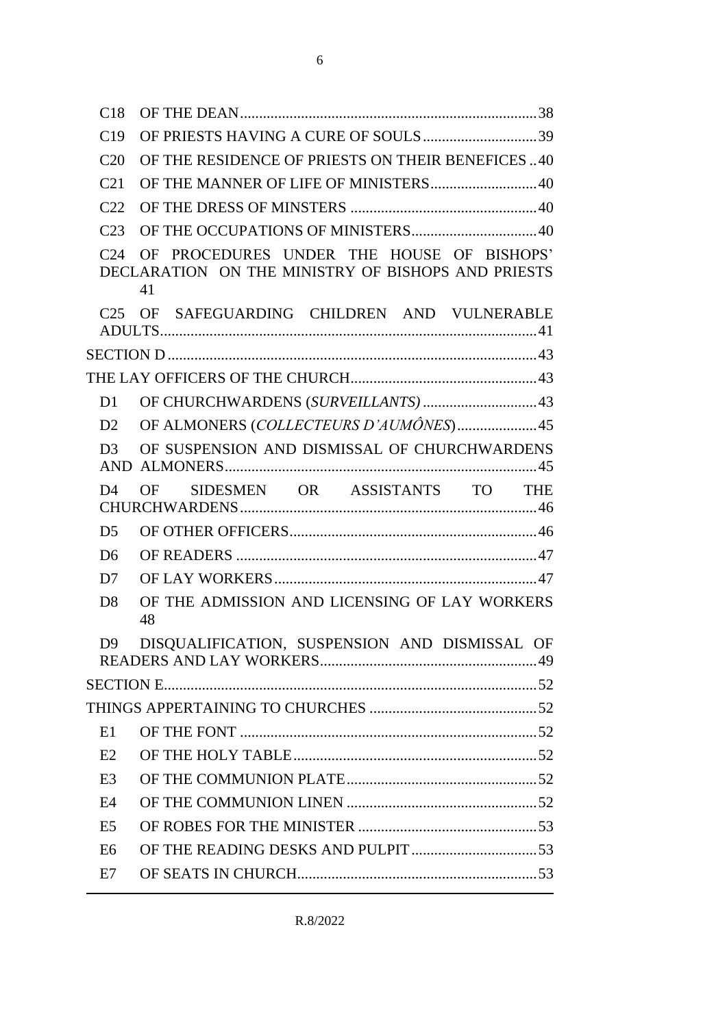C18 OF THE DEAN .......... 38

C19 OF PRIESTS HAVING A CURE OF SOULS .......... 39

C20 OF THE RESIDENCE OF PRIESTS ON THEIR BENEFICES .. 40

C21 OF THE MANNER OF LIFE OF MINISTERS .......... 40

C22 OF THE DRESS OF MINSTERS .......... 40

C23 OF THE OCCUPATIONS OF MINISTERS .......... 40

C24 OF PROCEDURES UNDER THE HOUSE OF BISHOPS' DECLARATION ON THE MINISTRY OF BISHOPS AND PRIESTS 41

C25 OF SAFEGUARDING CHILDREN AND VULNERABLE ADULTS .......... 41

SECTION D .......... 43

THE LAY OFFICERS OF THE CHURCH .......... 43

D1 OF CHURCHWARDENS (*SURVEILLANTS*) .......... 43

D2 OF ALMONERS (*COLLECTEURS D'AUMÔNES*) .......... 45

D3 OF SUSPENSION AND DISMISSAL OF CHURCHWARDENS AND ALMONERS .......... 45

D4 OF SIDESMEN OR ASSISTANTS TO THE CHURCHWARDENS .......... 46

D5 OF OTHER OFFICERS .......... 46

D6 OF READERS .......... 47

D7 OF LAY WORKERS .......... 47

D8 OF THE ADMISSION AND LICENSING OF LAY WORKERS 48

D9 DISQUALIFICATION, SUSPENSION AND DISMISSAL OF READERS AND LAY WORKERS .......... 49

SECTION E .......... 52

THINGS APPERTAINING TO CHURCHES .......... 52

E1 OF THE FONT .......... 52

E2 OF THE HOLY TABLE .......... 52

E3 OF THE COMMUNION PLATE .......... 52

E4 OF THE COMMUNION LINEN .......... 52

E5 OF ROBES FOR THE MINISTER .......... 53

E6 OF THE READING DESKS AND PULPIT .......... 53

E7 OF SEATS IN CHURCH .......... 53

R.8/2022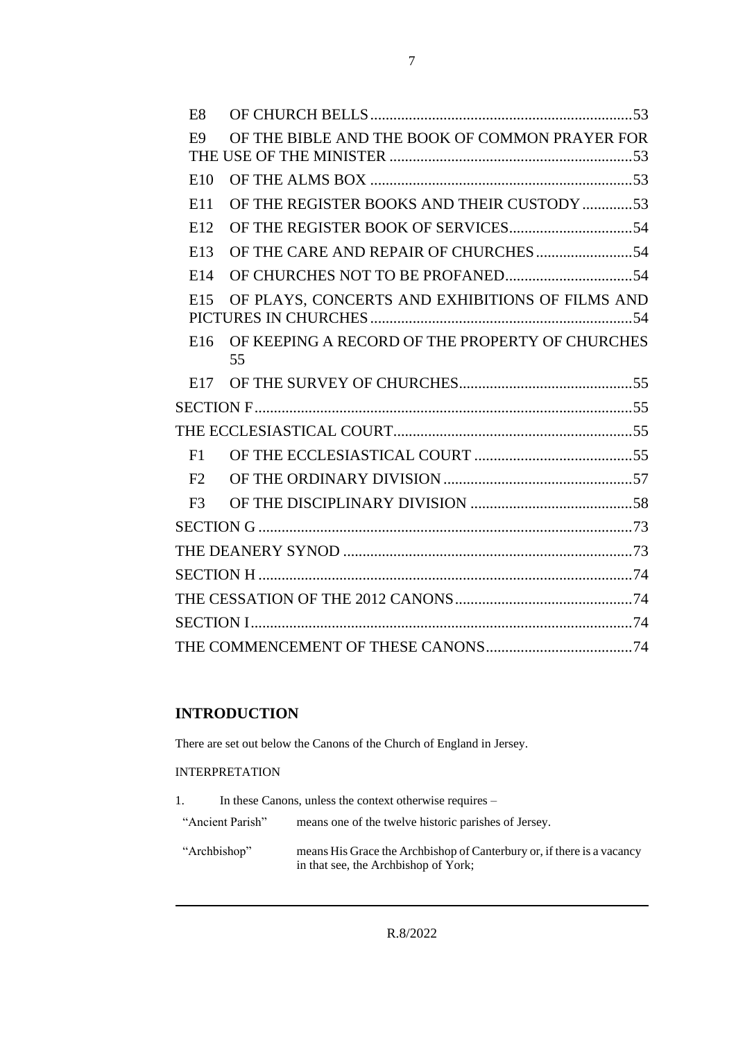| | | |
|---|---|---|
| E8 | OF CHURCH BELLS | 53 |
| E9 | OF THE BIBLE AND THE BOOK OF COMMON PRAYER FOR THE USE OF THE MINISTER | 53 |
| E10 | OF THE ALMS BOX | 53 |
| E11 | OF THE REGISTER BOOKS AND THEIR CUSTODY | 53 |
| E12 | OF THE REGISTER BOOK OF SERVICES | 54 |
| E13 | OF THE CARE AND REPAIR OF CHURCHES | 54 |
| E14 | OF CHURCHES NOT TO BE PROFANED | 54 |
| E15 | OF PLAYS, CONCERTS AND EXHIBITIONS OF FILMS AND PICTURES IN CHURCHES | 54 |
| E16 | OF KEEPING A RECORD OF THE PROPERTY OF CHURCHES | 55 |
| E17 | OF THE SURVEY OF CHURCHES | 55 |
| SECTION F | | 55 |
| THE ECCLESIASTICAL COURT | | 55 |
| F1 | OF THE ECCLESIASTICAL COURT | 55 |
| F2 | OF THE ORDINARY DIVISION | 57 |
| F3 | OF THE DISCIPLINARY DIVISION | 58 |
| SECTION G | | 73 |
| THE DEANERY SYNOD | | 73 |
| SECTION H | | 74 |
| THE CESSATION OF THE 2012 CANONS | | 74 |
| SECTION I | | 74 |
| THE COMMENCEMENT OF THESE CANONS | | 74 |

## INTRODUCTION

There are set out below the Canons of the Church of England in Jersey.

INTERPRETATION

1. In these Canons, unless the context otherwise requires –

| | |
|---|---|
| "Ancient Parish" | means one of the twelve historic parishes of Jersey. |
| "Archbishop" | means His Grace the Archbishop of Canterbury or, if there is a vacancy in that see, the Archbishop of York; |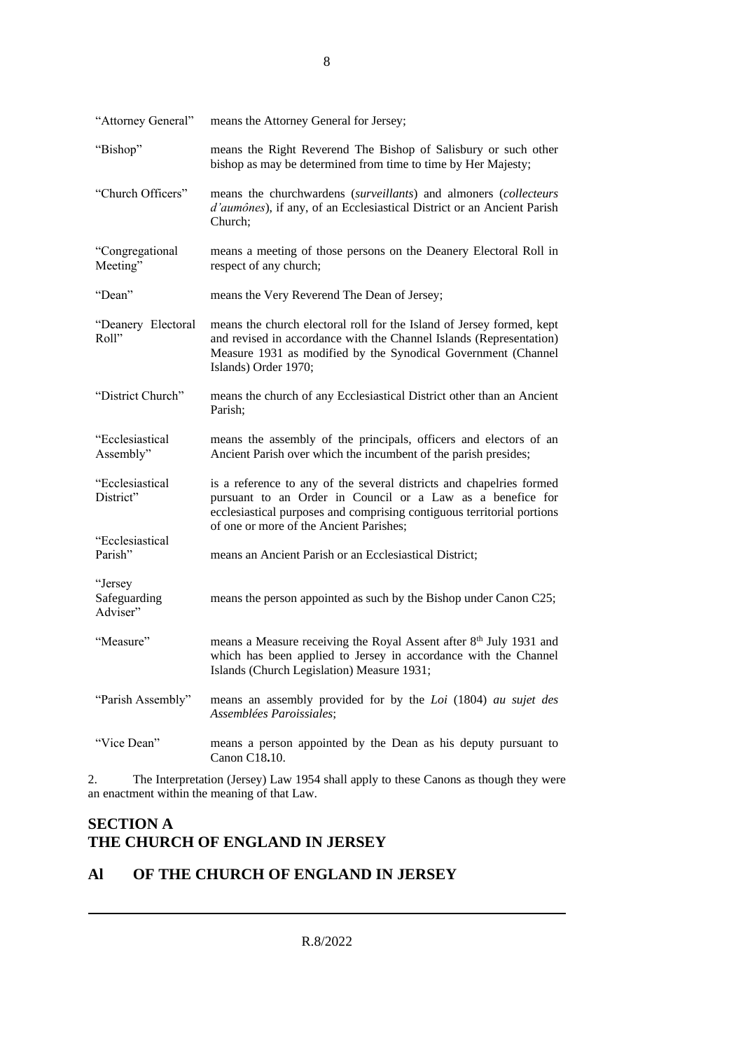| | |
|---|---|
| "Attorney General" | means the Attorney General for Jersey; |
| "Bishop" | means the Right Reverend The Bishop of Salisbury or such other bishop as may be determined from time to time by Her Majesty; |
| "Church Officers" | means the churchwardens (*surveillants*) and almoners (*collecteurs d'aumônes*), if any, of an Ecclesiastical District or an Ancient Parish Church; |
| "Congregational Meeting" | means a meeting of those persons on the Deanery Electoral Roll in respect of any church; |
| "Dean" | means the Very Reverend The Dean of Jersey; |
| "Deanery Electoral Roll" | means the church electoral roll for the Island of Jersey formed, kept and revised in accordance with the Channel Islands (Representation) Measure 1931 as modified by the Synodical Government (Channel Islands) Order 1970; |
| "District Church" | means the church of any Ecclesiastical District other than an Ancient Parish; |
| "Ecclesiastical Assembly" | means the assembly of the principals, officers and electors of an Ancient Parish over which the incumbent of the parish presides; |
| "Ecclesiastical District" | is a reference to any of the several districts and chapelries formed pursuant to an Order in Council or a Law as a benefice for ecclesiastical purposes and comprising contiguous territorial portions of one or more of the Ancient Parishes; |
| "Ecclesiastical Parish" | means an Ancient Parish or an Ecclesiastical District; |
| "Jersey Safeguarding Adviser" | means the person appointed as such by the Bishop under Canon C25; |
| "Measure" | means a Measure receiving the Royal Assent after 8th July 1931 and which has been applied to Jersey in accordance with the Channel Islands (Church Legislation) Measure 1931; |
| "Parish Assembly" | means an assembly provided for by the *Loi* (1804) *au sujet des Assemblées Paroissiales*; |
| "Vice Dean" | means a person appointed by the Dean as his deputy pursuant to Canon C18**.**10. |

2. The Interpretation (Jersey) Law 1954 shall apply to these Canons as though they were an enactment within the meaning of that Law.

## SECTION A
## THE CHURCH OF ENGLAND IN JERSEY

## Al OF THE CHURCH OF ENGLAND IN JERSEY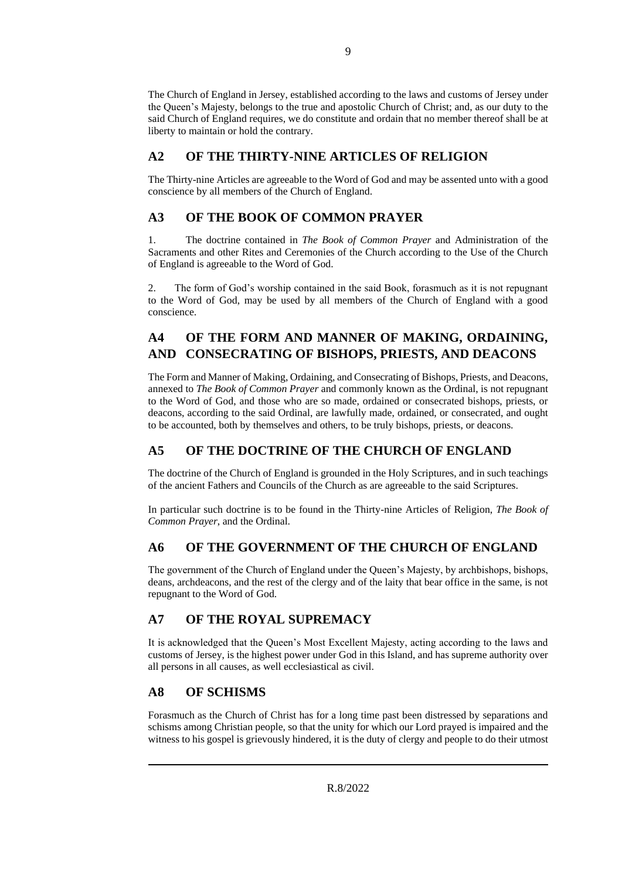The Church of England in Jersey, established according to the laws and customs of Jersey under the Queen's Majesty, belongs to the true and apostolic Church of Christ; and, as our duty to the said Church of England requires, we do constitute and ordain that no member thereof shall be at liberty to maintain or hold the contrary.

## A2 OF THE THIRTY-NINE ARTICLES OF RELIGION

The Thirty-nine Articles are agreeable to the Word of God and may be assented unto with a good conscience by all members of the Church of England.

## A3 OF THE BOOK OF COMMON PRAYER

1. The doctrine contained in *The Book of Common Prayer* and Administration of the Sacraments and other Rites and Ceremonies of the Church according to the Use of the Church of England is agreeable to the Word of God.

2. The form of God's worship contained in the said Book, forasmuch as it is not repugnant to the Word of God, may be used by all members of the Church of England with a good conscience.

## A4 OF THE FORM AND MANNER OF MAKING, ORDAINING, AND CONSECRATING OF BISHOPS, PRIESTS, AND DEACONS

The Form and Manner of Making, Ordaining, and Consecrating of Bishops, Priests, and Deacons, annexed to *The Book of Common Prayer* and commonly known as the Ordinal, is not repugnant to the Word of God, and those who are so made, ordained or consecrated bishops, priests, or deacons, according to the said Ordinal, are lawfully made, ordained, or consecrated, and ought to be accounted, both by themselves and others, to be truly bishops, priests, or deacons.

## A5 OF THE DOCTRINE OF THE CHURCH OF ENGLAND

The doctrine of the Church of England is grounded in the Holy Scriptures, and in such teachings of the ancient Fathers and Councils of the Church as are agreeable to the said Scriptures.

In particular such doctrine is to be found in the Thirty-nine Articles of Religion, *The Book of Common Prayer*, and the Ordinal.

## A6 OF THE GOVERNMENT OF THE CHURCH OF ENGLAND

The government of the Church of England under the Queen's Majesty, by archbishops, bishops, deans, archdeacons, and the rest of the clergy and of the laity that bear office in the same, is not repugnant to the Word of God.

## A7 OF THE ROYAL SUPREMACY

It is acknowledged that the Queen's Most Excellent Majesty, acting according to the laws and customs of Jersey, is the highest power under God in this Island, and has supreme authority over all persons in all causes, as well ecclesiastical as civil.

## A8 OF SCHISMS

Forasmuch as the Church of Christ has for a long time past been distressed by separations and schisms among Christian people, so that the unity for which our Lord prayed is impaired and the witness to his gospel is grievously hindered, it is the duty of clergy and people to do their utmost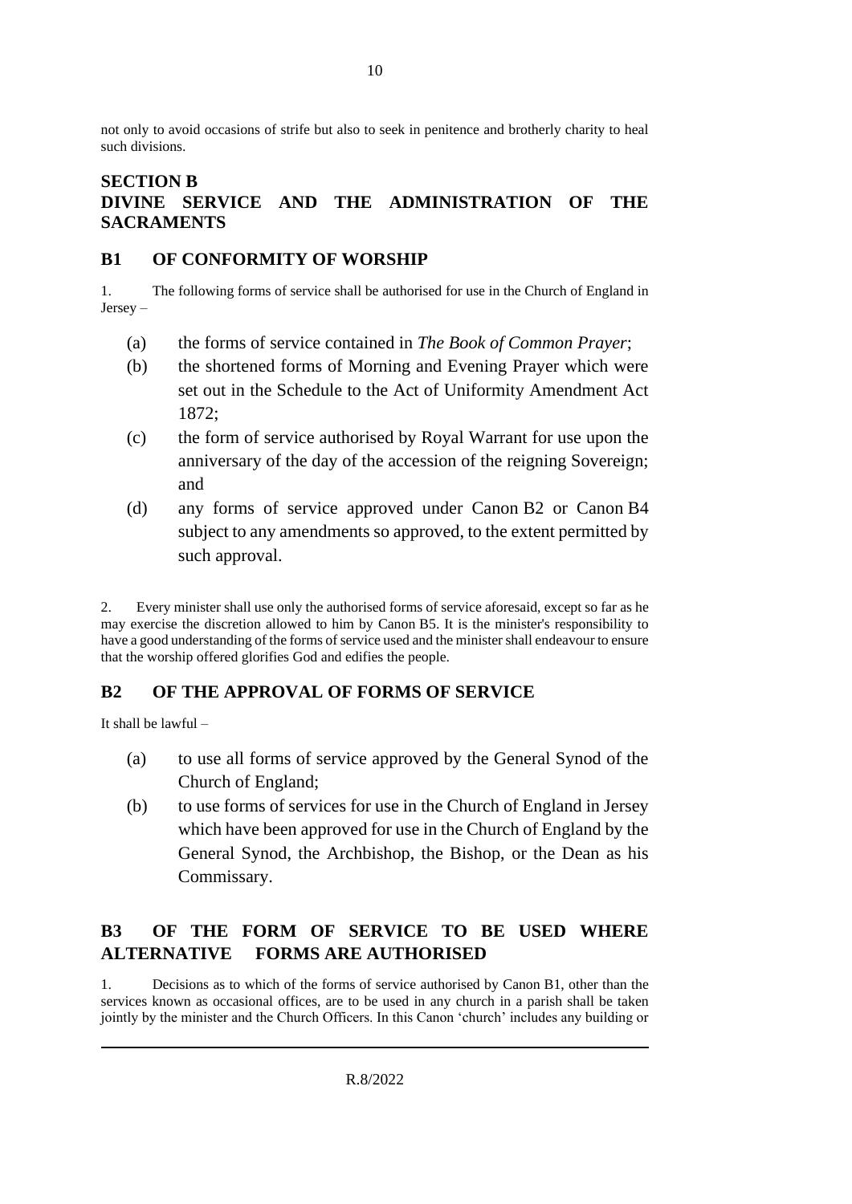not only to avoid occasions of strife but also to seek in penitence and brotherly charity to heal such divisions.

## SECTION B
## DIVINE SERVICE AND THE ADMINISTRATION OF THE SACRAMENTS

### B1 OF CONFORMITY OF WORSHIP

1. The following forms of service shall be authorised for use in the Church of England in Jersey –

(a) the forms of service contained in *The Book of Common Prayer*;

(b) the shortened forms of Morning and Evening Prayer which were set out in the Schedule to the Act of Uniformity Amendment Act 1872;

(c) the form of service authorised by Royal Warrant for use upon the anniversary of the day of the accession of the reigning Sovereign; and

(d) any forms of service approved under Canon B2 or Canon B4 subject to any amendments so approved, to the extent permitted by such approval.

2. Every minister shall use only the authorised forms of service aforesaid, except so far as he may exercise the discretion allowed to him by Canon B5. It is the minister's responsibility to have a good understanding of the forms of service used and the minister shall endeavour to ensure that the worship offered glorifies God and edifies the people.

### B2 OF THE APPROVAL OF FORMS OF SERVICE

It shall be lawful –

(a) to use all forms of service approved by the General Synod of the Church of England;

(b) to use forms of services for use in the Church of England in Jersey which have been approved for use in the Church of England by the General Synod, the Archbishop, the Bishop, or the Dean as his Commissary.

### B3 OF THE FORM OF SERVICE TO BE USED WHERE ALTERNATIVE FORMS ARE AUTHORISED

1. Decisions as to which of the forms of service authorised by Canon B1, other than the services known as occasional offices, are to be used in any church in a parish shall be taken jointly by the minister and the Church Officers. In this Canon 'church' includes any building or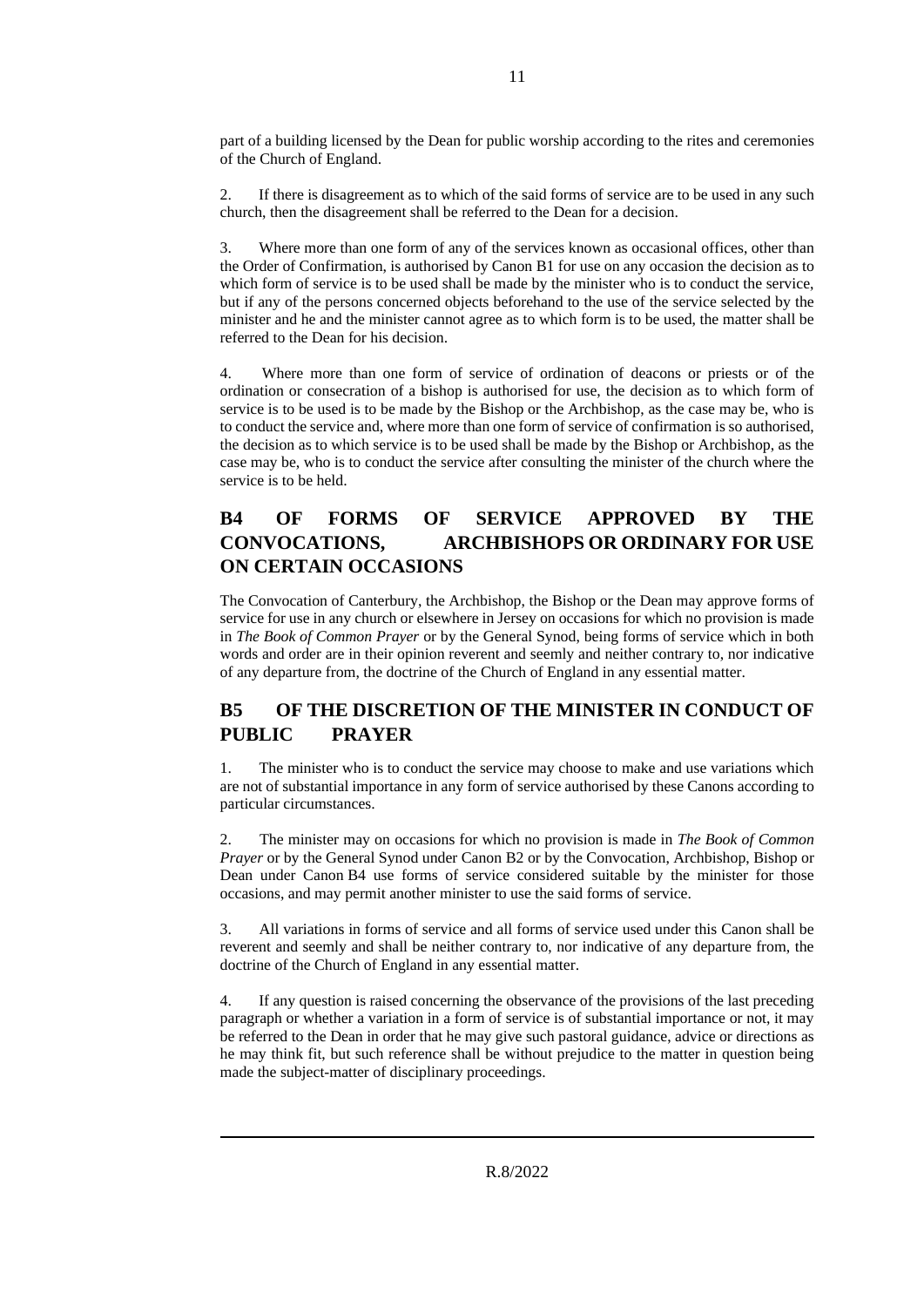part of a building licensed by the Dean for public worship according to the rites and ceremonies of the Church of England.

2. If there is disagreement as to which of the said forms of service are to be used in any such church, then the disagreement shall be referred to the Dean for a decision.

3. Where more than one form of any of the services known as occasional offices, other than the Order of Confirmation, is authorised by Canon B1 for use on any occasion the decision as to which form of service is to be used shall be made by the minister who is to conduct the service, but if any of the persons concerned objects beforehand to the use of the service selected by the minister and he and the minister cannot agree as to which form is to be used, the matter shall be referred to the Dean for his decision.

4. Where more than one form of service of ordination of deacons or priests or of the ordination or consecration of a bishop is authorised for use, the decision as to which form of service is to be used is to be made by the Bishop or the Archbishop, as the case may be, who is to conduct the service and, where more than one form of service of confirmation is so authorised, the decision as to which service is to be used shall be made by the Bishop or Archbishop, as the case may be, who is to conduct the service after consulting the minister of the church where the service is to be held.

## B4 OF FORMS OF SERVICE APPROVED BY THE CONVOCATIONS, ARCHBISHOPS OR ORDINARY FOR USE ON CERTAIN OCCASIONS

The Convocation of Canterbury, the Archbishop, the Bishop or the Dean may approve forms of service for use in any church or elsewhere in Jersey on occasions for which no provision is made in *The Book of Common Prayer* or by the General Synod, being forms of service which in both words and order are in their opinion reverent and seemly and neither contrary to, nor indicative of any departure from, the doctrine of the Church of England in any essential matter.

## B5 OF THE DISCRETION OF THE MINISTER IN CONDUCT OF PUBLIC PRAYER

1. The minister who is to conduct the service may choose to make and use variations which are not of substantial importance in any form of service authorised by these Canons according to particular circumstances.

2. The minister may on occasions for which no provision is made in *The Book of Common Prayer* or by the General Synod under Canon B2 or by the Convocation, Archbishop, Bishop or Dean under Canon B4 use forms of service considered suitable by the minister for those occasions, and may permit another minister to use the said forms of service.

3. All variations in forms of service and all forms of service used under this Canon shall be reverent and seemly and shall be neither contrary to, nor indicative of any departure from, the doctrine of the Church of England in any essential matter.

4. If any question is raised concerning the observance of the provisions of the last preceding paragraph or whether a variation in a form of service is of substantial importance or not, it may be referred to the Dean in order that he may give such pastoral guidance, advice or directions as he may think fit, but such reference shall be without prejudice to the matter in question being made the subject-matter of disciplinary proceedings.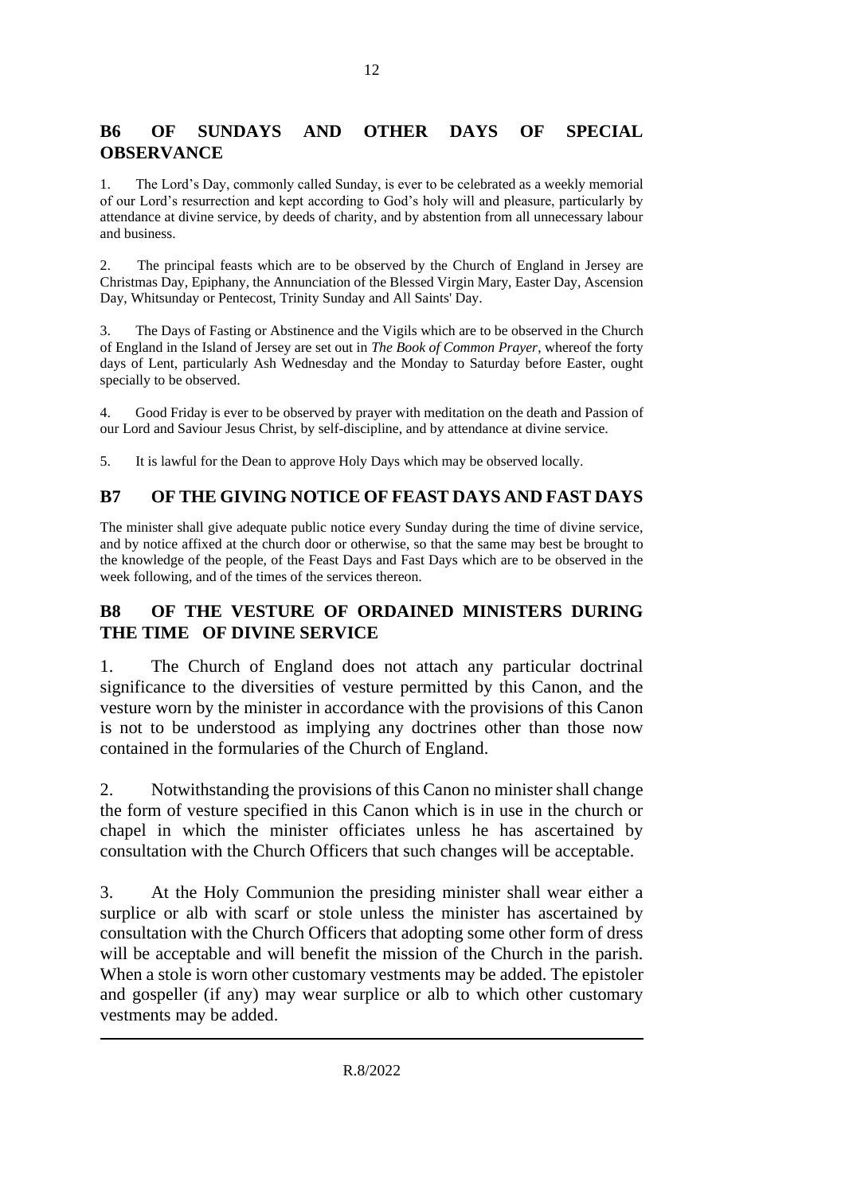## B6 OF SUNDAYS AND OTHER DAYS OF SPECIAL OBSERVANCE

1. The Lord's Day, commonly called Sunday, is ever to be celebrated as a weekly memorial of our Lord's resurrection and kept according to God's holy will and pleasure, particularly by attendance at divine service, by deeds of charity, and by abstention from all unnecessary labour and business.

2. The principal feasts which are to be observed by the Church of England in Jersey are Christmas Day, Epiphany, the Annunciation of the Blessed Virgin Mary, Easter Day, Ascension Day, Whitsunday or Pentecost, Trinity Sunday and All Saints' Day.

3. The Days of Fasting or Abstinence and the Vigils which are to be observed in the Church of England in the Island of Jersey are set out in *The Book of Common Prayer*, whereof the forty days of Lent, particularly Ash Wednesday and the Monday to Saturday before Easter, ought specially to be observed.

4. Good Friday is ever to be observed by prayer with meditation on the death and Passion of our Lord and Saviour Jesus Christ, by self-discipline, and by attendance at divine service.

5. It is lawful for the Dean to approve Holy Days which may be observed locally.

## B7 OF THE GIVING NOTICE OF FEAST DAYS AND FAST DAYS

The minister shall give adequate public notice every Sunday during the time of divine service, and by notice affixed at the church door or otherwise, so that the same may best be brought to the knowledge of the people, of the Feast Days and Fast Days which are to be observed in the week following, and of the times of the services thereon.

## B8 OF THE VESTURE OF ORDAINED MINISTERS DURING THE TIME OF DIVINE SERVICE

1. The Church of England does not attach any particular doctrinal significance to the diversities of vesture permitted by this Canon, and the vesture worn by the minister in accordance with the provisions of this Canon is not to be understood as implying any doctrines other than those now contained in the formularies of the Church of England.

2. Notwithstanding the provisions of this Canon no minister shall change the form of vesture specified in this Canon which is in use in the church or chapel in which the minister officiates unless he has ascertained by consultation with the Church Officers that such changes will be acceptable.

3. At the Holy Communion the presiding minister shall wear either a surplice or alb with scarf or stole unless the minister has ascertained by consultation with the Church Officers that adopting some other form of dress will be acceptable and will benefit the mission of the Church in the parish. When a stole is worn other customary vestments may be added. The epistoler and gospeller (if any) may wear surplice or alb to which other customary vestments may be added.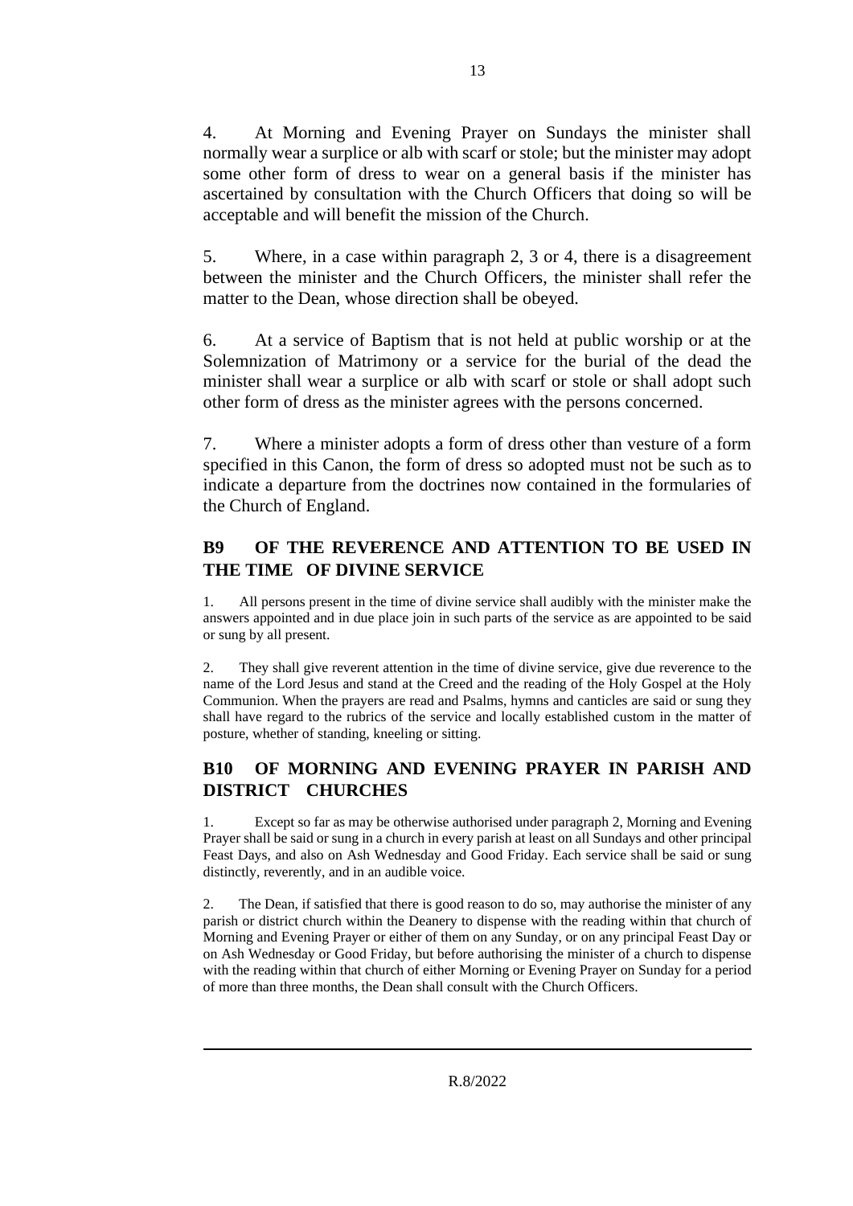4. At Morning and Evening Prayer on Sundays the minister shall normally wear a surplice or alb with scarf or stole; but the minister may adopt some other form of dress to wear on a general basis if the minister has ascertained by consultation with the Church Officers that doing so will be acceptable and will benefit the mission of the Church.

5. Where, in a case within paragraph 2, 3 or 4, there is a disagreement between the minister and the Church Officers, the minister shall refer the matter to the Dean, whose direction shall be obeyed.

6. At a service of Baptism that is not held at public worship or at the Solemnization of Matrimony or a service for the burial of the dead the minister shall wear a surplice or alb with scarf or stole or shall adopt such other form of dress as the minister agrees with the persons concerned.

7. Where a minister adopts a form of dress other than vesture of a form specified in this Canon, the form of dress so adopted must not be such as to indicate a departure from the doctrines now contained in the formularies of the Church of England.

## B9 OF THE REVERENCE AND ATTENTION TO BE USED IN THE TIME OF DIVINE SERVICE

1. All persons present in the time of divine service shall audibly with the minister make the answers appointed and in due place join in such parts of the service as are appointed to be said or sung by all present.

2. They shall give reverent attention in the time of divine service, give due reverence to the name of the Lord Jesus and stand at the Creed and the reading of the Holy Gospel at the Holy Communion. When the prayers are read and Psalms, hymns and canticles are said or sung they shall have regard to the rubrics of the service and locally established custom in the matter of posture, whether of standing, kneeling or sitting.

## B10 OF MORNING AND EVENING PRAYER IN PARISH AND DISTRICT CHURCHES

1. Except so far as may be otherwise authorised under paragraph 2, Morning and Evening Prayer shall be said or sung in a church in every parish at least on all Sundays and other principal Feast Days, and also on Ash Wednesday and Good Friday. Each service shall be said or sung distinctly, reverently, and in an audible voice.

2. The Dean, if satisfied that there is good reason to do so, may authorise the minister of any parish or district church within the Deanery to dispense with the reading within that church of Morning and Evening Prayer or either of them on any Sunday, or on any principal Feast Day or on Ash Wednesday or Good Friday, but before authorising the minister of a church to dispense with the reading within that church of either Morning or Evening Prayer on Sunday for a period of more than three months, the Dean shall consult with the Church Officers.

R.8/2022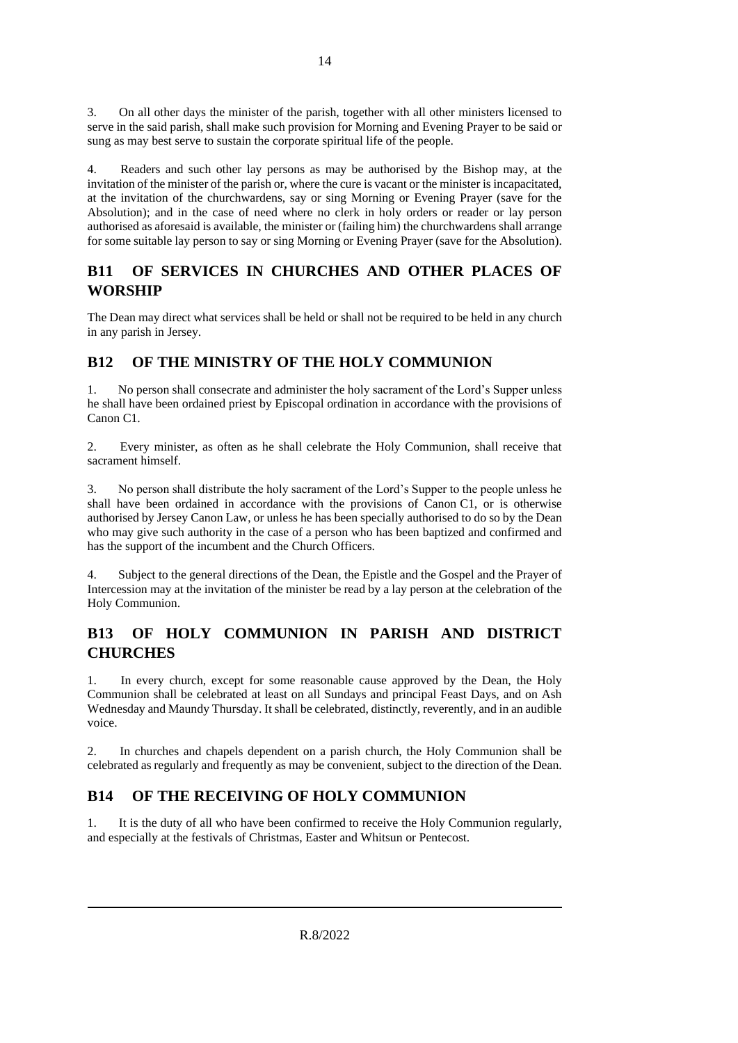3. On all other days the minister of the parish, together with all other ministers licensed to serve in the said parish, shall make such provision for Morning and Evening Prayer to be said or sung as may best serve to sustain the corporate spiritual life of the people.

4. Readers and such other lay persons as may be authorised by the Bishop may, at the invitation of the minister of the parish or, where the cure is vacant or the minister is incapacitated, at the invitation of the churchwardens, say or sing Morning or Evening Prayer (save for the Absolution); and in the case of need where no clerk in holy orders or reader or lay person authorised as aforesaid is available, the minister or (failing him) the churchwardens shall arrange for some suitable lay person to say or sing Morning or Evening Prayer (save for the Absolution).

## B11 OF SERVICES IN CHURCHES AND OTHER PLACES OF WORSHIP

The Dean may direct what services shall be held or shall not be required to be held in any church in any parish in Jersey.

## B12 OF THE MINISTRY OF THE HOLY COMMUNION

1. No person shall consecrate and administer the holy sacrament of the Lord's Supper unless he shall have been ordained priest by Episcopal ordination in accordance with the provisions of Canon C1.

2. Every minister, as often as he shall celebrate the Holy Communion, shall receive that sacrament himself.

3. No person shall distribute the holy sacrament of the Lord's Supper to the people unless he shall have been ordained in accordance with the provisions of Canon C1, or is otherwise authorised by Jersey Canon Law, or unless he has been specially authorised to do so by the Dean who may give such authority in the case of a person who has been baptized and confirmed and has the support of the incumbent and the Church Officers.

4. Subject to the general directions of the Dean, the Epistle and the Gospel and the Prayer of Intercession may at the invitation of the minister be read by a lay person at the celebration of the Holy Communion.

## B13 OF HOLY COMMUNION IN PARISH AND DISTRICT CHURCHES

1. In every church, except for some reasonable cause approved by the Dean, the Holy Communion shall be celebrated at least on all Sundays and principal Feast Days, and on Ash Wednesday and Maundy Thursday. It shall be celebrated, distinctly, reverently, and in an audible voice.

2. In churches and chapels dependent on a parish church, the Holy Communion shall be celebrated as regularly and frequently as may be convenient, subject to the direction of the Dean.

## B14 OF THE RECEIVING OF HOLY COMMUNION

1. It is the duty of all who have been confirmed to receive the Holy Communion regularly, and especially at the festivals of Christmas, Easter and Whitsun or Pentecost.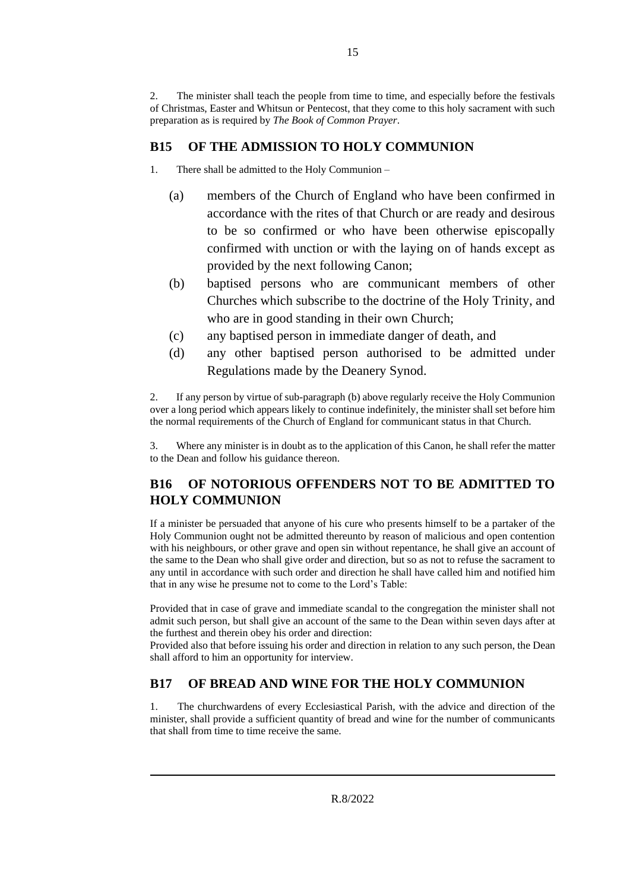2. The minister shall teach the people from time to time, and especially before the festivals of Christmas, Easter and Whitsun or Pentecost, that they come to this holy sacrament with such preparation as is required by *The Book of Common Prayer*.

## B15 OF THE ADMISSION TO HOLY COMMUNION

1. There shall be admitted to the Holy Communion –

   (a) members of the Church of England who have been confirmed in accordance with the rites of that Church or are ready and desirous to be so confirmed or who have been otherwise episcopally confirmed with unction or with the laying on of hands except as provided by the next following Canon;

   (b) baptised persons who are communicant members of other Churches which subscribe to the doctrine of the Holy Trinity, and who are in good standing in their own Church;

   (c) any baptised person in immediate danger of death, and

   (d) any other baptised person authorised to be admitted under Regulations made by the Deanery Synod.

2. If any person by virtue of sub-paragraph (b) above regularly receive the Holy Communion over a long period which appears likely to continue indefinitely, the minister shall set before him the normal requirements of the Church of England for communicant status in that Church.

3. Where any minister is in doubt as to the application of this Canon, he shall refer the matter to the Dean and follow his guidance thereon.

## B16 OF NOTORIOUS OFFENDERS NOT TO BE ADMITTED TO HOLY COMMUNION

If a minister be persuaded that anyone of his cure who presents himself to be a partaker of the Holy Communion ought not be admitted thereunto by reason of malicious and open contention with his neighbours, or other grave and open sin without repentance, he shall give an account of the same to the Dean who shall give order and direction, but so as not to refuse the sacrament to any until in accordance with such order and direction he shall have called him and notified him that in any wise he presume not to come to the Lord's Table:

Provided that in case of grave and immediate scandal to the congregation the minister shall not admit such person, but shall give an account of the same to the Dean within seven days after at the furthest and therein obey his order and direction:

Provided also that before issuing his order and direction in relation to any such person, the Dean shall afford to him an opportunity for interview.

## B17 OF BREAD AND WINE FOR THE HOLY COMMUNION

1. The churchwardens of every Ecclesiastical Parish, with the advice and direction of the minister, shall provide a sufficient quantity of bread and wine for the number of communicants that shall from time to time receive the same.

R.8/2022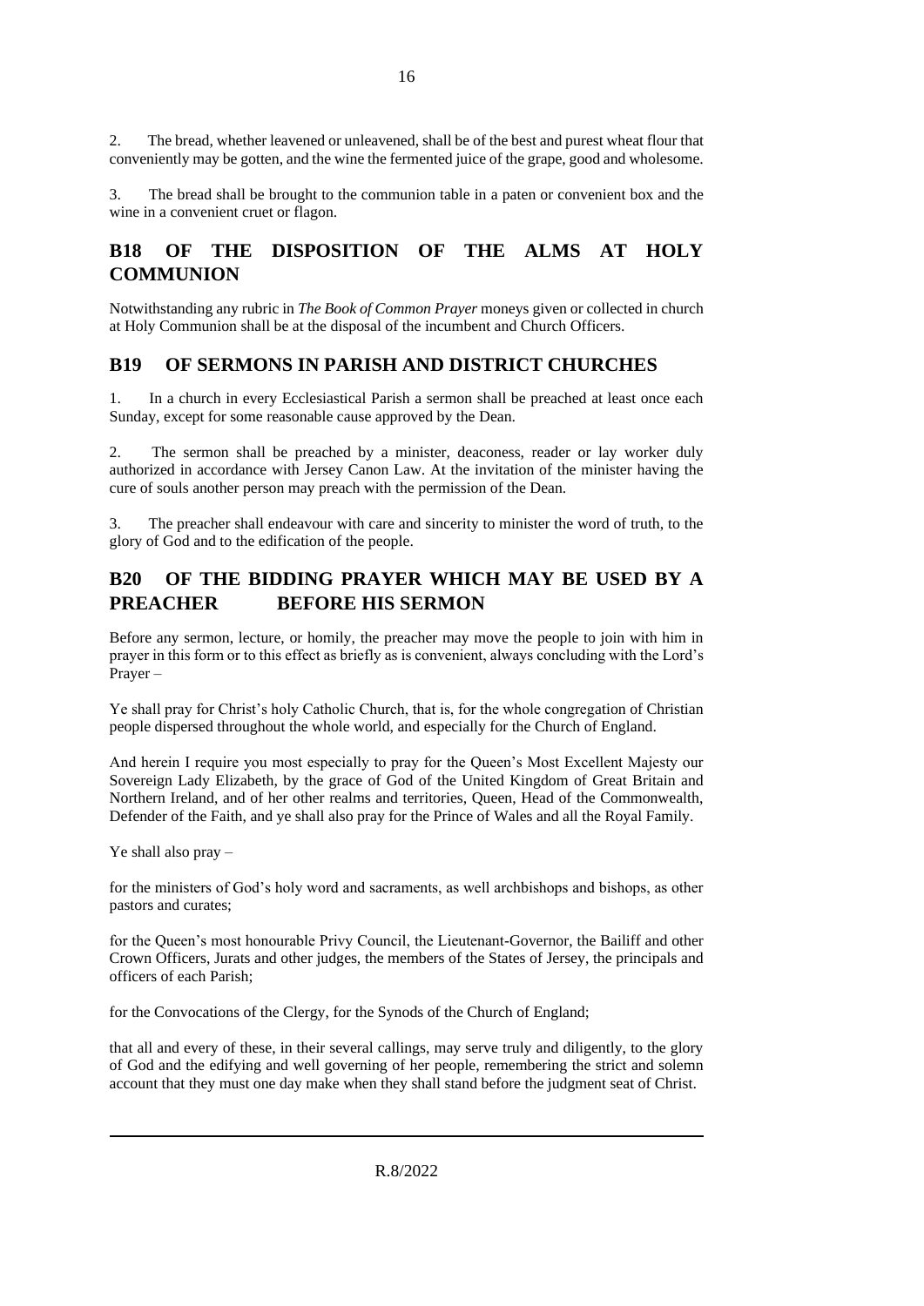2. The bread, whether leavened or unleavened, shall be of the best and purest wheat flour that conveniently may be gotten, and the wine the fermented juice of the grape, good and wholesome.

3. The bread shall be brought to the communion table in a paten or convenient box and the wine in a convenient cruet or flagon.

## B18 OF THE DISPOSITION OF THE ALMS AT HOLY COMMUNION

Notwithstanding any rubric in *The Book of Common Prayer* moneys given or collected in church at Holy Communion shall be at the disposal of the incumbent and Church Officers.

## B19 OF SERMONS IN PARISH AND DISTRICT CHURCHES

1. In a church in every Ecclesiastical Parish a sermon shall be preached at least once each Sunday, except for some reasonable cause approved by the Dean.

2. The sermon shall be preached by a minister, deaconess, reader or lay worker duly authorized in accordance with Jersey Canon Law. At the invitation of the minister having the cure of souls another person may preach with the permission of the Dean.

3. The preacher shall endeavour with care and sincerity to minister the word of truth, to the glory of God and to the edification of the people.

## B20 OF THE BIDDING PRAYER WHICH MAY BE USED BY A PREACHER BEFORE HIS SERMON

Before any sermon, lecture, or homily, the preacher may move the people to join with him in prayer in this form or to this effect as briefly as is convenient, always concluding with the Lord's Prayer –

Ye shall pray for Christ's holy Catholic Church, that is, for the whole congregation of Christian people dispersed throughout the whole world, and especially for the Church of England.

And herein I require you most especially to pray for the Queen's Most Excellent Majesty our Sovereign Lady Elizabeth, by the grace of God of the United Kingdom of Great Britain and Northern Ireland, and of her other realms and territories, Queen, Head of the Commonwealth, Defender of the Faith, and ye shall also pray for the Prince of Wales and all the Royal Family.

Ye shall also pray –

for the ministers of God's holy word and sacraments, as well archbishops and bishops, as other pastors and curates;

for the Queen's most honourable Privy Council, the Lieutenant-Governor, the Bailiff and other Crown Officers, Jurats and other judges, the members of the States of Jersey, the principals and officers of each Parish;

for the Convocations of the Clergy, for the Synods of the Church of England;

that all and every of these, in their several callings, may serve truly and diligently, to the glory of God and the edifying and well governing of her people, remembering the strict and solemn account that they must one day make when they shall stand before the judgment seat of Christ.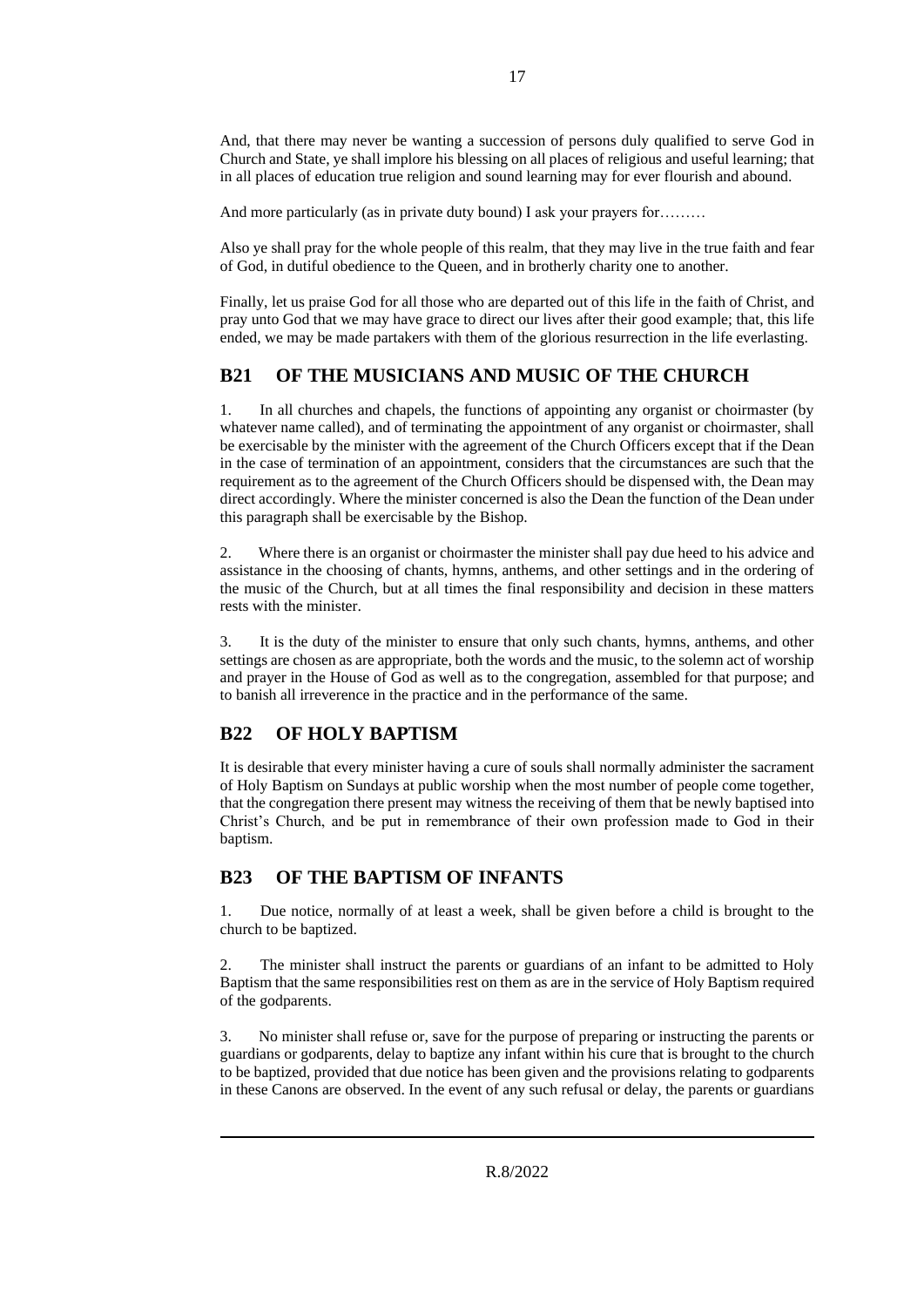And, that there may never be wanting a succession of persons duly qualified to serve God in Church and State, ye shall implore his blessing on all places of religious and useful learning; that in all places of education true religion and sound learning may for ever flourish and abound.

And more particularly (as in private duty bound) I ask your prayers for………

Also ye shall pray for the whole people of this realm, that they may live in the true faith and fear of God, in dutiful obedience to the Queen, and in brotherly charity one to another.

Finally, let us praise God for all those who are departed out of this life in the faith of Christ, and pray unto God that we may have grace to direct our lives after their good example; that, this life ended, we may be made partakers with them of the glorious resurrection in the life everlasting.

## B21 OF THE MUSICIANS AND MUSIC OF THE CHURCH

1. In all churches and chapels, the functions of appointing any organist or choirmaster (by whatever name called), and of terminating the appointment of any organist or choirmaster, shall be exercisable by the minister with the agreement of the Church Officers except that if the Dean in the case of termination of an appointment, considers that the circumstances are such that the requirement as to the agreement of the Church Officers should be dispensed with, the Dean may direct accordingly. Where the minister concerned is also the Dean the function of the Dean under this paragraph shall be exercisable by the Bishop.

2. Where there is an organist or choirmaster the minister shall pay due heed to his advice and assistance in the choosing of chants, hymns, anthems, and other settings and in the ordering of the music of the Church, but at all times the final responsibility and decision in these matters rests with the minister.

3. It is the duty of the minister to ensure that only such chants, hymns, anthems, and other settings are chosen as are appropriate, both the words and the music, to the solemn act of worship and prayer in the House of God as well as to the congregation, assembled for that purpose; and to banish all irreverence in the practice and in the performance of the same.

## B22 OF HOLY BAPTISM

It is desirable that every minister having a cure of souls shall normally administer the sacrament of Holy Baptism on Sundays at public worship when the most number of people come together, that the congregation there present may witness the receiving of them that be newly baptised into Christ's Church, and be put in remembrance of their own profession made to God in their baptism.

## B23 OF THE BAPTISM OF INFANTS

1. Due notice, normally of at least a week, shall be given before a child is brought to the church to be baptized.

2. The minister shall instruct the parents or guardians of an infant to be admitted to Holy Baptism that the same responsibilities rest on them as are in the service of Holy Baptism required of the godparents.

3. No minister shall refuse or, save for the purpose of preparing or instructing the parents or guardians or godparents, delay to baptize any infant within his cure that is brought to the church to be baptized, provided that due notice has been given and the provisions relating to godparents in these Canons are observed. In the event of any such refusal or delay, the parents or guardians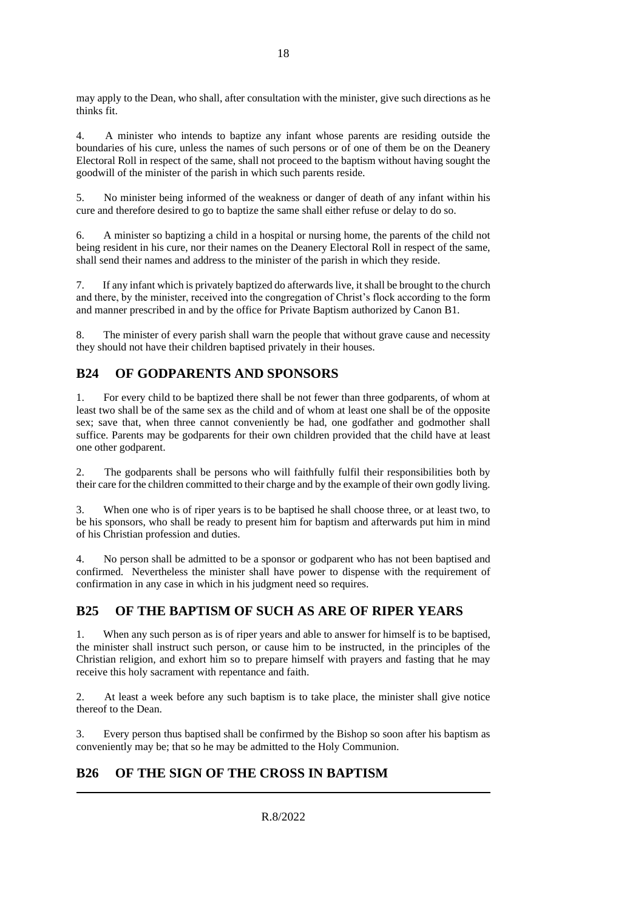may apply to the Dean, who shall, after consultation with the minister, give such directions as he thinks fit.

4. A minister who intends to baptize any infant whose parents are residing outside the boundaries of his cure, unless the names of such persons or of one of them be on the Deanery Electoral Roll in respect of the same, shall not proceed to the baptism without having sought the goodwill of the minister of the parish in which such parents reside.

5. No minister being informed of the weakness or danger of death of any infant within his cure and therefore desired to go to baptize the same shall either refuse or delay to do so.

6. A minister so baptizing a child in a hospital or nursing home, the parents of the child not being resident in his cure, nor their names on the Deanery Electoral Roll in respect of the same, shall send their names and address to the minister of the parish in which they reside.

7. If any infant which is privately baptized do afterwards live, it shall be brought to the church and there, by the minister, received into the congregation of Christ's flock according to the form and manner prescribed in and by the office for Private Baptism authorized by Canon B1.

8. The minister of every parish shall warn the people that without grave cause and necessity they should not have their children baptised privately in their houses.

## B24 OF GODPARENTS AND SPONSORS

1. For every child to be baptized there shall be not fewer than three godparents, of whom at least two shall be of the same sex as the child and of whom at least one shall be of the opposite sex; save that, when three cannot conveniently be had, one godfather and godmother shall suffice. Parents may be godparents for their own children provided that the child have at least one other godparent.

2. The godparents shall be persons who will faithfully fulfil their responsibilities both by their care for the children committed to their charge and by the example of their own godly living.

3. When one who is of riper years is to be baptised he shall choose three, or at least two, to be his sponsors, who shall be ready to present him for baptism and afterwards put him in mind of his Christian profession and duties.

4. No person shall be admitted to be a sponsor or godparent who has not been baptised and confirmed. Nevertheless the minister shall have power to dispense with the requirement of confirmation in any case in which in his judgment need so requires.

## B25 OF THE BAPTISM OF SUCH AS ARE OF RIPER YEARS

1. When any such person as is of riper years and able to answer for himself is to be baptised, the minister shall instruct such person, or cause him to be instructed, in the principles of the Christian religion, and exhort him so to prepare himself with prayers and fasting that he may receive this holy sacrament with repentance and faith.

2. At least a week before any such baptism is to take place, the minister shall give notice thereof to the Dean.

3. Every person thus baptised shall be confirmed by the Bishop so soon after his baptism as conveniently may be; that so he may be admitted to the Holy Communion.

## B26 OF THE SIGN OF THE CROSS IN BAPTISM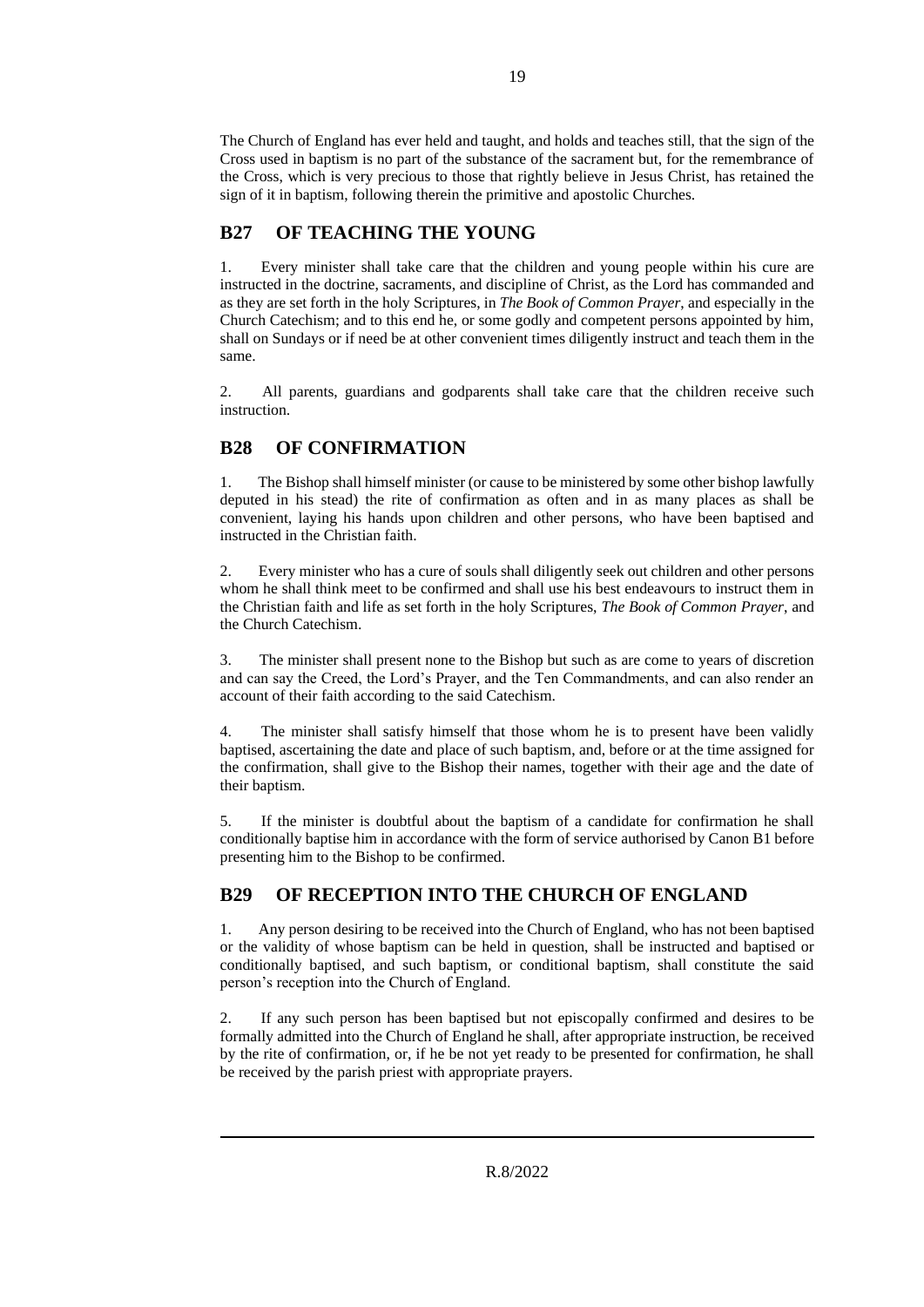The Church of England has ever held and taught, and holds and teaches still, that the sign of the Cross used in baptism is no part of the substance of the sacrament but, for the remembrance of the Cross, which is very precious to those that rightly believe in Jesus Christ, has retained the sign of it in baptism, following therein the primitive and apostolic Churches.

## B27 OF TEACHING THE YOUNG

1. Every minister shall take care that the children and young people within his cure are instructed in the doctrine, sacraments, and discipline of Christ, as the Lord has commanded and as they are set forth in the holy Scriptures, in *The Book of Common Prayer*, and especially in the Church Catechism; and to this end he, or some godly and competent persons appointed by him, shall on Sundays or if need be at other convenient times diligently instruct and teach them in the same.

2. All parents, guardians and godparents shall take care that the children receive such instruction.

## B28 OF CONFIRMATION

1. The Bishop shall himself minister (or cause to be ministered by some other bishop lawfully deputed in his stead) the rite of confirmation as often and in as many places as shall be convenient, laying his hands upon children and other persons, who have been baptised and instructed in the Christian faith.

2. Every minister who has a cure of souls shall diligently seek out children and other persons whom he shall think meet to be confirmed and shall use his best endeavours to instruct them in the Christian faith and life as set forth in the holy Scriptures, *The Book of Common Prayer*, and the Church Catechism.

3. The minister shall present none to the Bishop but such as are come to years of discretion and can say the Creed, the Lord's Prayer, and the Ten Commandments, and can also render an account of their faith according to the said Catechism.

4. The minister shall satisfy himself that those whom he is to present have been validly baptised, ascertaining the date and place of such baptism, and, before or at the time assigned for the confirmation, shall give to the Bishop their names, together with their age and the date of their baptism.

5. If the minister is doubtful about the baptism of a candidate for confirmation he shall conditionally baptise him in accordance with the form of service authorised by Canon B1 before presenting him to the Bishop to be confirmed.

## B29 OF RECEPTION INTO THE CHURCH OF ENGLAND

1. Any person desiring to be received into the Church of England, who has not been baptised or the validity of whose baptism can be held in question, shall be instructed and baptised or conditionally baptised, and such baptism, or conditional baptism, shall constitute the said person's reception into the Church of England.

2. If any such person has been baptised but not episcopally confirmed and desires to be formally admitted into the Church of England he shall, after appropriate instruction, be received by the rite of confirmation, or, if he be not yet ready to be presented for confirmation, he shall be received by the parish priest with appropriate prayers.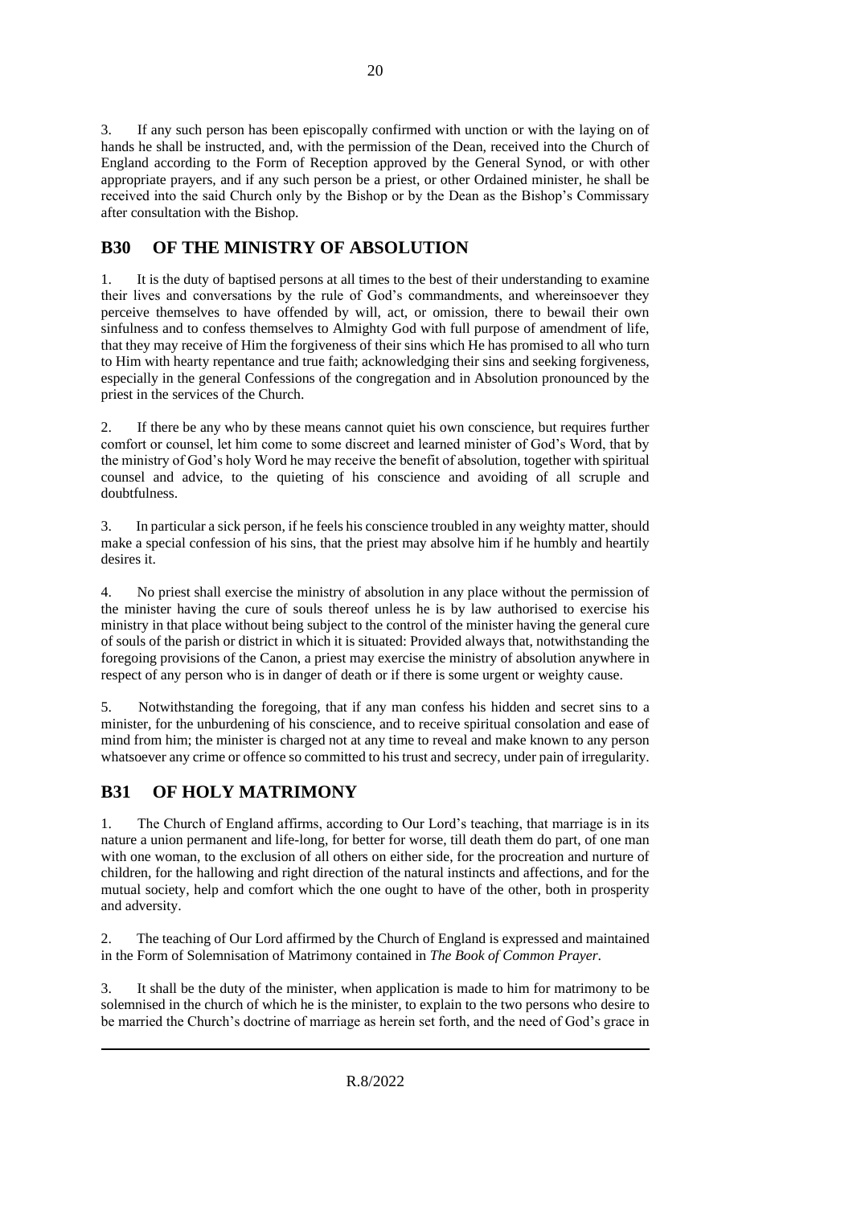3. If any such person has been episcopally confirmed with unction or with the laying on of hands he shall be instructed, and, with the permission of the Dean, received into the Church of England according to the Form of Reception approved by the General Synod, or with other appropriate prayers, and if any such person be a priest, or other Ordained minister, he shall be received into the said Church only by the Bishop or by the Dean as the Bishop's Commissary after consultation with the Bishop.

## B30 OF THE MINISTRY OF ABSOLUTION

1. It is the duty of baptised persons at all times to the best of their understanding to examine their lives and conversations by the rule of God's commandments, and whereinsoever they perceive themselves to have offended by will, act, or omission, there to bewail their own sinfulness and to confess themselves to Almighty God with full purpose of amendment of life, that they may receive of Him the forgiveness of their sins which He has promised to all who turn to Him with hearty repentance and true faith; acknowledging their sins and seeking forgiveness, especially in the general Confessions of the congregation and in Absolution pronounced by the priest in the services of the Church.

2. If there be any who by these means cannot quiet his own conscience, but requires further comfort or counsel, let him come to some discreet and learned minister of God's Word, that by the ministry of God's holy Word he may receive the benefit of absolution, together with spiritual counsel and advice, to the quieting of his conscience and avoiding of all scruple and doubtfulness.

3. In particular a sick person, if he feels his conscience troubled in any weighty matter, should make a special confession of his sins, that the priest may absolve him if he humbly and heartily desires it.

4. No priest shall exercise the ministry of absolution in any place without the permission of the minister having the cure of souls thereof unless he is by law authorised to exercise his ministry in that place without being subject to the control of the minister having the general cure of souls of the parish or district in which it is situated: Provided always that, notwithstanding the foregoing provisions of the Canon, a priest may exercise the ministry of absolution anywhere in respect of any person who is in danger of death or if there is some urgent or weighty cause.

5. Notwithstanding the foregoing, that if any man confess his hidden and secret sins to a minister, for the unburdening of his conscience, and to receive spiritual consolation and ease of mind from him; the minister is charged not at any time to reveal and make known to any person whatsoever any crime or offence so committed to his trust and secrecy, under pain of irregularity.

## B31 OF HOLY MATRIMONY

1. The Church of England affirms, according to Our Lord's teaching, that marriage is in its nature a union permanent and life-long, for better for worse, till death them do part, of one man with one woman, to the exclusion of all others on either side, for the procreation and nurture of children, for the hallowing and right direction of the natural instincts and affections, and for the mutual society, help and comfort which the one ought to have of the other, both in prosperity and adversity.

2. The teaching of Our Lord affirmed by the Church of England is expressed and maintained in the Form of Solemnisation of Matrimony contained in *The Book of Common Prayer*.

3. It shall be the duty of the minister, when application is made to him for matrimony to be solemnised in the church of which he is the minister, to explain to the two persons who desire to be married the Church's doctrine of marriage as herein set forth, and the need of God's grace in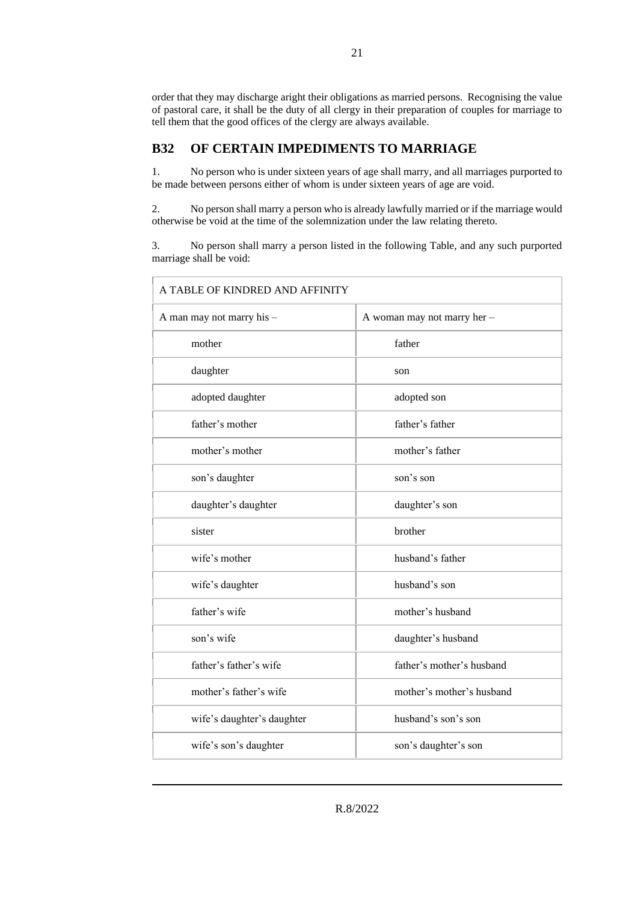order that they may discharge aright their obligations as married persons. Recognising the value of pastoral care, it shall be the duty of all clergy in their preparation of couples for marriage to tell them that the good offices of the clergy are always available.

## B32 OF CERTAIN IMPEDIMENTS TO MARRIAGE

1. No person who is under sixteen years of age shall marry, and all marriages purported to be made between persons either of whom is under sixteen years of age are void.

2. No person shall marry a person who is already lawfully married or if the marriage would otherwise be void at the time of the solemnization under the law relating thereto.

3. No person shall marry a person listed in the following Table, and any such purported marriage shall be void:

| A TABLE OF KINDRED AND AFFINITY | |
|---|---|
| A man may not marry his – | A woman may not marry her – |
| mother | father |
| daughter | son |
| adopted daughter | adopted son |
| father's mother | father's father |
| mother's mother | mother's father |
| son's daughter | son's son |
| daughter's daughter | daughter's son |
| sister | brother |
| wife's mother | husband's father |
| wife's daughter | husband's son |
| father's wife | mother's husband |
| son's wife | daughter's husband |
| father's father's wife | father's mother's husband |
| mother's father's wife | mother's mother's husband |
| wife's daughter's daughter | husband's son's son |
| wife's son's daughter | son's daughter's son |

R.8/2022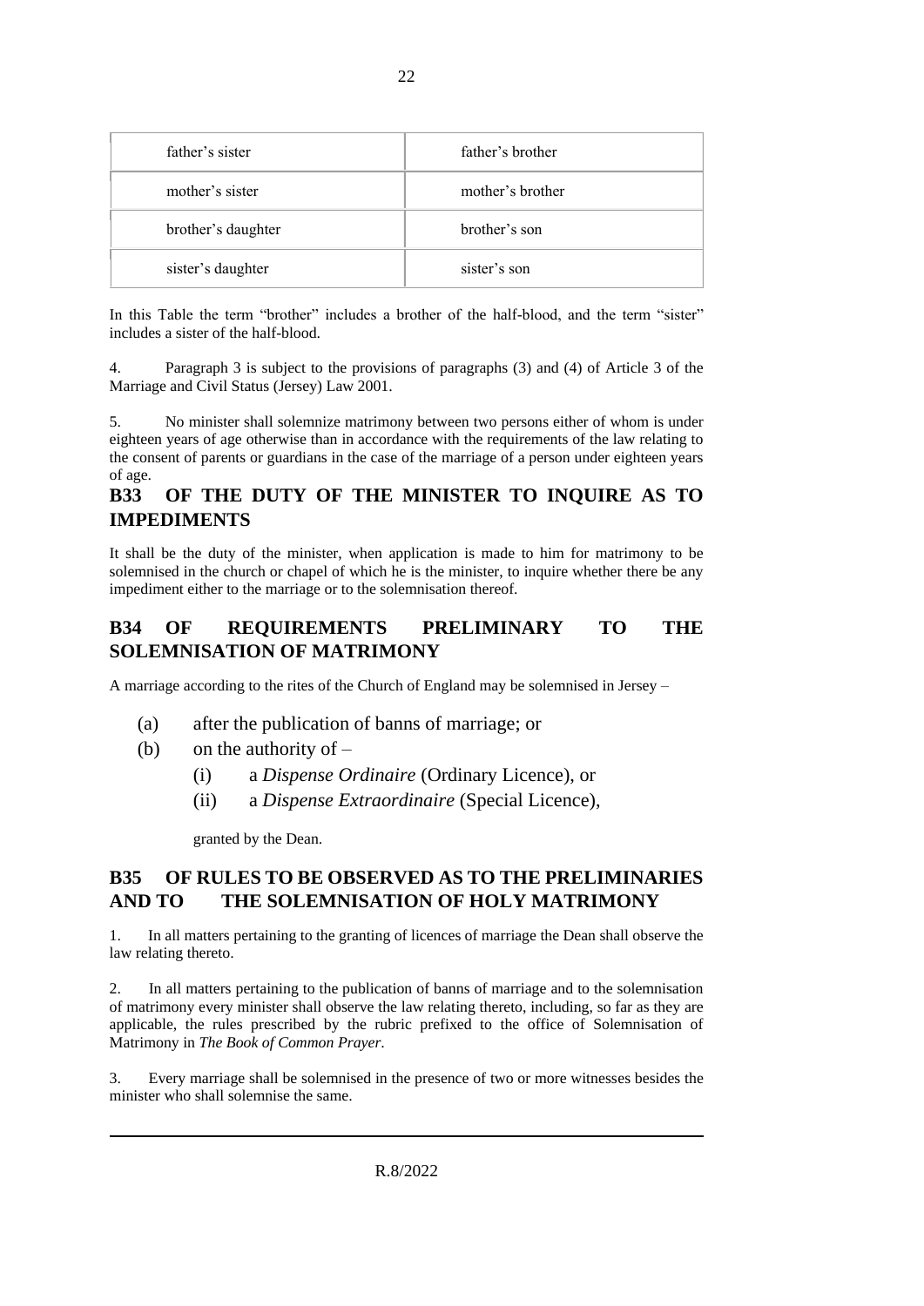| father's sister | father's brother |
|---|---|
| mother's sister | mother's brother |
| brother's daughter | brother's son |
| sister's daughter | sister's son |

In this Table the term "brother" includes a brother of the half-blood, and the term "sister" includes a sister of the half-blood.

4. Paragraph 3 is subject to the provisions of paragraphs (3) and (4) of Article 3 of the Marriage and Civil Status (Jersey) Law 2001.

5. No minister shall solemnize matrimony between two persons either of whom is under eighteen years of age otherwise than in accordance with the requirements of the law relating to the consent of parents or guardians in the case of the marriage of a person under eighteen years of age.

## B33 OF THE DUTY OF THE MINISTER TO INQUIRE AS TO IMPEDIMENTS

It shall be the duty of the minister, when application is made to him for matrimony to be solemnised in the church or chapel of which he is the minister, to inquire whether there be any impediment either to the marriage or to the solemnisation thereof.

## B34 OF REQUIREMENTS PRELIMINARY TO THE SOLEMNISATION OF MATRIMONY

A marriage according to the rites of the Church of England may be solemnised in Jersey –

(a) after the publication of banns of marriage; or

(b) on the authority of –

  (i) a *Dispense Ordinaire* (Ordinary Licence), or

  (ii) a *Dispense Extraordinaire* (Special Licence),

granted by the Dean.

## B35 OF RULES TO BE OBSERVED AS TO THE PRELIMINARIES AND TO THE SOLEMNISATION OF HOLY MATRIMONY

1. In all matters pertaining to the granting of licences of marriage the Dean shall observe the law relating thereto.

2. In all matters pertaining to the publication of banns of marriage and to the solemnisation of matrimony every minister shall observe the law relating thereto, including, so far as they are applicable, the rules prescribed by the rubric prefixed to the office of Solemnisation of Matrimony in *The Book of Common Prayer*.

3. Every marriage shall be solemnised in the presence of two or more witnesses besides the minister who shall solemnise the same.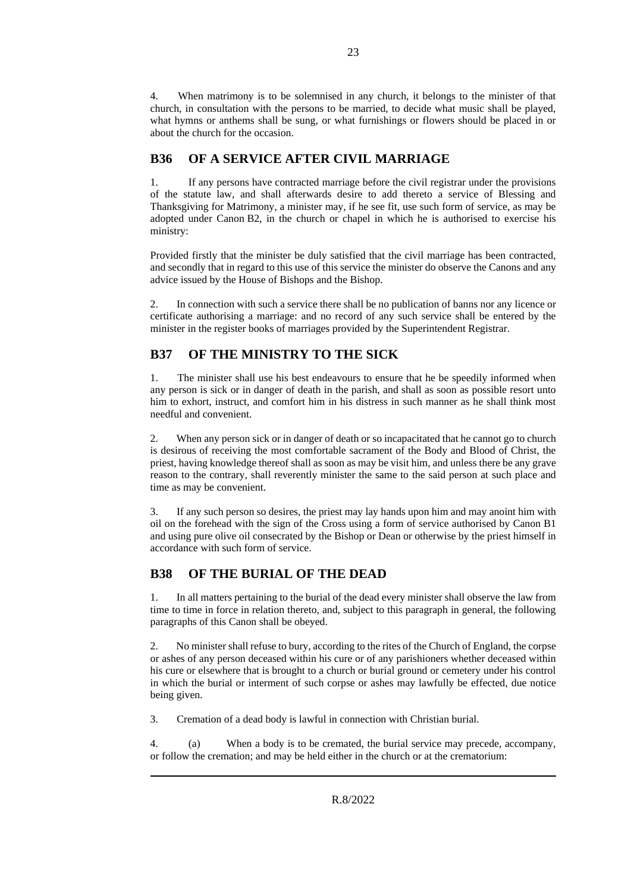4. When matrimony is to be solemnised in any church, it belongs to the minister of that church, in consultation with the persons to be married, to decide what music shall be played, what hymns or anthems shall be sung, or what furnishings or flowers should be placed in or about the church for the occasion.

## B36 OF A SERVICE AFTER CIVIL MARRIAGE

1. If any persons have contracted marriage before the civil registrar under the provisions of the statute law, and shall afterwards desire to add thereto a service of Blessing and Thanksgiving for Matrimony, a minister may, if he see fit, use such form of service, as may be adopted under Canon B2, in the church or chapel in which he is authorised to exercise his ministry:

Provided firstly that the minister be duly satisfied that the civil marriage has been contracted, and secondly that in regard to this use of this service the minister do observe the Canons and any advice issued by the House of Bishops and the Bishop.

2. In connection with such a service there shall be no publication of banns nor any licence or certificate authorising a marriage: and no record of any such service shall be entered by the minister in the register books of marriages provided by the Superintendent Registrar.

## B37 OF THE MINISTRY TO THE SICK

1. The minister shall use his best endeavours to ensure that he be speedily informed when any person is sick or in danger of death in the parish, and shall as soon as possible resort unto him to exhort, instruct, and comfort him in his distress in such manner as he shall think most needful and convenient.

2. When any person sick or in danger of death or so incapacitated that he cannot go to church is desirous of receiving the most comfortable sacrament of the Body and Blood of Christ, the priest, having knowledge thereof shall as soon as may be visit him, and unless there be any grave reason to the contrary, shall reverently minister the same to the said person at such place and time as may be convenient.

3. If any such person so desires, the priest may lay hands upon him and may anoint him with oil on the forehead with the sign of the Cross using a form of service authorised by Canon B1 and using pure olive oil consecrated by the Bishop or Dean or otherwise by the priest himself in accordance with such form of service.

## B38 OF THE BURIAL OF THE DEAD

1. In all matters pertaining to the burial of the dead every minister shall observe the law from time to time in force in relation thereto, and, subject to this paragraph in general, the following paragraphs of this Canon shall be obeyed.

2. No minister shall refuse to bury, according to the rites of the Church of England, the corpse or ashes of any person deceased within his cure or of any parishioners whether deceased within his cure or elsewhere that is brought to a church or burial ground or cemetery under his control in which the burial or interment of such corpse or ashes may lawfully be effected, due notice being given.

3. Cremation of a dead body is lawful in connection with Christian burial.

4. (a) When a body is to be cremated, the burial service may precede, accompany, or follow the cremation; and may be held either in the church or at the crematorium:

R.8/2022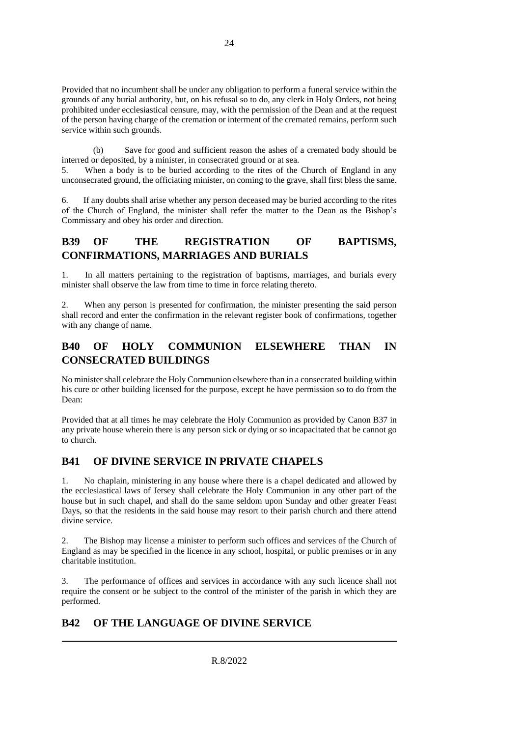Provided that no incumbent shall be under any obligation to perform a funeral service within the grounds of any burial authority, but, on his refusal so to do, any clerk in Holy Orders, not being prohibited under ecclesiastical censure, may, with the permission of the Dean and at the request of the person having charge of the cremation or interment of the cremated remains, perform such service within such grounds.

(b) Save for good and sufficient reason the ashes of a cremated body should be interred or deposited, by a minister, in consecrated ground or at sea.

5. When a body is to be buried according to the rites of the Church of England in any unconsecrated ground, the officiating minister, on coming to the grave, shall first bless the same.

6. If any doubts shall arise whether any person deceased may be buried according to the rites of the Church of England, the minister shall refer the matter to the Dean as the Bishop's Commissary and obey his order and direction.

## B39 OF THE REGISTRATION OF BAPTISMS, CONFIRMATIONS, MARRIAGES AND BURIALS

1. In all matters pertaining to the registration of baptisms, marriages, and burials every minister shall observe the law from time to time in force relating thereto.

2. When any person is presented for confirmation, the minister presenting the said person shall record and enter the confirmation in the relevant register book of confirmations, together with any change of name.

## B40 OF HOLY COMMUNION ELSEWHERE THAN IN CONSECRATED BUILDINGS

No minister shall celebrate the Holy Communion elsewhere than in a consecrated building within his cure or other building licensed for the purpose, except he have permission so to do from the Dean:

Provided that at all times he may celebrate the Holy Communion as provided by Canon B37 in any private house wherein there is any person sick or dying or so incapacitated that be cannot go to church.

## B41 OF DIVINE SERVICE IN PRIVATE CHAPELS

1. No chaplain, ministering in any house where there is a chapel dedicated and allowed by the ecclesiastical laws of Jersey shall celebrate the Holy Communion in any other part of the house but in such chapel, and shall do the same seldom upon Sunday and other greater Feast Days, so that the residents in the said house may resort to their parish church and there attend divine service.

2. The Bishop may license a minister to perform such offices and services of the Church of England as may be specified in the licence in any school, hospital, or public premises or in any charitable institution.

3. The performance of offices and services in accordance with any such licence shall not require the consent or be subject to the control of the minister of the parish in which they are performed.

## B42 OF THE LANGUAGE OF DIVINE SERVICE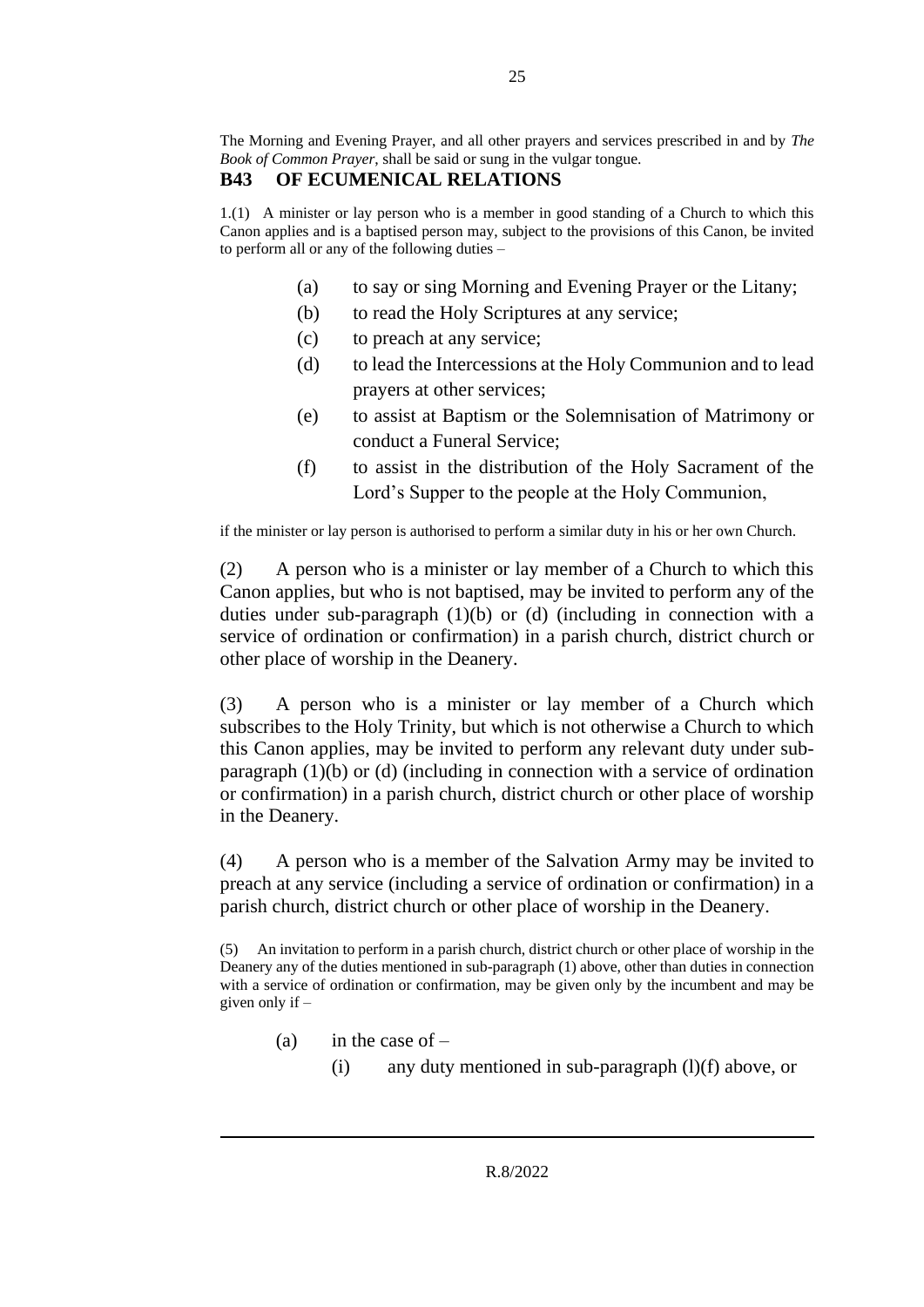The Morning and Evening Prayer, and all other prayers and services prescribed in and by *The Book of Common Prayer*, shall be said or sung in the vulgar tongue.

## B43 OF ECUMENICAL RELATIONS

1.(1) A minister or lay person who is a member in good standing of a Church to which this Canon applies and is a baptised person may, subject to the provisions of this Canon, be invited to perform all or any of the following duties –

(a) to say or sing Morning and Evening Prayer or the Litany;

(b) to read the Holy Scriptures at any service;

(c) to preach at any service;

(d) to lead the Intercessions at the Holy Communion and to lead prayers at other services;

(e) to assist at Baptism or the Solemnisation of Matrimony or conduct a Funeral Service;

(f) to assist in the distribution of the Holy Sacrament of the Lord's Supper to the people at the Holy Communion,

if the minister or lay person is authorised to perform a similar duty in his or her own Church.

(2) A person who is a minister or lay member of a Church to which this Canon applies, but who is not baptised, may be invited to perform any of the duties under sub-paragraph (1)(b) or (d) (including in connection with a service of ordination or confirmation) in a parish church, district church or other place of worship in the Deanery.

(3) A person who is a minister or lay member of a Church which subscribes to the Holy Trinity, but which is not otherwise a Church to which this Canon applies, may be invited to perform any relevant duty under sub-paragraph (1)(b) or (d) (including in connection with a service of ordination or confirmation) in a parish church, district church or other place of worship in the Deanery.

(4) A person who is a member of the Salvation Army may be invited to preach at any service (including a service of ordination or confirmation) in a parish church, district church or other place of worship in the Deanery.

(5) An invitation to perform in a parish church, district church or other place of worship in the Deanery any of the duties mentioned in sub-paragraph (1) above, other than duties in connection with a service of ordination or confirmation, may be given only by the incumbent and may be given only if –

(a) in the case of –

(i) any duty mentioned in sub-paragraph (l)(f) above, or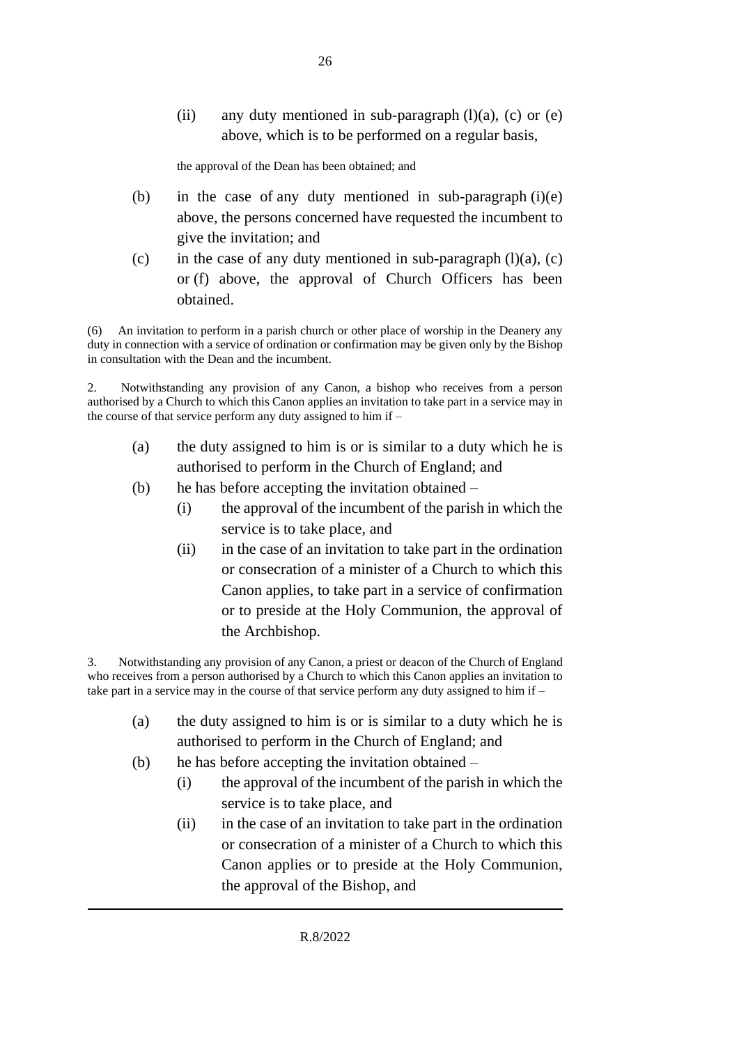(ii) any duty mentioned in sub-paragraph (l)(a), (c) or (e) above, which is to be performed on a regular basis,

the approval of the Dean has been obtained; and

(b) in the case of any duty mentioned in sub-paragraph (i)(e) above, the persons concerned have requested the incumbent to give the invitation; and

(c) in the case of any duty mentioned in sub-paragraph (l)(a), (c) or (f) above, the approval of Church Officers has been obtained.

(6) An invitation to perform in a parish church or other place of worship in the Deanery any duty in connection with a service of ordination or confirmation may be given only by the Bishop in consultation with the Dean and the incumbent.

2. Notwithstanding any provision of any Canon, a bishop who receives from a person authorised by a Church to which this Canon applies an invitation to take part in a service may in the course of that service perform any duty assigned to him if –

(a) the duty assigned to him is or is similar to a duty which he is authorised to perform in the Church of England; and

(b) he has before accepting the invitation obtained –

(i) the approval of the incumbent of the parish in which the service is to take place, and

(ii) in the case of an invitation to take part in the ordination or consecration of a minister of a Church to which this Canon applies, to take part in a service of confirmation or to preside at the Holy Communion, the approval of the Archbishop.

3. Notwithstanding any provision of any Canon, a priest or deacon of the Church of England who receives from a person authorised by a Church to which this Canon applies an invitation to take part in a service may in the course of that service perform any duty assigned to him if –

(a) the duty assigned to him is or is similar to a duty which he is authorised to perform in the Church of England; and

(b) he has before accepting the invitation obtained –

(i) the approval of the incumbent of the parish in which the service is to take place, and

(ii) in the case of an invitation to take part in the ordination or consecration of a minister of a Church to which this Canon applies or to preside at the Holy Communion, the approval of the Bishop, and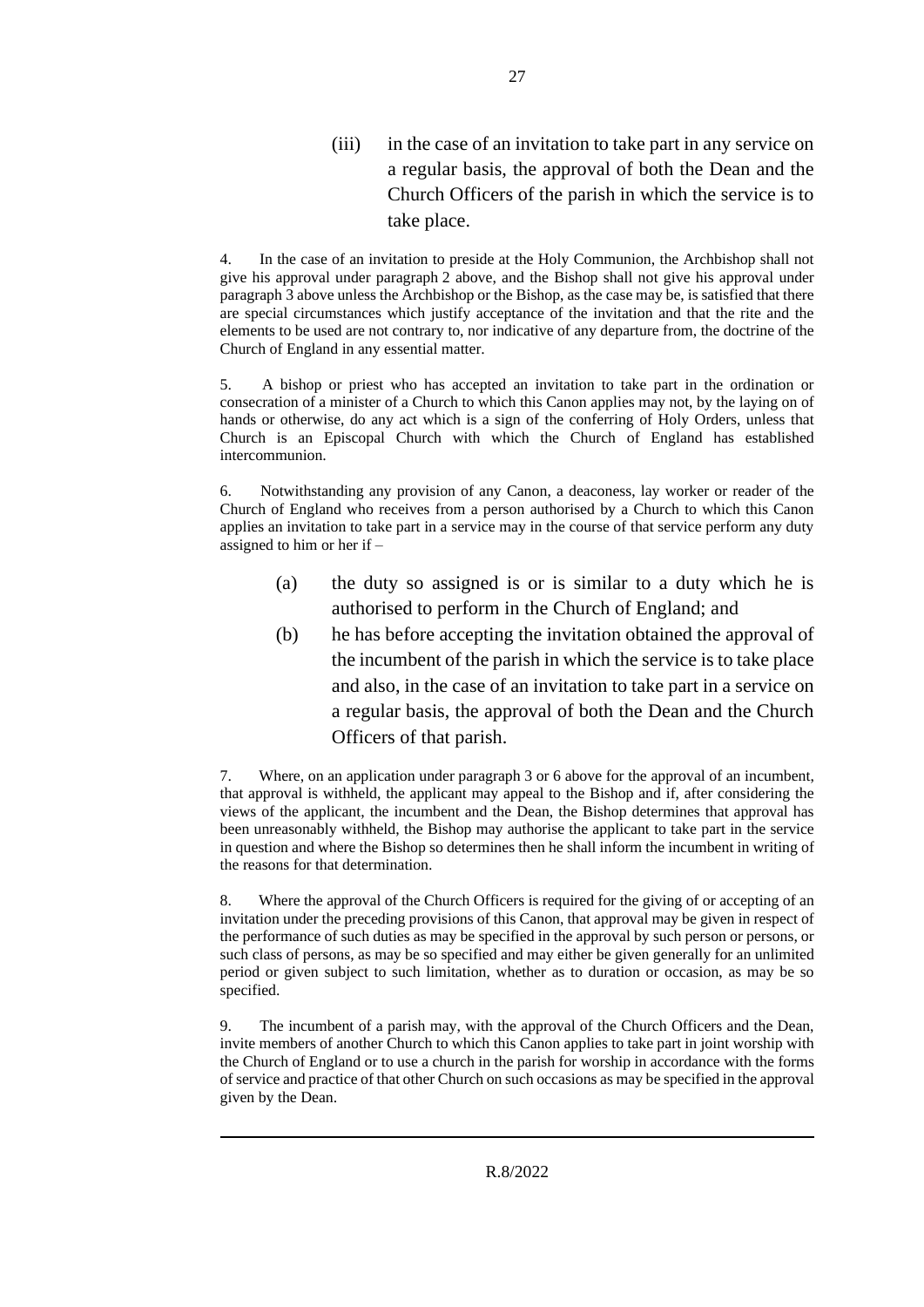(iii) in the case of an invitation to take part in any service on a regular basis, the approval of both the Dean and the Church Officers of the parish in which the service is to take place.

4. In the case of an invitation to preside at the Holy Communion, the Archbishop shall not give his approval under paragraph 2 above, and the Bishop shall not give his approval under paragraph 3 above unless the Archbishop or the Bishop, as the case may be, is satisfied that there are special circumstances which justify acceptance of the invitation and that the rite and the elements to be used are not contrary to, nor indicative of any departure from, the doctrine of the Church of England in any essential matter.

5. A bishop or priest who has accepted an invitation to take part in the ordination or consecration of a minister of a Church to which this Canon applies may not, by the laying on of hands or otherwise, do any act which is a sign of the conferring of Holy Orders, unless that Church is an Episcopal Church with which the Church of England has established intercommunion.

6. Notwithstanding any provision of any Canon, a deaconess, lay worker or reader of the Church of England who receives from a person authorised by a Church to which this Canon applies an invitation to take part in a service may in the course of that service perform any duty assigned to him or her if –

(a) the duty so assigned is or is similar to a duty which he is authorised to perform in the Church of England; and

(b) he has before accepting the invitation obtained the approval of the incumbent of the parish in which the service is to take place and also, in the case of an invitation to take part in a service on a regular basis, the approval of both the Dean and the Church Officers of that parish.

7. Where, on an application under paragraph 3 or 6 above for the approval of an incumbent, that approval is withheld, the applicant may appeal to the Bishop and if, after considering the views of the applicant, the incumbent and the Dean, the Bishop determines that approval has been unreasonably withheld, the Bishop may authorise the applicant to take part in the service in question and where the Bishop so determines then he shall inform the incumbent in writing of the reasons for that determination.

8. Where the approval of the Church Officers is required for the giving of or accepting of an invitation under the preceding provisions of this Canon, that approval may be given in respect of the performance of such duties as may be specified in the approval by such person or persons, or such class of persons, as may be so specified and may either be given generally for an unlimited period or given subject to such limitation, whether as to duration or occasion, as may be so specified.

9. The incumbent of a parish may, with the approval of the Church Officers and the Dean, invite members of another Church to which this Canon applies to take part in joint worship with the Church of England or to use a church in the parish for worship in accordance with the forms of service and practice of that other Church on such occasions as may be specified in the approval given by the Dean.

R.8/2022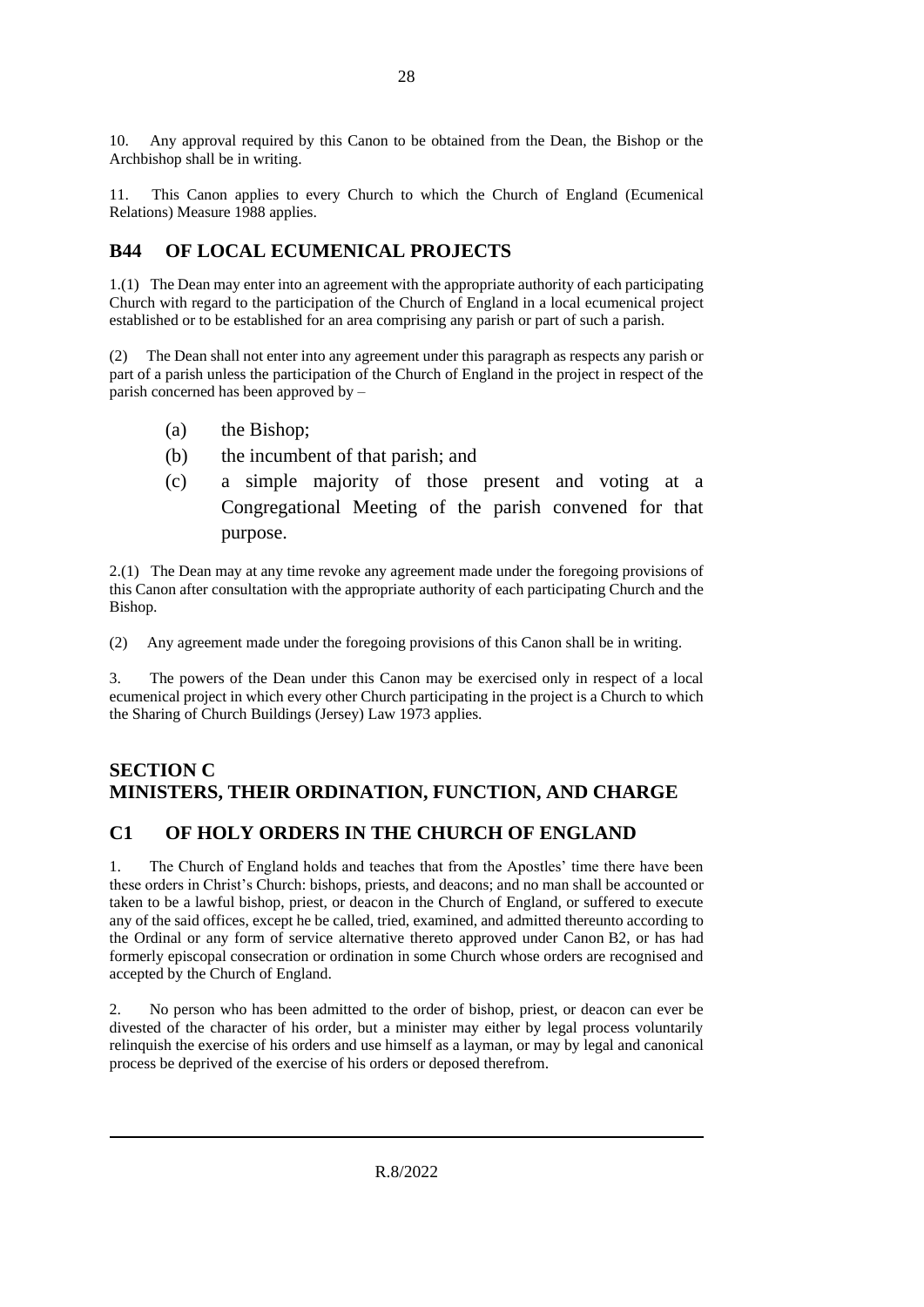10. Any approval required by this Canon to be obtained from the Dean, the Bishop or the Archbishop shall be in writing.

11. This Canon applies to every Church to which the Church of England (Ecumenical Relations) Measure 1988 applies.

## B44 OF LOCAL ECUMENICAL PROJECTS

1.(1) The Dean may enter into an agreement with the appropriate authority of each participating Church with regard to the participation of the Church of England in a local ecumenical project established or to be established for an area comprising any parish or part of such a parish.

(2) The Dean shall not enter into any agreement under this paragraph as respects any parish or part of a parish unless the participation of the Church of England in the project in respect of the parish concerned has been approved by –

(a) the Bishop;

(b) the incumbent of that parish; and

(c) a simple majority of those present and voting at a Congregational Meeting of the parish convened for that purpose.

2.(1) The Dean may at any time revoke any agreement made under the foregoing provisions of this Canon after consultation with the appropriate authority of each participating Church and the Bishop.

(2) Any agreement made under the foregoing provisions of this Canon shall be in writing.

3. The powers of the Dean under this Canon may be exercised only in respect of a local ecumenical project in which every other Church participating in the project is a Church to which the Sharing of Church Buildings (Jersey) Law 1973 applies.

# SECTION C
# MINISTERS, THEIR ORDINATION, FUNCTION, AND CHARGE

## C1 OF HOLY ORDERS IN THE CHURCH OF ENGLAND

1. The Church of England holds and teaches that from the Apostles' time there have been these orders in Christ's Church: bishops, priests, and deacons; and no man shall be accounted or taken to be a lawful bishop, priest, or deacon in the Church of England, or suffered to execute any of the said offices, except he be called, tried, examined, and admitted thereunto according to the Ordinal or any form of service alternative thereto approved under Canon B2, or has had formerly episcopal consecration or ordination in some Church whose orders are recognised and accepted by the Church of England.

2. No person who has been admitted to the order of bishop, priest, or deacon can ever be divested of the character of his order, but a minister may either by legal process voluntarily relinquish the exercise of his orders and use himself as a layman, or may by legal and canonical process be deprived of the exercise of his orders or deposed therefrom.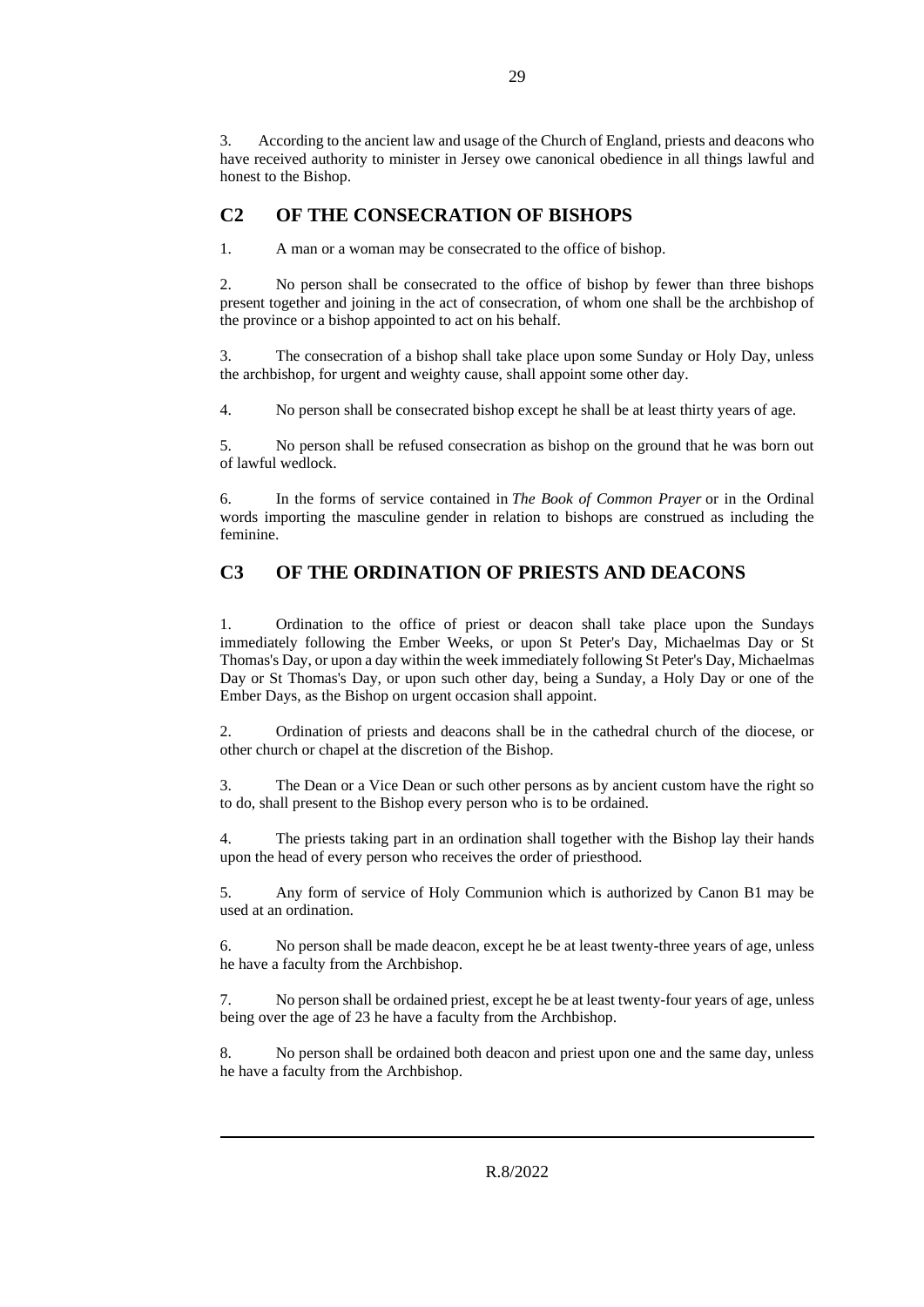3. According to the ancient law and usage of the Church of England, priests and deacons who have received authority to minister in Jersey owe canonical obedience in all things lawful and honest to the Bishop.

## C2 OF THE CONSECRATION OF BISHOPS

1. A man or a woman may be consecrated to the office of bishop.

2. No person shall be consecrated to the office of bishop by fewer than three bishops present together and joining in the act of consecration, of whom one shall be the archbishop of the province or a bishop appointed to act on his behalf.

3. The consecration of a bishop shall take place upon some Sunday or Holy Day, unless the archbishop, for urgent and weighty cause, shall appoint some other day.

4. No person shall be consecrated bishop except he shall be at least thirty years of age.

5. No person shall be refused consecration as bishop on the ground that he was born out of lawful wedlock.

6. In the forms of service contained in *The Book of Common Prayer* or in the Ordinal words importing the masculine gender in relation to bishops are construed as including the feminine.

## C3 OF THE ORDINATION OF PRIESTS AND DEACONS

1. Ordination to the office of priest or deacon shall take place upon the Sundays immediately following the Ember Weeks, or upon St Peter's Day, Michaelmas Day or St Thomas's Day, or upon a day within the week immediately following St Peter's Day, Michaelmas Day or St Thomas's Day, or upon such other day, being a Sunday, a Holy Day or one of the Ember Days, as the Bishop on urgent occasion shall appoint.

2. Ordination of priests and deacons shall be in the cathedral church of the diocese, or other church or chapel at the discretion of the Bishop.

3. The Dean or a Vice Dean or such other persons as by ancient custom have the right so to do, shall present to the Bishop every person who is to be ordained.

4. The priests taking part in an ordination shall together with the Bishop lay their hands upon the head of every person who receives the order of priesthood.

5. Any form of service of Holy Communion which is authorized by Canon B1 may be used at an ordination.

6. No person shall be made deacon, except he be at least twenty-three years of age, unless he have a faculty from the Archbishop.

7. No person shall be ordained priest, except he be at least twenty-four years of age, unless being over the age of 23 he have a faculty from the Archbishop.

8. No person shall be ordained both deacon and priest upon one and the same day, unless he have a faculty from the Archbishop.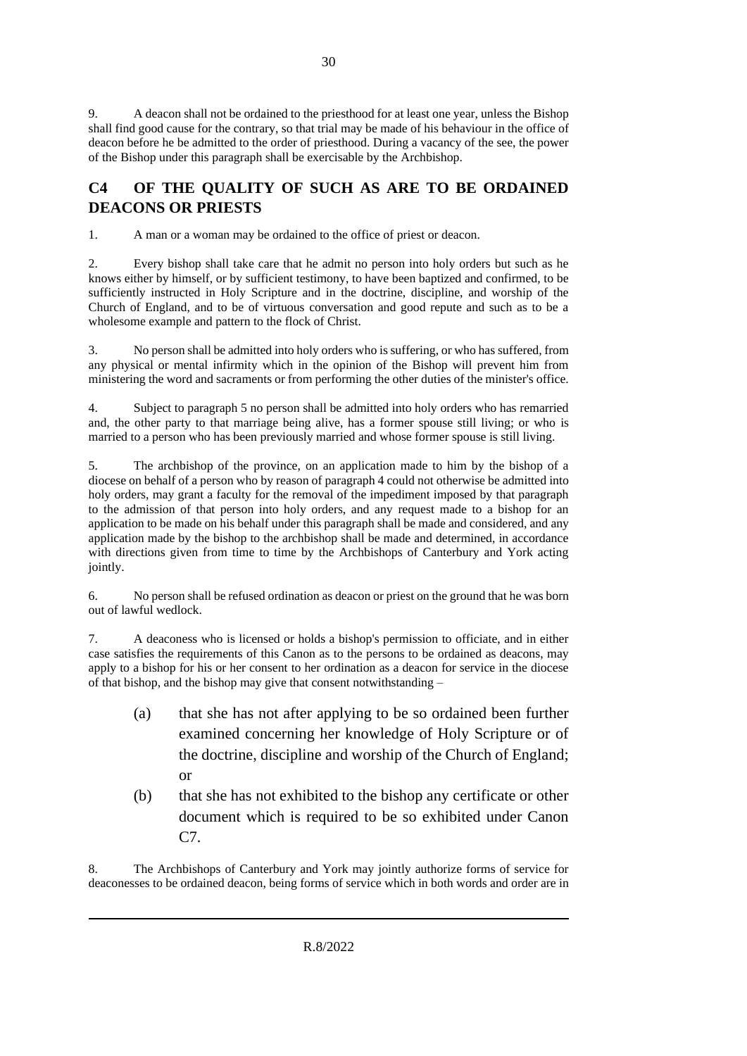9. A deacon shall not be ordained to the priesthood for at least one year, unless the Bishop shall find good cause for the contrary, so that trial may be made of his behaviour in the office of deacon before he be admitted to the order of priesthood. During a vacancy of the see, the power of the Bishop under this paragraph shall be exercisable by the Archbishop.

## C4 OF THE QUALITY OF SUCH AS ARE TO BE ORDAINED DEACONS OR PRIESTS

1. A man or a woman may be ordained to the office of priest or deacon.

2. Every bishop shall take care that he admit no person into holy orders but such as he knows either by himself, or by sufficient testimony, to have been baptized and confirmed, to be sufficiently instructed in Holy Scripture and in the doctrine, discipline, and worship of the Church of England, and to be of virtuous conversation and good repute and such as to be a wholesome example and pattern to the flock of Christ.

3. No person shall be admitted into holy orders who is suffering, or who has suffered, from any physical or mental infirmity which in the opinion of the Bishop will prevent him from ministering the word and sacraments or from performing the other duties of the minister's office.

4. Subject to paragraph 5 no person shall be admitted into holy orders who has remarried and, the other party to that marriage being alive, has a former spouse still living; or who is married to a person who has been previously married and whose former spouse is still living.

5. The archbishop of the province, on an application made to him by the bishop of a diocese on behalf of a person who by reason of paragraph 4 could not otherwise be admitted into holy orders, may grant a faculty for the removal of the impediment imposed by that paragraph to the admission of that person into holy orders, and any request made to a bishop for an application to be made on his behalf under this paragraph shall be made and considered, and any application made by the bishop to the archbishop shall be made and determined, in accordance with directions given from time to time by the Archbishops of Canterbury and York acting jointly.

6. No person shall be refused ordination as deacon or priest on the ground that he was born out of lawful wedlock.

7. A deaconess who is licensed or holds a bishop's permission to officiate, and in either case satisfies the requirements of this Canon as to the persons to be ordained as deacons, may apply to a bishop for his or her consent to her ordination as a deacon for service in the diocese of that bishop, and the bishop may give that consent notwithstanding –

(a) that she has not after applying to be so ordained been further examined concerning her knowledge of Holy Scripture or of the doctrine, discipline and worship of the Church of England; or

(b) that she has not exhibited to the bishop any certificate or other document which is required to be so exhibited under Canon C7.

8. The Archbishops of Canterbury and York may jointly authorize forms of service for deaconesses to be ordained deacon, being forms of service which in both words and order are in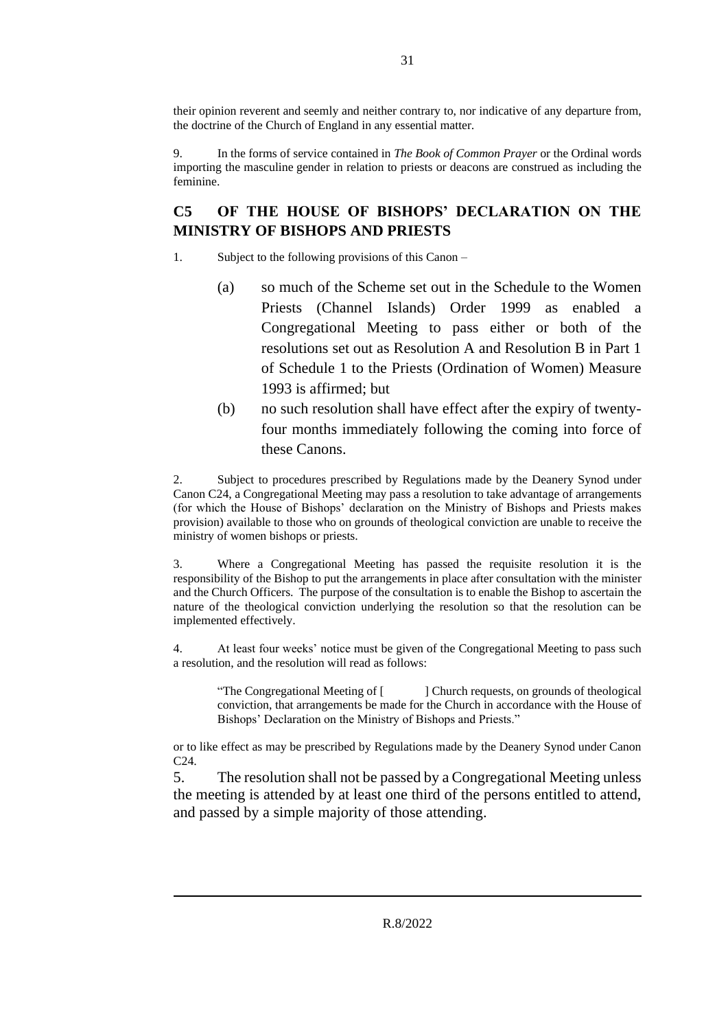their opinion reverent and seemly and neither contrary to, nor indicative of any departure from, the doctrine of the Church of England in any essential matter.

9. In the forms of service contained in *The Book of Common Prayer* or the Ordinal words importing the masculine gender in relation to priests or deacons are construed as including the feminine.

## C5 OF THE HOUSE OF BISHOPS' DECLARATION ON THE MINISTRY OF BISHOPS AND PRIESTS

1. Subject to the following provisions of this Canon –

   (a) so much of the Scheme set out in the Schedule to the Women Priests (Channel Islands) Order 1999 as enabled a Congregational Meeting to pass either or both of the resolutions set out as Resolution A and Resolution B in Part 1 of Schedule 1 to the Priests (Ordination of Women) Measure 1993 is affirmed; but

   (b) no such resolution shall have effect after the expiry of twenty-four months immediately following the coming into force of these Canons.

2. Subject to procedures prescribed by Regulations made by the Deanery Synod under Canon C24, a Congregational Meeting may pass a resolution to take advantage of arrangements (for which the House of Bishops' declaration on the Ministry of Bishops and Priests makes provision) available to those who on grounds of theological conviction are unable to receive the ministry of women bishops or priests.

3. Where a Congregational Meeting has passed the requisite resolution it is the responsibility of the Bishop to put the arrangements in place after consultation with the minister and the Church Officers. The purpose of the consultation is to enable the Bishop to ascertain the nature of the theological conviction underlying the resolution so that the resolution can be implemented effectively.

4. At least four weeks' notice must be given of the Congregational Meeting to pass such a resolution, and the resolution will read as follows:

> "The Congregational Meeting of [ ] Church requests, on grounds of theological conviction, that arrangements be made for the Church in accordance with the House of Bishops' Declaration on the Ministry of Bishops and Priests."

or to like effect as may be prescribed by Regulations made by the Deanery Synod under Canon C24.

5. The resolution shall not be passed by a Congregational Meeting unless the meeting is attended by at least one third of the persons entitled to attend, and passed by a simple majority of those attending.

R.8/2022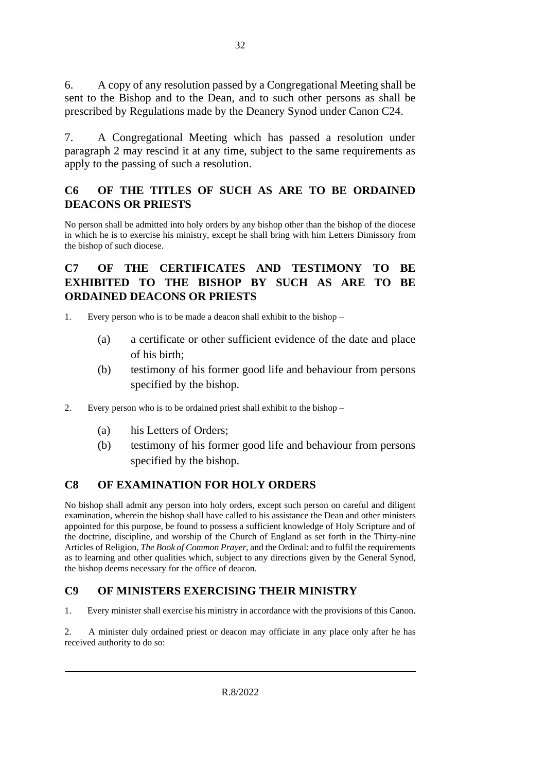6. A copy of any resolution passed by a Congregational Meeting shall be sent to the Bishop and to the Dean, and to such other persons as shall be prescribed by Regulations made by the Deanery Synod under Canon C24.

7. A Congregational Meeting which has passed a resolution under paragraph 2 may rescind it at any time, subject to the same requirements as apply to the passing of such a resolution.

## C6 OF THE TITLES OF SUCH AS ARE TO BE ORDAINED DEACONS OR PRIESTS

No person shall be admitted into holy orders by any bishop other than the bishop of the diocese in which he is to exercise his ministry, except he shall bring with him Letters Dimissory from the bishop of such diocese.

## C7 OF THE CERTIFICATES AND TESTIMONY TO BE EXHIBITED TO THE BISHOP BY SUCH AS ARE TO BE ORDAINED DEACONS OR PRIESTS

1. Every person who is to be made a deacon shall exhibit to the bishop –

   (a) a certificate or other sufficient evidence of the date and place of his birth;

   (b) testimony of his former good life and behaviour from persons specified by the bishop.

2. Every person who is to be ordained priest shall exhibit to the bishop –

   (a) his Letters of Orders;

   (b) testimony of his former good life and behaviour from persons specified by the bishop.

## C8 OF EXAMINATION FOR HOLY ORDERS

No bishop shall admit any person into holy orders, except such person on careful and diligent examination, wherein the bishop shall have called to his assistance the Dean and other ministers appointed for this purpose, be found to possess a sufficient knowledge of Holy Scripture and of the doctrine, discipline, and worship of the Church of England as set forth in the Thirty-nine Articles of Religion, *The Book of Common Prayer*, and the Ordinal: and to fulfil the requirements as to learning and other qualities which, subject to any directions given by the General Synod, the bishop deems necessary for the office of deacon.

## C9 OF MINISTERS EXERCISING THEIR MINISTRY

1. Every minister shall exercise his ministry in accordance with the provisions of this Canon.

2. A minister duly ordained priest or deacon may officiate in any place only after he has received authority to do so: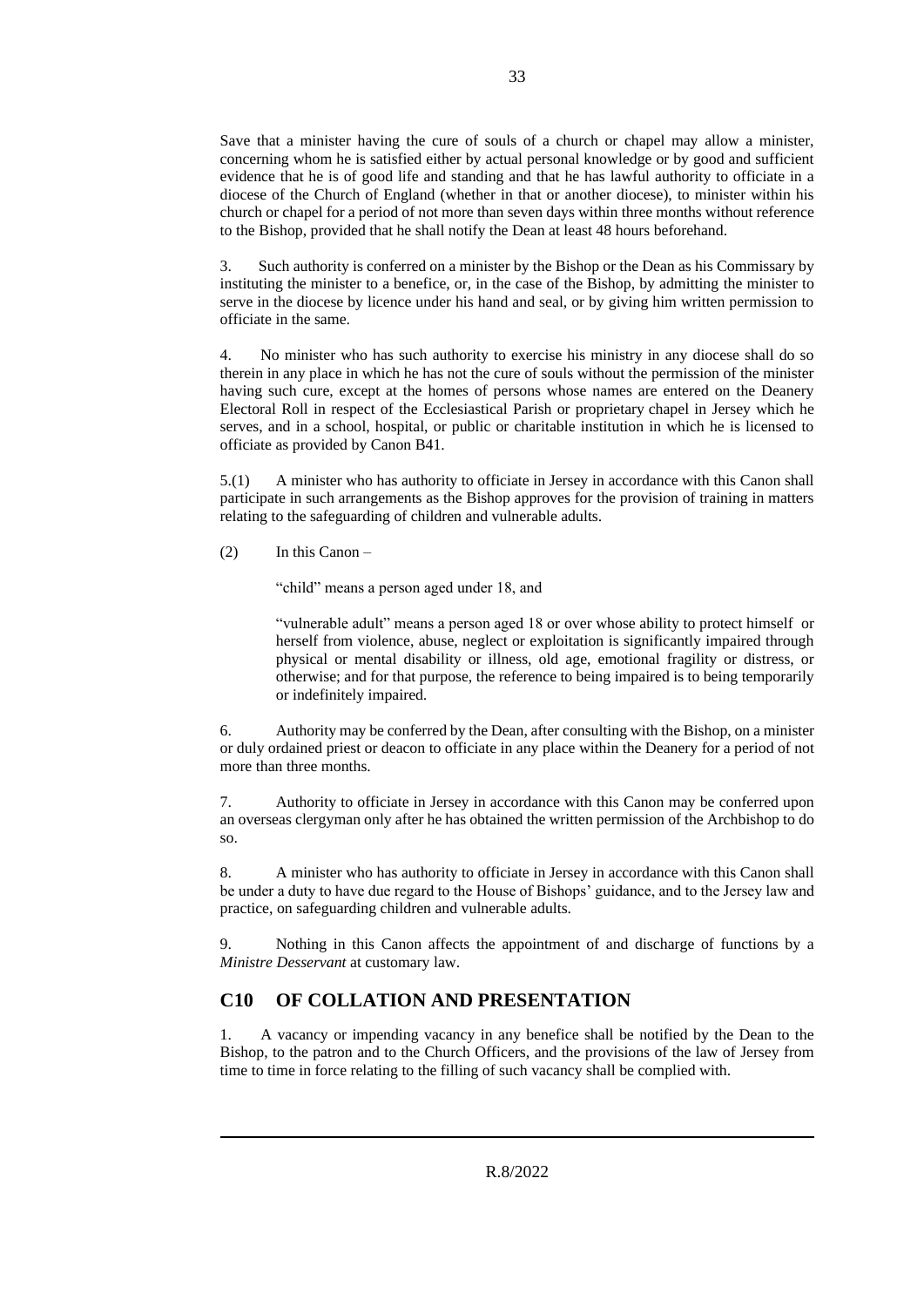Save that a minister having the cure of souls of a church or chapel may allow a minister, concerning whom he is satisfied either by actual personal knowledge or by good and sufficient evidence that he is of good life and standing and that he has lawful authority to officiate in a diocese of the Church of England (whether in that or another diocese), to minister within his church or chapel for a period of not more than seven days within three months without reference to the Bishop, provided that he shall notify the Dean at least 48 hours beforehand.

3. Such authority is conferred on a minister by the Bishop or the Dean as his Commissary by instituting the minister to a benefice, or, in the case of the Bishop, by admitting the minister to serve in the diocese by licence under his hand and seal, or by giving him written permission to officiate in the same.

4. No minister who has such authority to exercise his ministry in any diocese shall do so therein in any place in which he has not the cure of souls without the permission of the minister having such cure, except at the homes of persons whose names are entered on the Deanery Electoral Roll in respect of the Ecclesiastical Parish or proprietary chapel in Jersey which he serves, and in a school, hospital, or public or charitable institution in which he is licensed to officiate as provided by Canon B41.

5.(1) A minister who has authority to officiate in Jersey in accordance with this Canon shall participate in such arrangements as the Bishop approves for the provision of training in matters relating to the safeguarding of children and vulnerable adults.

(2) In this Canon –

"child" means a person aged under 18, and

"vulnerable adult" means a person aged 18 or over whose ability to protect himself or herself from violence, abuse, neglect or exploitation is significantly impaired through physical or mental disability or illness, old age, emotional fragility or distress, or otherwise; and for that purpose, the reference to being impaired is to being temporarily or indefinitely impaired.

6. Authority may be conferred by the Dean, after consulting with the Bishop, on a minister or duly ordained priest or deacon to officiate in any place within the Deanery for a period of not more than three months.

7. Authority to officiate in Jersey in accordance with this Canon may be conferred upon an overseas clergyman only after he has obtained the written permission of the Archbishop to do so.

8. A minister who has authority to officiate in Jersey in accordance with this Canon shall be under a duty to have due regard to the House of Bishops' guidance, and to the Jersey law and practice, on safeguarding children and vulnerable adults.

9. Nothing in this Canon affects the appointment of and discharge of functions by a *Ministre Desservant* at customary law.

## C10 OF COLLATION AND PRESENTATION

1. A vacancy or impending vacancy in any benefice shall be notified by the Dean to the Bishop, to the patron and to the Church Officers, and the provisions of the law of Jersey from time to time in force relating to the filling of such vacancy shall be complied with.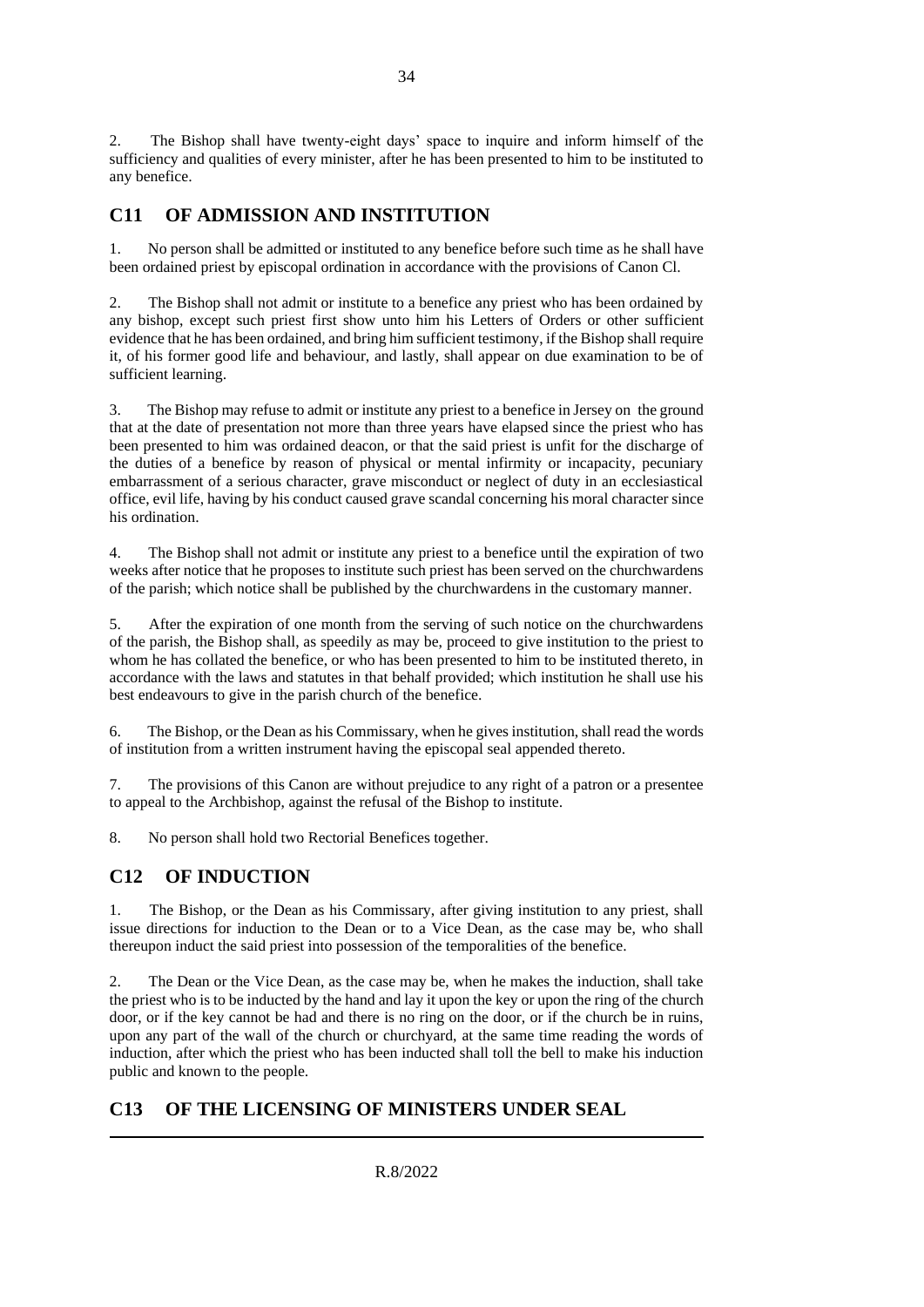2. The Bishop shall have twenty-eight days' space to inquire and inform himself of the sufficiency and qualities of every minister, after he has been presented to him to be instituted to any benefice.

## C11 OF ADMISSION AND INSTITUTION

1. No person shall be admitted or instituted to any benefice before such time as he shall have been ordained priest by episcopal ordination in accordance with the provisions of Canon Cl.

2. The Bishop shall not admit or institute to a benefice any priest who has been ordained by any bishop, except such priest first show unto him his Letters of Orders or other sufficient evidence that he has been ordained, and bring him sufficient testimony, if the Bishop shall require it, of his former good life and behaviour, and lastly, shall appear on due examination to be of sufficient learning.

3. The Bishop may refuse to admit or institute any priest to a benefice in Jersey on the ground that at the date of presentation not more than three years have elapsed since the priest who has been presented to him was ordained deacon, or that the said priest is unfit for the discharge of the duties of a benefice by reason of physical or mental infirmity or incapacity, pecuniary embarrassment of a serious character, grave misconduct or neglect of duty in an ecclesiastical office, evil life, having by his conduct caused grave scandal concerning his moral character since his ordination.

4. The Bishop shall not admit or institute any priest to a benefice until the expiration of two weeks after notice that he proposes to institute such priest has been served on the churchwardens of the parish; which notice shall be published by the churchwardens in the customary manner.

5. After the expiration of one month from the serving of such notice on the churchwardens of the parish, the Bishop shall, as speedily as may be, proceed to give institution to the priest to whom he has collated the benefice, or who has been presented to him to be instituted thereto, in accordance with the laws and statutes in that behalf provided; which institution he shall use his best endeavours to give in the parish church of the benefice.

6. The Bishop, or the Dean as his Commissary, when he gives institution, shall read the words of institution from a written instrument having the episcopal seal appended thereto.

7. The provisions of this Canon are without prejudice to any right of a patron or a presentee to appeal to the Archbishop, against the refusal of the Bishop to institute.

8. No person shall hold two Rectorial Benefices together.

## C12 OF INDUCTION

1. The Bishop, or the Dean as his Commissary, after giving institution to any priest, shall issue directions for induction to the Dean or to a Vice Dean, as the case may be, who shall thereupon induct the said priest into possession of the temporalities of the benefice.

2. The Dean or the Vice Dean, as the case may be, when he makes the induction, shall take the priest who is to be inducted by the hand and lay it upon the key or upon the ring of the church door, or if the key cannot be had and there is no ring on the door, or if the church be in ruins, upon any part of the wall of the church or churchyard, at the same time reading the words of induction, after which the priest who has been inducted shall toll the bell to make his induction public and known to the people.

## C13 OF THE LICENSING OF MINISTERS UNDER SEAL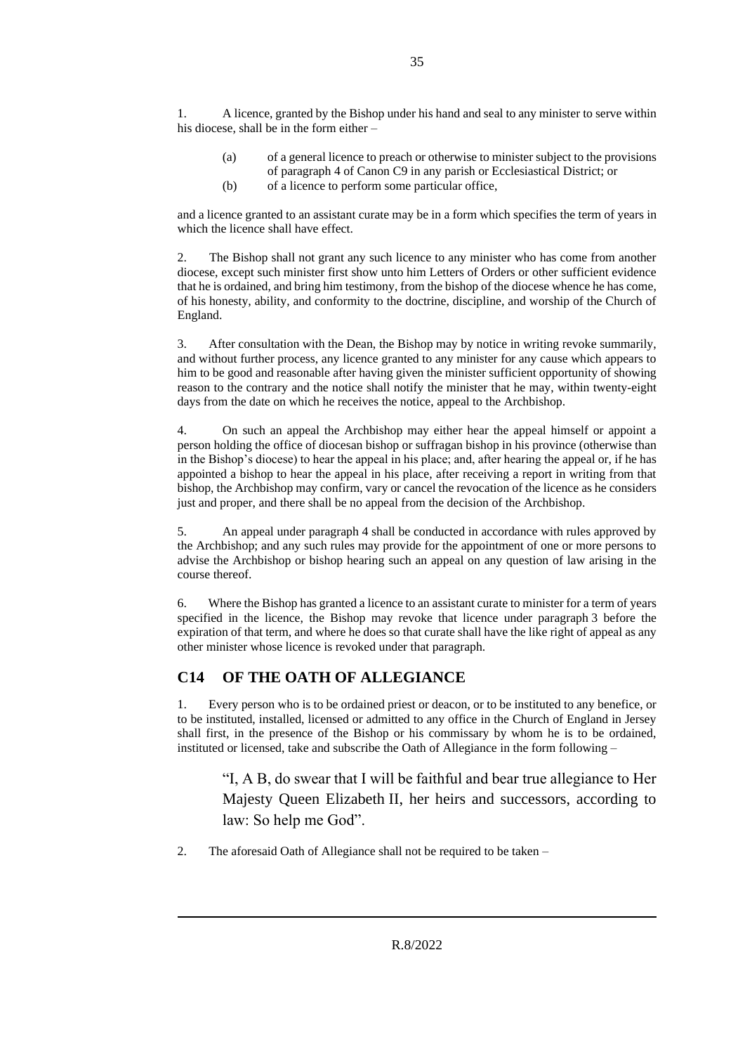1. A licence, granted by the Bishop under his hand and seal to any minister to serve within his diocese, shall be in the form either –

(a) of a general licence to preach or otherwise to minister subject to the provisions of paragraph 4 of Canon C9 in any parish or Ecclesiastical District; or

(b) of a licence to perform some particular office,

and a licence granted to an assistant curate may be in a form which specifies the term of years in which the licence shall have effect.

2. The Bishop shall not grant any such licence to any minister who has come from another diocese, except such minister first show unto him Letters of Orders or other sufficient evidence that he is ordained, and bring him testimony, from the bishop of the diocese whence he has come, of his honesty, ability, and conformity to the doctrine, discipline, and worship of the Church of England.

3. After consultation with the Dean, the Bishop may by notice in writing revoke summarily, and without further process, any licence granted to any minister for any cause which appears to him to be good and reasonable after having given the minister sufficient opportunity of showing reason to the contrary and the notice shall notify the minister that he may, within twenty-eight days from the date on which he receives the notice, appeal to the Archbishop.

4. On such an appeal the Archbishop may either hear the appeal himself or appoint a person holding the office of diocesan bishop or suffragan bishop in his province (otherwise than in the Bishop's diocese) to hear the appeal in his place; and, after hearing the appeal or, if he has appointed a bishop to hear the appeal in his place, after receiving a report in writing from that bishop, the Archbishop may confirm, vary or cancel the revocation of the licence as he considers just and proper, and there shall be no appeal from the decision of the Archbishop.

5. An appeal under paragraph 4 shall be conducted in accordance with rules approved by the Archbishop; and any such rules may provide for the appointment of one or more persons to advise the Archbishop or bishop hearing such an appeal on any question of law arising in the course thereof.

6. Where the Bishop has granted a licence to an assistant curate to minister for a term of years specified in the licence, the Bishop may revoke that licence under paragraph 3 before the expiration of that term, and where he does so that curate shall have the like right of appeal as any other minister whose licence is revoked under that paragraph.

## C14 OF THE OATH OF ALLEGIANCE

1. Every person who is to be ordained priest or deacon, or to be instituted to any benefice, or to be instituted, installed, licensed or admitted to any office in the Church of England in Jersey shall first, in the presence of the Bishop or his commissary by whom he is to be ordained, instituted or licensed, take and subscribe the Oath of Allegiance in the form following –

> "I, A B, do swear that I will be faithful and bear true allegiance to Her Majesty Queen Elizabeth II, her heirs and successors, according to law: So help me God".

2. The aforesaid Oath of Allegiance shall not be required to be taken –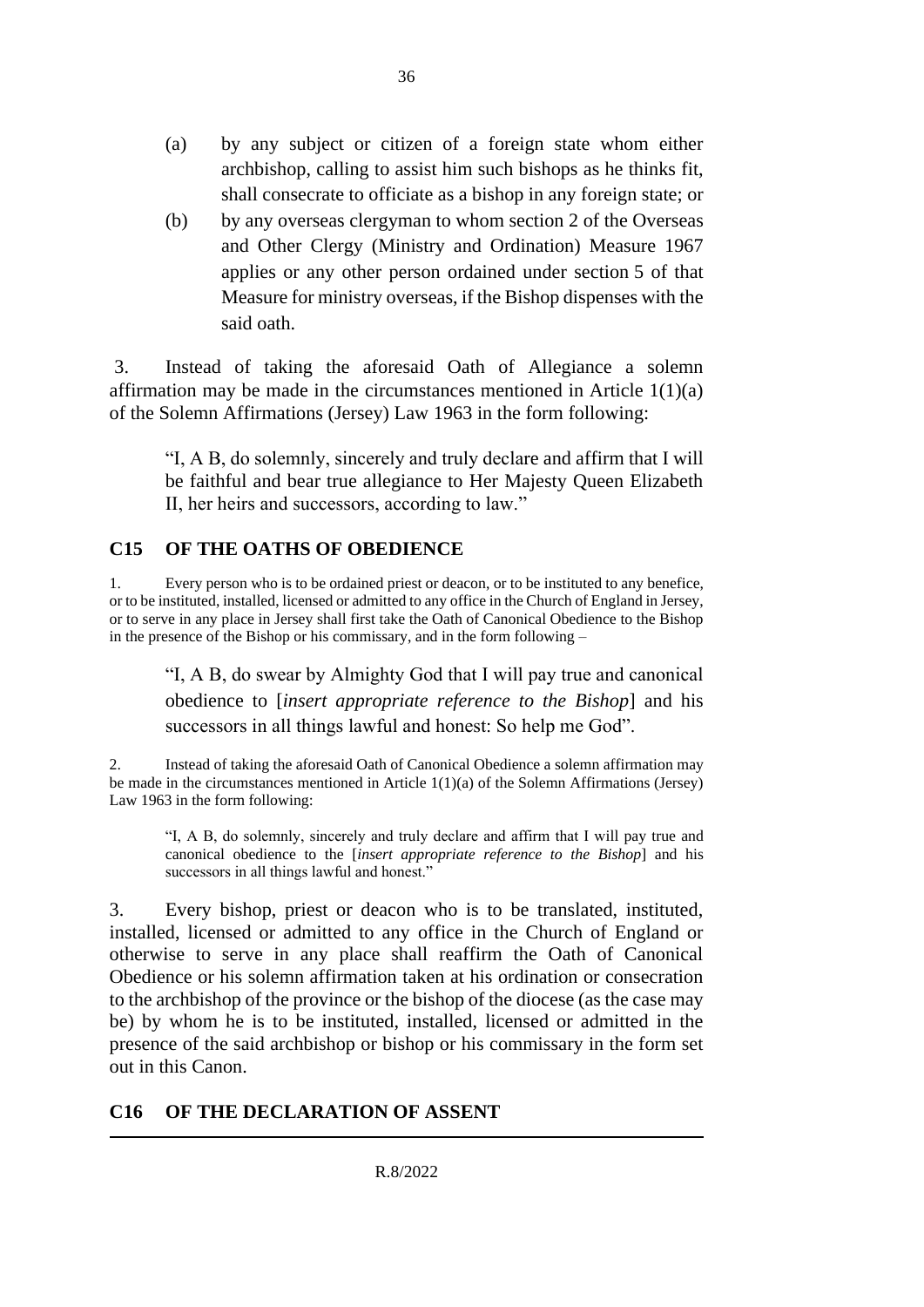(a) by any subject or citizen of a foreign state whom either archbishop, calling to assist him such bishops as he thinks fit, shall consecrate to officiate as a bishop in any foreign state; or

(b) by any overseas clergyman to whom section 2 of the Overseas and Other Clergy (Ministry and Ordination) Measure 1967 applies or any other person ordained under section 5 of that Measure for ministry overseas, if the Bishop dispenses with the said oath.

3. Instead of taking the aforesaid Oath of Allegiance a solemn affirmation may be made in the circumstances mentioned in Article 1(1)(a) of the Solemn Affirmations (Jersey) Law 1963 in the form following:

> "I, A B, do solemnly, sincerely and truly declare and affirm that I will be faithful and bear true allegiance to Her Majesty Queen Elizabeth II, her heirs and successors, according to law."

## C15 OF THE OATHS OF OBEDIENCE

1. Every person who is to be ordained priest or deacon, or to be instituted to any benefice, or to be instituted, installed, licensed or admitted to any office in the Church of England in Jersey, or to serve in any place in Jersey shall first take the Oath of Canonical Obedience to the Bishop in the presence of the Bishop or his commissary, and in the form following –

> "I, A B, do swear by Almighty God that I will pay true and canonical obedience to [*insert appropriate reference to the Bishop*] and his successors in all things lawful and honest: So help me God".

2. Instead of taking the aforesaid Oath of Canonical Obedience a solemn affirmation may be made in the circumstances mentioned in Article 1(1)(a) of the Solemn Affirmations (Jersey) Law 1963 in the form following:

> "I, A B, do solemnly, sincerely and truly declare and affirm that I will pay true and canonical obedience to the [*insert appropriate reference to the Bishop*] and his successors in all things lawful and honest."

3. Every bishop, priest or deacon who is to be translated, instituted, installed, licensed or admitted to any office in the Church of England or otherwise to serve in any place shall reaffirm the Oath of Canonical Obedience or his solemn affirmation taken at his ordination or consecration to the archbishop of the province or the bishop of the diocese (as the case may be) by whom he is to be instituted, installed, licensed or admitted in the presence of the said archbishop or bishop or his commissary in the form set out in this Canon.

## C16 OF THE DECLARATION OF ASSENT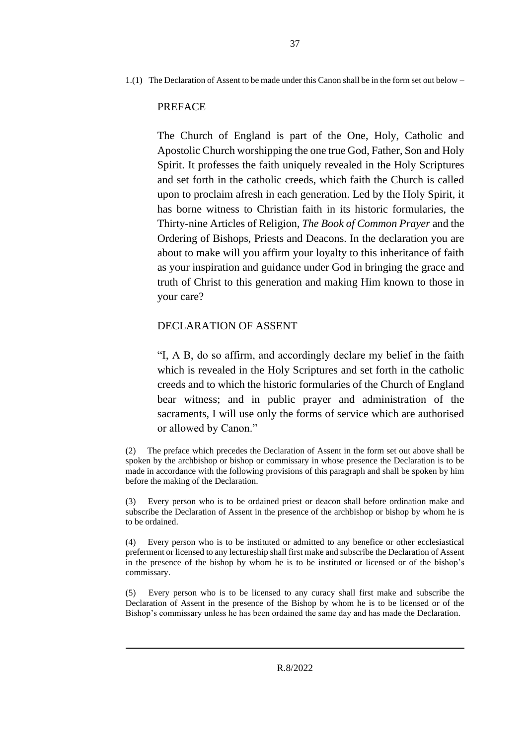1.(1) The Declaration of Assent to be made under this Canon shall be in the form set out below –

PREFACE

The Church of England is part of the One, Holy, Catholic and Apostolic Church worshipping the one true God, Father, Son and Holy Spirit. It professes the faith uniquely revealed in the Holy Scriptures and set forth in the catholic creeds, which faith the Church is called upon to proclaim afresh in each generation. Led by the Holy Spirit, it has borne witness to Christian faith in its historic formularies, the Thirty-nine Articles of Religion, *The Book of Common Prayer* and the Ordering of Bishops, Priests and Deacons. In the declaration you are about to make will you affirm your loyalty to this inheritance of faith as your inspiration and guidance under God in bringing the grace and truth of Christ to this generation and making Him known to those in your care?

DECLARATION OF ASSENT

"I, A B, do so affirm, and accordingly declare my belief in the faith which is revealed in the Holy Scriptures and set forth in the catholic creeds and to which the historic formularies of the Church of England bear witness; and in public prayer and administration of the sacraments, I will use only the forms of service which are authorised or allowed by Canon."

(2) The preface which precedes the Declaration of Assent in the form set out above shall be spoken by the archbishop or bishop or commissary in whose presence the Declaration is to be made in accordance with the following provisions of this paragraph and shall be spoken by him before the making of the Declaration.

(3) Every person who is to be ordained priest or deacon shall before ordination make and subscribe the Declaration of Assent in the presence of the archbishop or bishop by whom he is to be ordained.

(4) Every person who is to be instituted or admitted to any benefice or other ecclesiastical preferment or licensed to any lectureship shall first make and subscribe the Declaration of Assent in the presence of the bishop by whom he is to be instituted or licensed or of the bishop's commissary.

(5) Every person who is to be licensed to any curacy shall first make and subscribe the Declaration of Assent in the presence of the Bishop by whom he is to be licensed or of the Bishop's commissary unless he has been ordained the same day and has made the Declaration.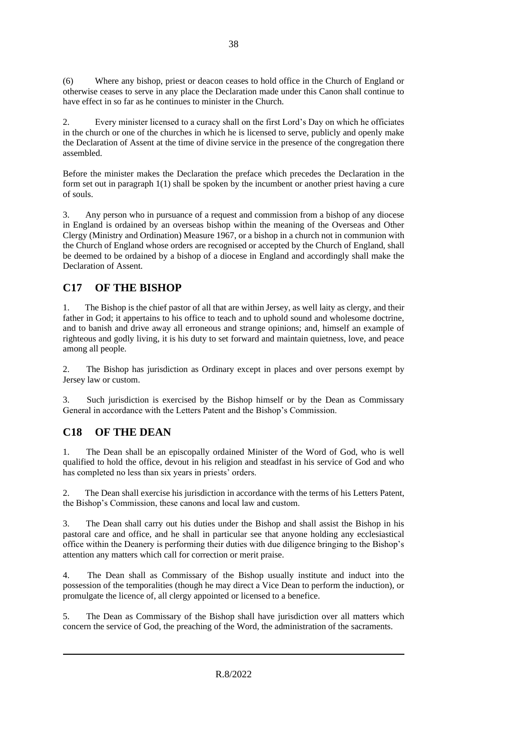(6) Where any bishop, priest or deacon ceases to hold office in the Church of England or otherwise ceases to serve in any place the Declaration made under this Canon shall continue to have effect in so far as he continues to minister in the Church.

2. Every minister licensed to a curacy shall on the first Lord's Day on which he officiates in the church or one of the churches in which he is licensed to serve, publicly and openly make the Declaration of Assent at the time of divine service in the presence of the congregation there assembled.

Before the minister makes the Declaration the preface which precedes the Declaration in the form set out in paragraph 1(1) shall be spoken by the incumbent or another priest having a cure of souls.

3. Any person who in pursuance of a request and commission from a bishop of any diocese in England is ordained by an overseas bishop within the meaning of the Overseas and Other Clergy (Ministry and Ordination) Measure 1967, or a bishop in a church not in communion with the Church of England whose orders are recognised or accepted by the Church of England, shall be deemed to be ordained by a bishop of a diocese in England and accordingly shall make the Declaration of Assent.

## C17 OF THE BISHOP

1. The Bishop is the chief pastor of all that are within Jersey, as well laity as clergy, and their father in God; it appertains to his office to teach and to uphold sound and wholesome doctrine, and to banish and drive away all erroneous and strange opinions; and, himself an example of righteous and godly living, it is his duty to set forward and maintain quietness, love, and peace among all people.

2. The Bishop has jurisdiction as Ordinary except in places and over persons exempt by Jersey law or custom.

3. Such jurisdiction is exercised by the Bishop himself or by the Dean as Commissary General in accordance with the Letters Patent and the Bishop's Commission.

## C18 OF THE DEAN

1. The Dean shall be an episcopally ordained Minister of the Word of God, who is well qualified to hold the office, devout in his religion and steadfast in his service of God and who has completed no less than six years in priests' orders.

2. The Dean shall exercise his jurisdiction in accordance with the terms of his Letters Patent, the Bishop's Commission, these canons and local law and custom.

3. The Dean shall carry out his duties under the Bishop and shall assist the Bishop in his pastoral care and office, and he shall in particular see that anyone holding any ecclesiastical office within the Deanery is performing their duties with due diligence bringing to the Bishop's attention any matters which call for correction or merit praise.

4. The Dean shall as Commissary of the Bishop usually institute and induct into the possession of the temporalities (though he may direct a Vice Dean to perform the induction), or promulgate the licence of, all clergy appointed or licensed to a benefice.

5. The Dean as Commissary of the Bishop shall have jurisdiction over all matters which concern the service of God, the preaching of the Word, the administration of the sacraments.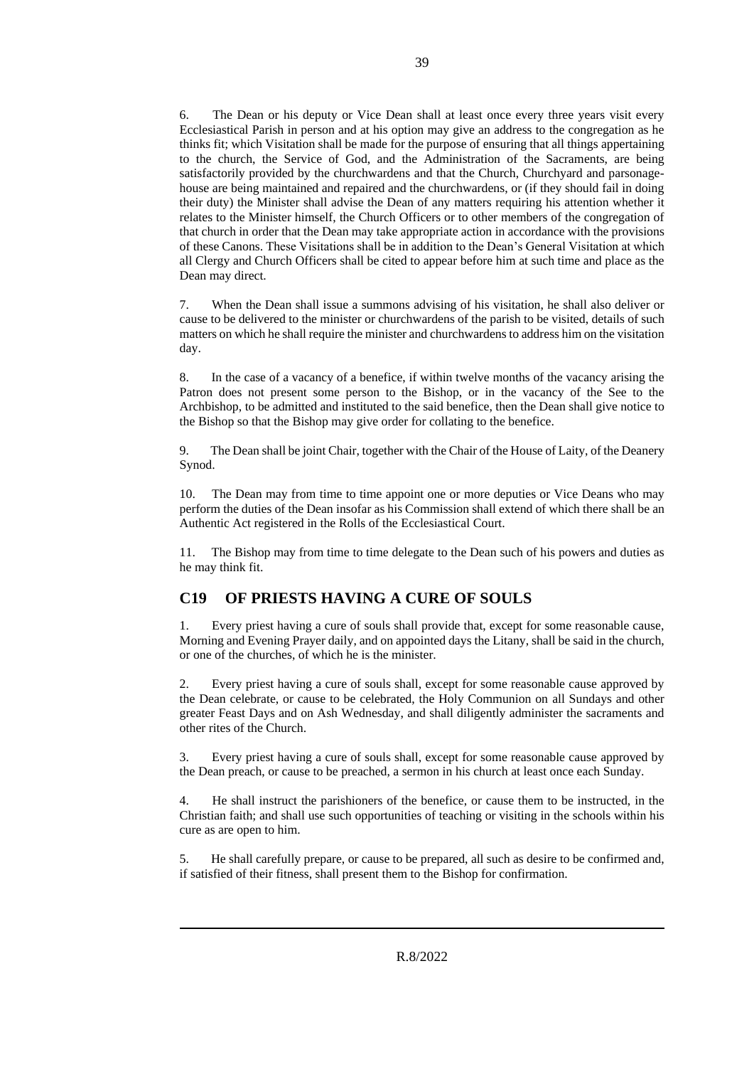6. The Dean or his deputy or Vice Dean shall at least once every three years visit every Ecclesiastical Parish in person and at his option may give an address to the congregation as he thinks fit; which Visitation shall be made for the purpose of ensuring that all things appertaining to the church, the Service of God, and the Administration of the Sacraments, are being satisfactorily provided by the churchwardens and that the Church, Churchyard and parsonage-house are being maintained and repaired and the churchwardens, or (if they should fail in doing their duty) the Minister shall advise the Dean of any matters requiring his attention whether it relates to the Minister himself, the Church Officers or to other members of the congregation of that church in order that the Dean may take appropriate action in accordance with the provisions of these Canons. These Visitations shall be in addition to the Dean's General Visitation at which all Clergy and Church Officers shall be cited to appear before him at such time and place as the Dean may direct.

7. When the Dean shall issue a summons advising of his visitation, he shall also deliver or cause to be delivered to the minister or churchwardens of the parish to be visited, details of such matters on which he shall require the minister and churchwardens to address him on the visitation day.

8. In the case of a vacancy of a benefice, if within twelve months of the vacancy arising the Patron does not present some person to the Bishop, or in the vacancy of the See to the Archbishop, to be admitted and instituted to the said benefice, then the Dean shall give notice to the Bishop so that the Bishop may give order for collating to the benefice.

9. The Dean shall be joint Chair, together with the Chair of the House of Laity, of the Deanery Synod.

10. The Dean may from time to time appoint one or more deputies or Vice Deans who may perform the duties of the Dean insofar as his Commission shall extend of which there shall be an Authentic Act registered in the Rolls of the Ecclesiastical Court.

11. The Bishop may from time to time delegate to the Dean such of his powers and duties as he may think fit.

## C19 OF PRIESTS HAVING A CURE OF SOULS

1. Every priest having a cure of souls shall provide that, except for some reasonable cause, Morning and Evening Prayer daily, and on appointed days the Litany, shall be said in the church, or one of the churches, of which he is the minister.

2. Every priest having a cure of souls shall, except for some reasonable cause approved by the Dean celebrate, or cause to be celebrated, the Holy Communion on all Sundays and other greater Feast Days and on Ash Wednesday, and shall diligently administer the sacraments and other rites of the Church.

3. Every priest having a cure of souls shall, except for some reasonable cause approved by the Dean preach, or cause to be preached, a sermon in his church at least once each Sunday.

4. He shall instruct the parishioners of the benefice, or cause them to be instructed, in the Christian faith; and shall use such opportunities of teaching or visiting in the schools within his cure as are open to him.

5. He shall carefully prepare, or cause to be prepared, all such as desire to be confirmed and, if satisfied of their fitness, shall present them to the Bishop for confirmation.

R.8/2022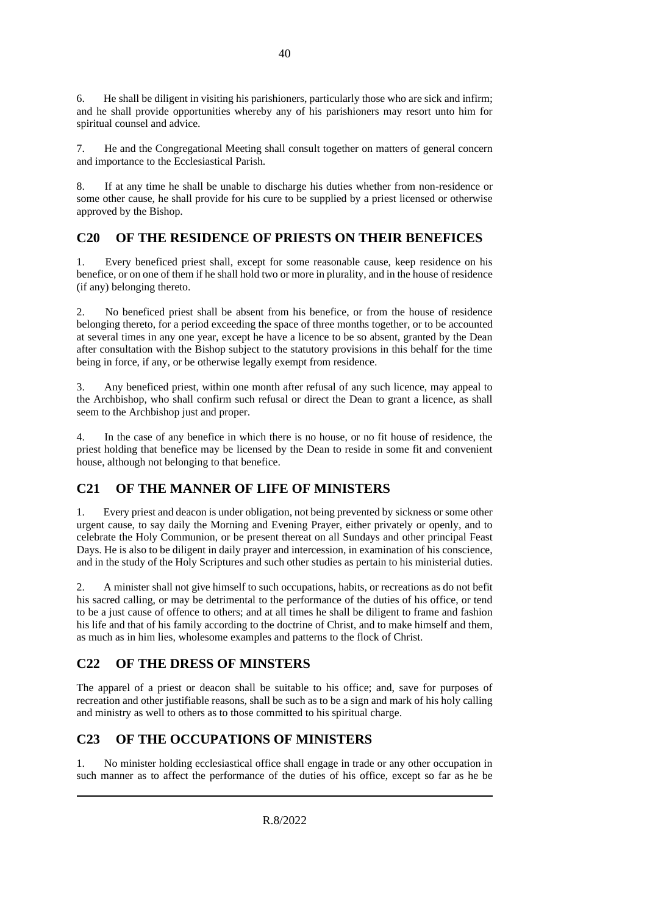6. He shall be diligent in visiting his parishioners, particularly those who are sick and infirm; and he shall provide opportunities whereby any of his parishioners may resort unto him for spiritual counsel and advice.

7. He and the Congregational Meeting shall consult together on matters of general concern and importance to the Ecclesiastical Parish.

8. If at any time he shall be unable to discharge his duties whether from non-residence or some other cause, he shall provide for his cure to be supplied by a priest licensed or otherwise approved by the Bishop.

## C20 OF THE RESIDENCE OF PRIESTS ON THEIR BENEFICES

1. Every beneficed priest shall, except for some reasonable cause, keep residence on his benefice, or on one of them if he shall hold two or more in plurality, and in the house of residence (if any) belonging thereto.

2. No beneficed priest shall be absent from his benefice, or from the house of residence belonging thereto, for a period exceeding the space of three months together, or to be accounted at several times in any one year, except he have a licence to be so absent, granted by the Dean after consultation with the Bishop subject to the statutory provisions in this behalf for the time being in force, if any, or be otherwise legally exempt from residence.

3. Any beneficed priest, within one month after refusal of any such licence, may appeal to the Archbishop, who shall confirm such refusal or direct the Dean to grant a licence, as shall seem to the Archbishop just and proper.

4. In the case of any benefice in which there is no house, or no fit house of residence, the priest holding that benefice may be licensed by the Dean to reside in some fit and convenient house, although not belonging to that benefice.

## C21 OF THE MANNER OF LIFE OF MINISTERS

1. Every priest and deacon is under obligation, not being prevented by sickness or some other urgent cause, to say daily the Morning and Evening Prayer, either privately or openly, and to celebrate the Holy Communion, or be present thereat on all Sundays and other principal Feast Days. He is also to be diligent in daily prayer and intercession, in examination of his conscience, and in the study of the Holy Scriptures and such other studies as pertain to his ministerial duties.

2. A minister shall not give himself to such occupations, habits, or recreations as do not befit his sacred calling, or may be detrimental to the performance of the duties of his office, or tend to be a just cause of offence to others; and at all times he shall be diligent to frame and fashion his life and that of his family according to the doctrine of Christ, and to make himself and them, as much as in him lies, wholesome examples and patterns to the flock of Christ.

## C22 OF THE DRESS OF MINSTERS

The apparel of a priest or deacon shall be suitable to his office; and, save for purposes of recreation and other justifiable reasons, shall be such as to be a sign and mark of his holy calling and ministry as well to others as to those committed to his spiritual charge.

## C23 OF THE OCCUPATIONS OF MINISTERS

1. No minister holding ecclesiastical office shall engage in trade or any other occupation in such manner as to affect the performance of the duties of his office, except so far as he be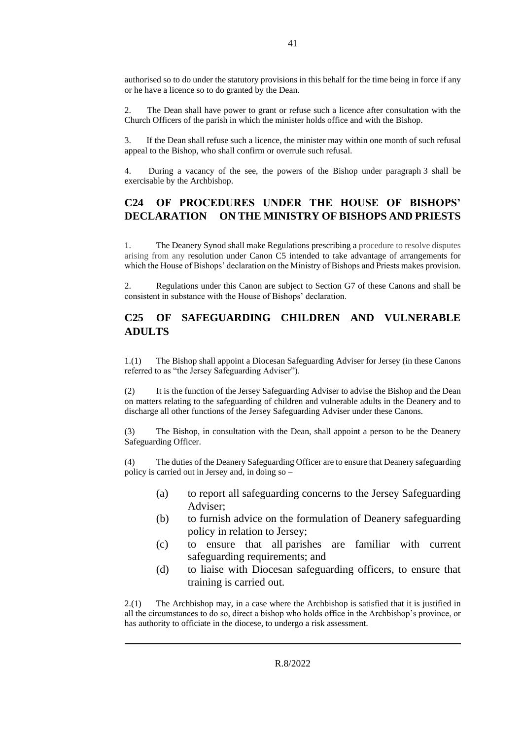authorised so to do under the statutory provisions in this behalf for the time being in force if any or he have a licence so to do granted by the Dean.

2. The Dean shall have power to grant or refuse such a licence after consultation with the Church Officers of the parish in which the minister holds office and with the Bishop.

3. If the Dean shall refuse such a licence, the minister may within one month of such refusal appeal to the Bishop, who shall confirm or overrule such refusal.

4. During a vacancy of the see, the powers of the Bishop under paragraph 3 shall be exercisable by the Archbishop.

## C24 OF PROCEDURES UNDER THE HOUSE OF BISHOPS' DECLARATION ON THE MINISTRY OF BISHOPS AND PRIESTS

1. The Deanery Synod shall make Regulations prescribing a procedure to resolve disputes arising from any resolution under Canon C5 intended to take advantage of arrangements for which the House of Bishops' declaration on the Ministry of Bishops and Priests makes provision.

2. Regulations under this Canon are subject to Section G7 of these Canons and shall be consistent in substance with the House of Bishops' declaration.

## C25 OF SAFEGUARDING CHILDREN AND VULNERABLE ADULTS

1.(1) The Bishop shall appoint a Diocesan Safeguarding Adviser for Jersey (in these Canons referred to as "the Jersey Safeguarding Adviser").

(2) It is the function of the Jersey Safeguarding Adviser to advise the Bishop and the Dean on matters relating to the safeguarding of children and vulnerable adults in the Deanery and to discharge all other functions of the Jersey Safeguarding Adviser under these Canons.

(3) The Bishop, in consultation with the Dean, shall appoint a person to be the Deanery Safeguarding Officer.

(4) The duties of the Deanery Safeguarding Officer are to ensure that Deanery safeguarding policy is carried out in Jersey and, in doing so –

(a) to report all safeguarding concerns to the Jersey Safeguarding Adviser;

(b) to furnish advice on the formulation of Deanery safeguarding policy in relation to Jersey;

(c) to ensure that all parishes are familiar with current safeguarding requirements; and

(d) to liaise with Diocesan safeguarding officers, to ensure that training is carried out.

2.(1) The Archbishop may, in a case where the Archbishop is satisfied that it is justified in all the circumstances to do so, direct a bishop who holds office in the Archbishop's province, or has authority to officiate in the diocese, to undergo a risk assessment.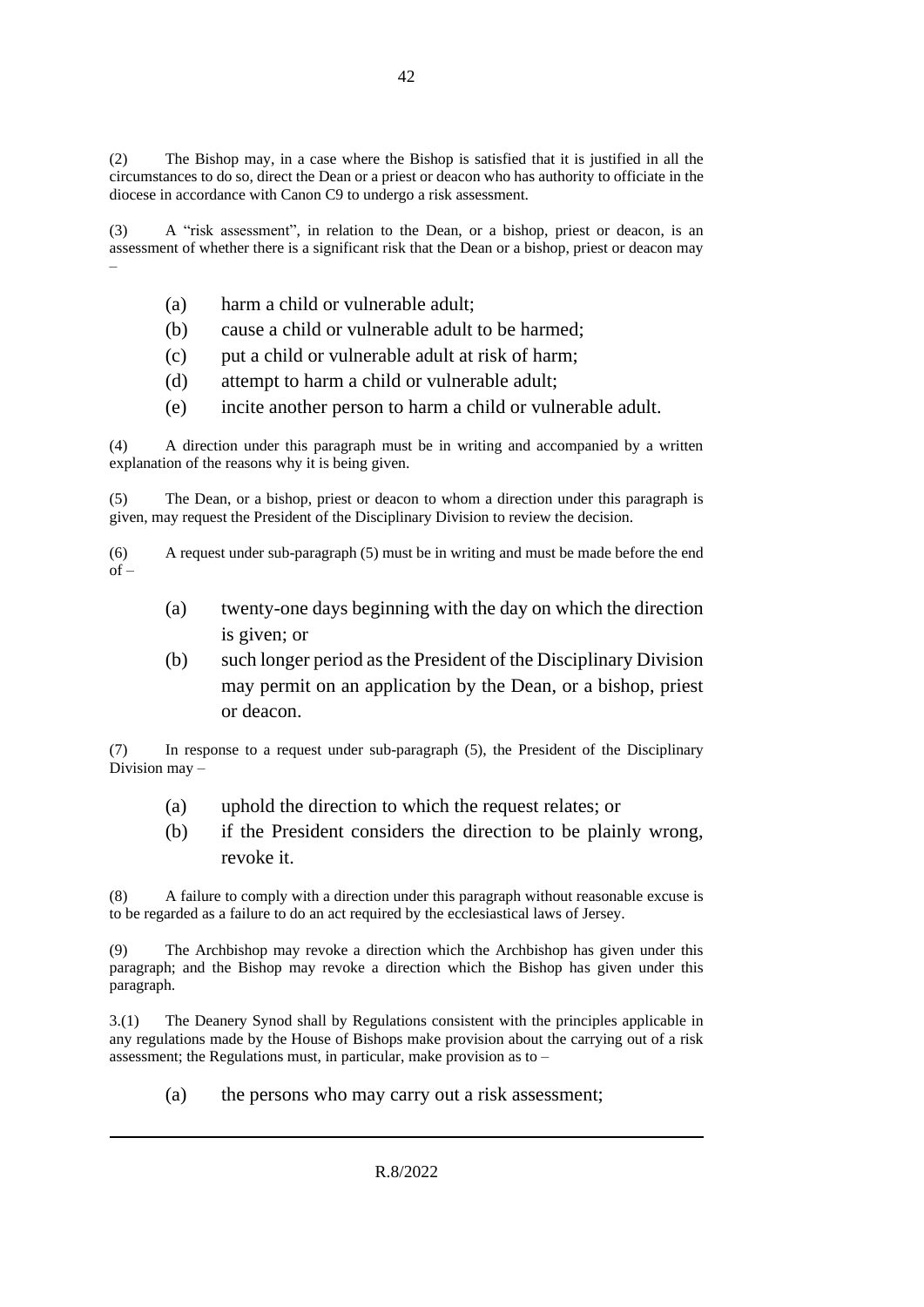(2) The Bishop may, in a case where the Bishop is satisfied that it is justified in all the circumstances to do so, direct the Dean or a priest or deacon who has authority to officiate in the diocese in accordance with Canon C9 to undergo a risk assessment.

(3) A "risk assessment", in relation to the Dean, or a bishop, priest or deacon, is an assessment of whether there is a significant risk that the Dean or a bishop, priest or deacon may –

(a) harm a child or vulnerable adult;

(b) cause a child or vulnerable adult to be harmed;

(c) put a child or vulnerable adult at risk of harm;

(d) attempt to harm a child or vulnerable adult;

(e) incite another person to harm a child or vulnerable adult.

(4) A direction under this paragraph must be in writing and accompanied by a written explanation of the reasons why it is being given.

(5) The Dean, or a bishop, priest or deacon to whom a direction under this paragraph is given, may request the President of the Disciplinary Division to review the decision.

(6) A request under sub-paragraph (5) must be in writing and must be made before the end of –

(a) twenty-one days beginning with the day on which the direction is given; or

(b) such longer period as the President of the Disciplinary Division may permit on an application by the Dean, or a bishop, priest or deacon.

(7) In response to a request under sub-paragraph (5), the President of the Disciplinary Division may –

(a) uphold the direction to which the request relates; or

(b) if the President considers the direction to be plainly wrong, revoke it.

(8) A failure to comply with a direction under this paragraph without reasonable excuse is to be regarded as a failure to do an act required by the ecclesiastical laws of Jersey.

(9) The Archbishop may revoke a direction which the Archbishop has given under this paragraph; and the Bishop may revoke a direction which the Bishop has given under this paragraph.

3.(1) The Deanery Synod shall by Regulations consistent with the principles applicable in any regulations made by the House of Bishops make provision about the carrying out of a risk assessment; the Regulations must, in particular, make provision as to –

(a) the persons who may carry out a risk assessment;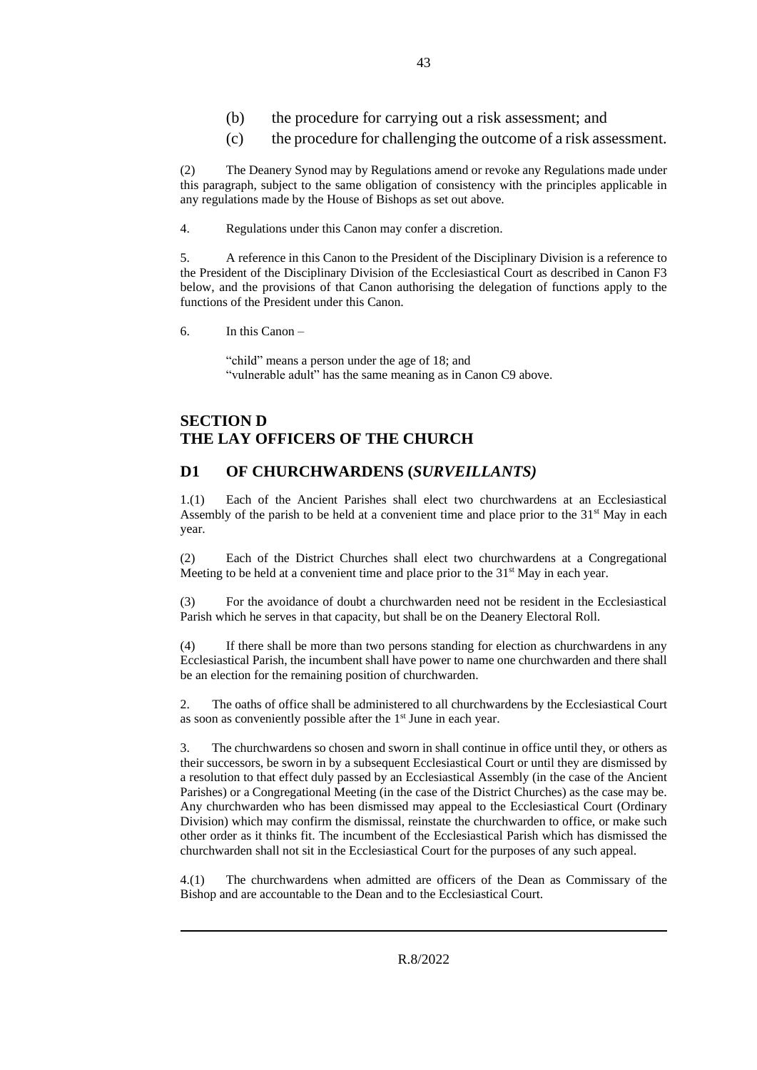(b) the procedure for carrying out a risk assessment; and

(c) the procedure for challenging the outcome of a risk assessment.

(2) The Deanery Synod may by Regulations amend or revoke any Regulations made under this paragraph, subject to the same obligation of consistency with the principles applicable in any regulations made by the House of Bishops as set out above.

4. Regulations under this Canon may confer a discretion.

5. A reference in this Canon to the President of the Disciplinary Division is a reference to the President of the Disciplinary Division of the Ecclesiastical Court as described in Canon F3 below, and the provisions of that Canon authorising the delegation of functions apply to the functions of the President under this Canon.

6. In this Canon –

"child" means a person under the age of 18; and
"vulnerable adult" has the same meaning as in Canon C9 above.

# SECTION D
# THE LAY OFFICERS OF THE CHURCH

## D1 OF CHURCHWARDENS (*SURVEILLANTS)*

1.(1) Each of the Ancient Parishes shall elect two churchwardens at an Ecclesiastical Assembly of the parish to be held at a convenient time and place prior to the 31st May in each year.

(2) Each of the District Churches shall elect two churchwardens at a Congregational Meeting to be held at a convenient time and place prior to the 31st May in each year.

(3) For the avoidance of doubt a churchwarden need not be resident in the Ecclesiastical Parish which he serves in that capacity, but shall be on the Deanery Electoral Roll.

(4) If there shall be more than two persons standing for election as churchwardens in any Ecclesiastical Parish, the incumbent shall have power to name one churchwarden and there shall be an election for the remaining position of churchwarden.

2. The oaths of office shall be administered to all churchwardens by the Ecclesiastical Court as soon as conveniently possible after the 1st June in each year.

3. The churchwardens so chosen and sworn in shall continue in office until they, or others as their successors, be sworn in by a subsequent Ecclesiastical Court or until they are dismissed by a resolution to that effect duly passed by an Ecclesiastical Assembly (in the case of the Ancient Parishes) or a Congregational Meeting (in the case of the District Churches) as the case may be. Any churchwarden who has been dismissed may appeal to the Ecclesiastical Court (Ordinary Division) which may confirm the dismissal, reinstate the churchwarden to office, or make such other order as it thinks fit. The incumbent of the Ecclesiastical Parish which has dismissed the churchwarden shall not sit in the Ecclesiastical Court for the purposes of any such appeal.

4.(1) The churchwardens when admitted are officers of the Dean as Commissary of the Bishop and are accountable to the Dean and to the Ecclesiastical Court.

R.8/2022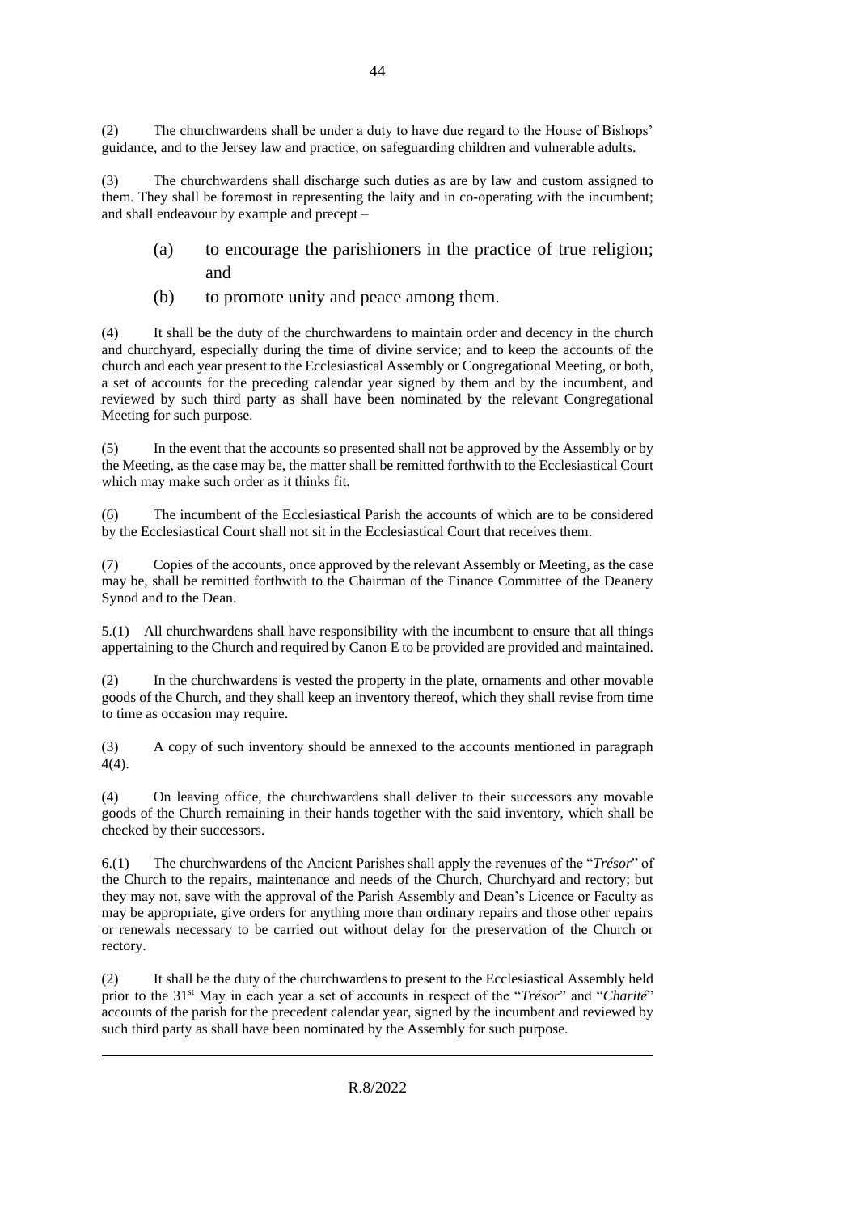(2) The churchwardens shall be under a duty to have due regard to the House of Bishops' guidance, and to the Jersey law and practice, on safeguarding children and vulnerable adults.

(3) The churchwardens shall discharge such duties as are by law and custom assigned to them. They shall be foremost in representing the laity and in co-operating with the incumbent; and shall endeavour by example and precept –

(a) to encourage the parishioners in the practice of true religion; and

(b) to promote unity and peace among them.

(4) It shall be the duty of the churchwardens to maintain order and decency in the church and churchyard, especially during the time of divine service; and to keep the accounts of the church and each year present to the Ecclesiastical Assembly or Congregational Meeting, or both, a set of accounts for the preceding calendar year signed by them and by the incumbent, and reviewed by such third party as shall have been nominated by the relevant Congregational Meeting for such purpose.

(5) In the event that the accounts so presented shall not be approved by the Assembly or by the Meeting, as the case may be, the matter shall be remitted forthwith to the Ecclesiastical Court which may make such order as it thinks fit.

(6) The incumbent of the Ecclesiastical Parish the accounts of which are to be considered by the Ecclesiastical Court shall not sit in the Ecclesiastical Court that receives them.

(7) Copies of the accounts, once approved by the relevant Assembly or Meeting, as the case may be, shall be remitted forthwith to the Chairman of the Finance Committee of the Deanery Synod and to the Dean.

5.(1) All churchwardens shall have responsibility with the incumbent to ensure that all things appertaining to the Church and required by Canon E to be provided are provided and maintained.

(2) In the churchwardens is vested the property in the plate, ornaments and other movable goods of the Church, and they shall keep an inventory thereof, which they shall revise from time to time as occasion may require.

(3) A copy of such inventory should be annexed to the accounts mentioned in paragraph 4(4).

(4) On leaving office, the churchwardens shall deliver to their successors any movable goods of the Church remaining in their hands together with the said inventory, which shall be checked by their successors.

6.(1) The churchwardens of the Ancient Parishes shall apply the revenues of the "*Trésor*" of the Church to the repairs, maintenance and needs of the Church, Churchyard and rectory; but they may not, save with the approval of the Parish Assembly and Dean's Licence or Faculty as may be appropriate, give orders for anything more than ordinary repairs and those other repairs or renewals necessary to be carried out without delay for the preservation of the Church or rectory.

(2) It shall be the duty of the churchwardens to present to the Ecclesiastical Assembly held prior to the 31st May in each year a set of accounts in respect of the "*Trésor*" and "*Charité*" accounts of the parish for the precedent calendar year, signed by the incumbent and reviewed by such third party as shall have been nominated by the Assembly for such purpose.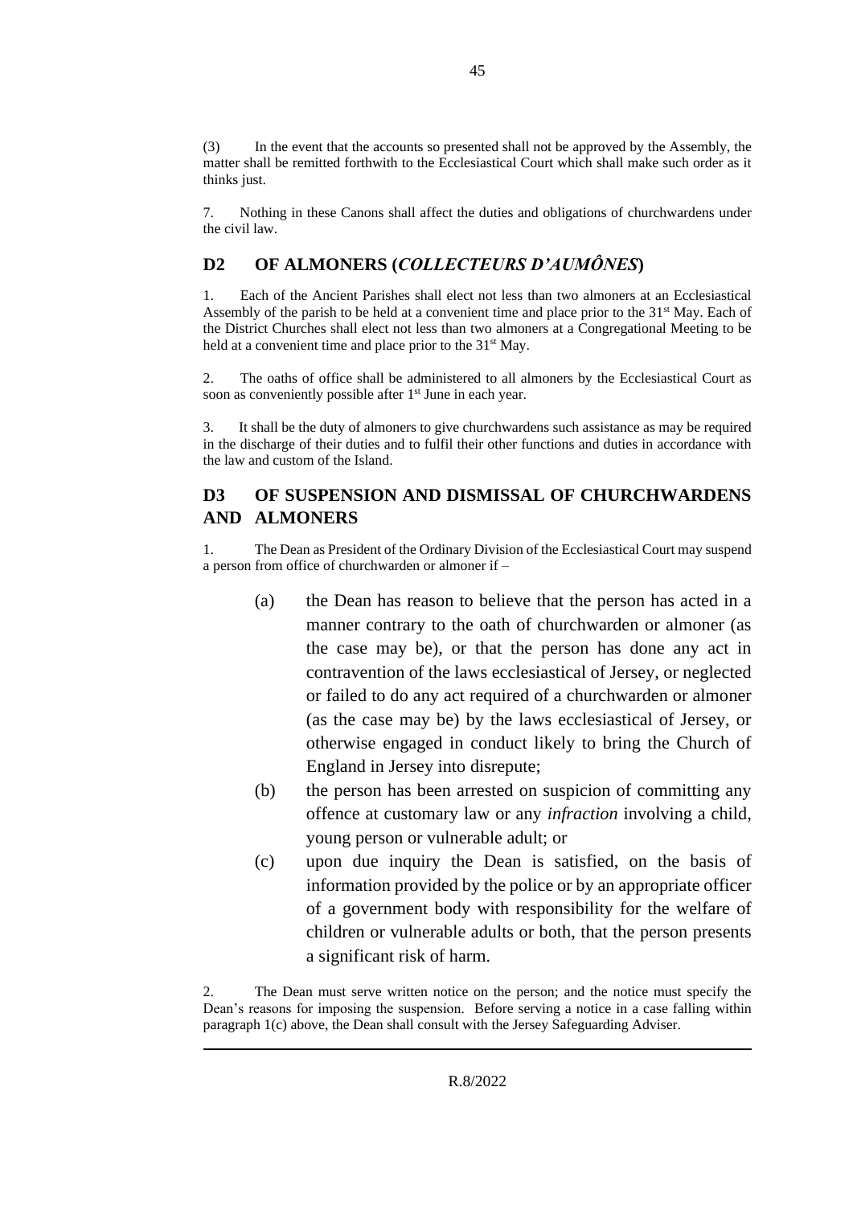(3) In the event that the accounts so presented shall not be approved by the Assembly, the matter shall be remitted forthwith to the Ecclesiastical Court which shall make such order as it thinks just.

7. Nothing in these Canons shall affect the duties and obligations of churchwardens under the civil law.

## D2 OF ALMONERS (*COLLECTEURS D'AUMÔNES*)

1. Each of the Ancient Parishes shall elect not less than two almoners at an Ecclesiastical Assembly of the parish to be held at a convenient time and place prior to the 31st May. Each of the District Churches shall elect not less than two almoners at a Congregational Meeting to be held at a convenient time and place prior to the 31st May.

2. The oaths of office shall be administered to all almoners by the Ecclesiastical Court as soon as conveniently possible after 1st June in each year.

3. It shall be the duty of almoners to give churchwardens such assistance as may be required in the discharge of their duties and to fulfil their other functions and duties in accordance with the law and custom of the Island.

## D3 OF SUSPENSION AND DISMISSAL OF CHURCHWARDENS AND ALMONERS

1. The Dean as President of the Ordinary Division of the Ecclesiastical Court may suspend a person from office of churchwarden or almoner if –

(a) the Dean has reason to believe that the person has acted in a manner contrary to the oath of churchwarden or almoner (as the case may be), or that the person has done any act in contravention of the laws ecclesiastical of Jersey, or neglected or failed to do any act required of a churchwarden or almoner (as the case may be) by the laws ecclesiastical of Jersey, or otherwise engaged in conduct likely to bring the Church of England in Jersey into disrepute;

(b) the person has been arrested on suspicion of committing any offence at customary law or any *infraction* involving a child, young person or vulnerable adult; or

(c) upon due inquiry the Dean is satisfied, on the basis of information provided by the police or by an appropriate officer of a government body with responsibility for the welfare of children or vulnerable adults or both, that the person presents a significant risk of harm.

2. The Dean must serve written notice on the person; and the notice must specify the Dean's reasons for imposing the suspension. Before serving a notice in a case falling within paragraph 1(c) above, the Dean shall consult with the Jersey Safeguarding Adviser.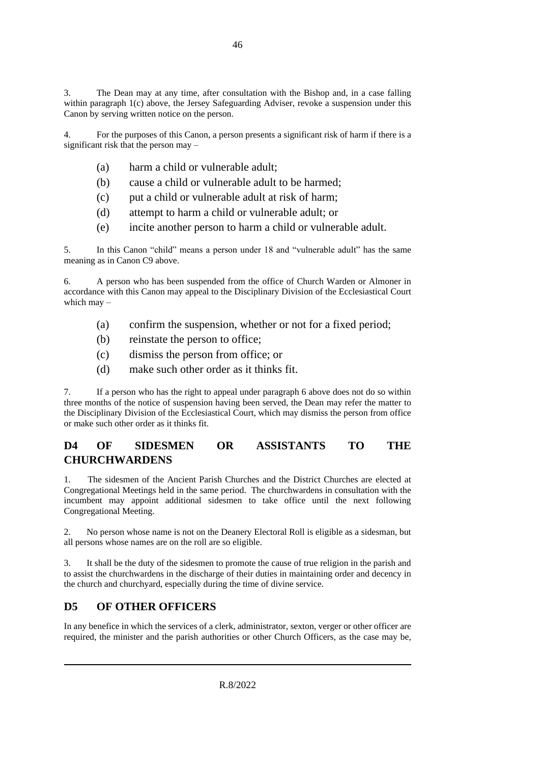3. The Dean may at any time, after consultation with the Bishop and, in a case falling within paragraph 1(c) above, the Jersey Safeguarding Adviser, revoke a suspension under this Canon by serving written notice on the person.

4. For the purposes of this Canon, a person presents a significant risk of harm if there is a significant risk that the person may –

(a) harm a child or vulnerable adult;

(b) cause a child or vulnerable adult to be harmed;

(c) put a child or vulnerable adult at risk of harm;

(d) attempt to harm a child or vulnerable adult; or

(e) incite another person to harm a child or vulnerable adult.

5. In this Canon "child" means a person under 18 and "vulnerable adult" has the same meaning as in Canon C9 above.

6. A person who has been suspended from the office of Church Warden or Almoner in accordance with this Canon may appeal to the Disciplinary Division of the Ecclesiastical Court which may –

(a) confirm the suspension, whether or not for a fixed period;

(b) reinstate the person to office;

(c) dismiss the person from office; or

(d) make such other order as it thinks fit.

7. If a person who has the right to appeal under paragraph 6 above does not do so within three months of the notice of suspension having been served, the Dean may refer the matter to the Disciplinary Division of the Ecclesiastical Court, which may dismiss the person from office or make such other order as it thinks fit.

## D4 OF SIDESMEN OR ASSISTANTS TO THE CHURCHWARDENS

1. The sidesmen of the Ancient Parish Churches and the District Churches are elected at Congregational Meetings held in the same period. The churchwardens in consultation with the incumbent may appoint additional sidesmen to take office until the next following Congregational Meeting.

2. No person whose name is not on the Deanery Electoral Roll is eligible as a sidesman, but all persons whose names are on the roll are so eligible.

3. It shall be the duty of the sidesmen to promote the cause of true religion in the parish and to assist the churchwardens in the discharge of their duties in maintaining order and decency in the church and churchyard, especially during the time of divine service.

## D5 OF OTHER OFFICERS

In any benefice in which the services of a clerk, administrator, sexton, verger or other officer are required, the minister and the parish authorities or other Church Officers, as the case may be,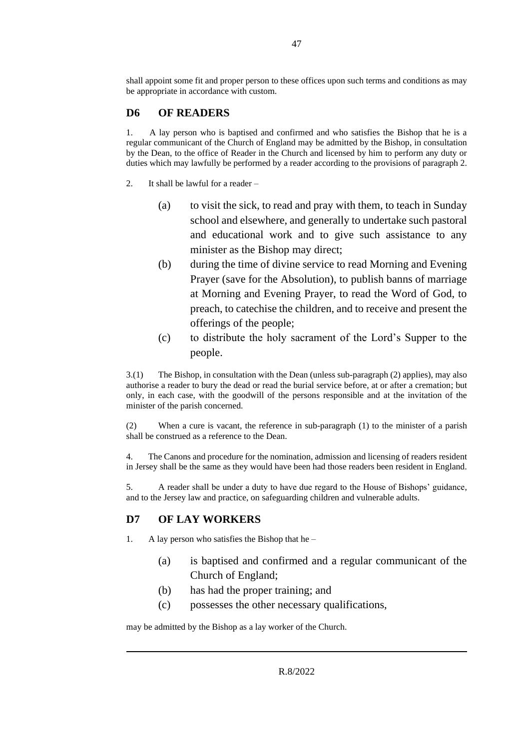shall appoint some fit and proper person to these offices upon such terms and conditions as may be appropriate in accordance with custom.

## D6 OF READERS

1. A lay person who is baptised and confirmed and who satisfies the Bishop that he is a regular communicant of the Church of England may be admitted by the Bishop, in consultation by the Dean, to the office of Reader in the Church and licensed by him to perform any duty or duties which may lawfully be performed by a reader according to the provisions of paragraph 2.

2. It shall be lawful for a reader –

   (a) to visit the sick, to read and pray with them, to teach in Sunday school and elsewhere, and generally to undertake such pastoral and educational work and to give such assistance to any minister as the Bishop may direct;

   (b) during the time of divine service to read Morning and Evening Prayer (save for the Absolution), to publish banns of marriage at Morning and Evening Prayer, to read the Word of God, to preach, to catechise the children, and to receive and present the offerings of the people;

   (c) to distribute the holy sacrament of the Lord's Supper to the people.

3.(1) The Bishop, in consultation with the Dean (unless sub-paragraph (2) applies), may also authorise a reader to bury the dead or read the burial service before, at or after a cremation; but only, in each case, with the goodwill of the persons responsible and at the invitation of the minister of the parish concerned.

(2) When a cure is vacant, the reference in sub-paragraph (1) to the minister of a parish shall be construed as a reference to the Dean.

4. The Canons and procedure for the nomination, admission and licensing of readers resident in Jersey shall be the same as they would have been had those readers been resident in England.

5. A reader shall be under a duty to have due regard to the House of Bishops' guidance, and to the Jersey law and practice, on safeguarding children and vulnerable adults.

## D7 OF LAY WORKERS

1. A lay person who satisfies the Bishop that he –

   (a) is baptised and confirmed and a regular communicant of the Church of England;

   (b) has had the proper training; and

   (c) possesses the other necessary qualifications,

may be admitted by the Bishop as a lay worker of the Church.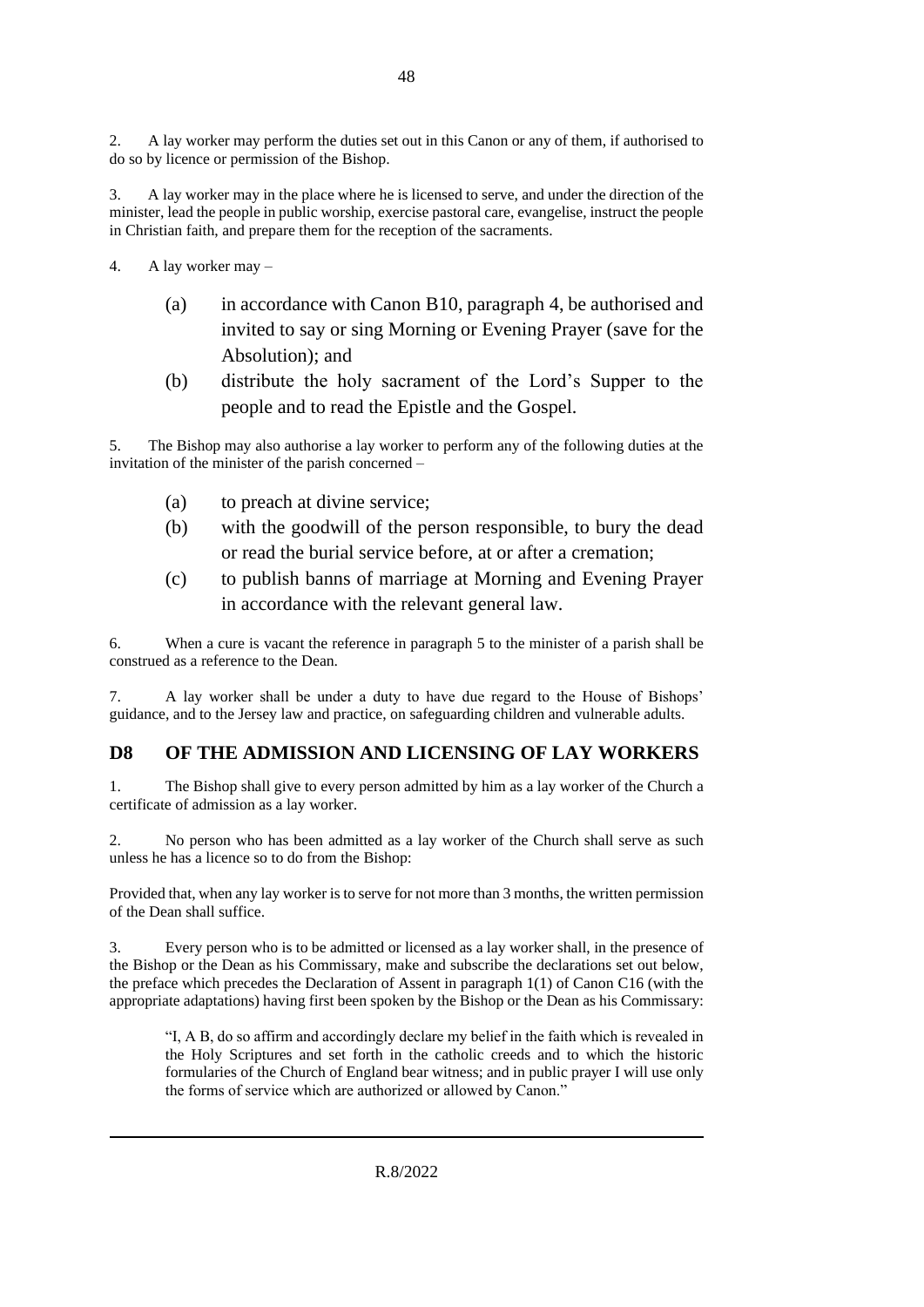2. A lay worker may perform the duties set out in this Canon or any of them, if authorised to do so by licence or permission of the Bishop.

3. A lay worker may in the place where he is licensed to serve, and under the direction of the minister, lead the people in public worship, exercise pastoral care, evangelise, instruct the people in Christian faith, and prepare them for the reception of the sacraments.

4. A lay worker may –

(a) in accordance with Canon B10, paragraph 4, be authorised and invited to say or sing Morning or Evening Prayer (save for the Absolution); and

(b) distribute the holy sacrament of the Lord's Supper to the people and to read the Epistle and the Gospel.

5. The Bishop may also authorise a lay worker to perform any of the following duties at the invitation of the minister of the parish concerned –

(a) to preach at divine service;

(b) with the goodwill of the person responsible, to bury the dead or read the burial service before, at or after a cremation;

(c) to publish banns of marriage at Morning and Evening Prayer in accordance with the relevant general law.

6. When a cure is vacant the reference in paragraph 5 to the minister of a parish shall be construed as a reference to the Dean.

7. A lay worker shall be under a duty to have due regard to the House of Bishops' guidance, and to the Jersey law and practice, on safeguarding children and vulnerable adults.

## D8 OF THE ADMISSION AND LICENSING OF LAY WORKERS

1. The Bishop shall give to every person admitted by him as a lay worker of the Church a certificate of admission as a lay worker.

2. No person who has been admitted as a lay worker of the Church shall serve as such unless he has a licence so to do from the Bishop:

Provided that, when any lay worker is to serve for not more than 3 months, the written permission of the Dean shall suffice.

3. Every person who is to be admitted or licensed as a lay worker shall, in the presence of the Bishop or the Dean as his Commissary, make and subscribe the declarations set out below, the preface which precedes the Declaration of Assent in paragraph 1(1) of Canon C16 (with the appropriate adaptations) having first been spoken by the Bishop or the Dean as his Commissary:

> "I, A B, do so affirm and accordingly declare my belief in the faith which is revealed in the Holy Scriptures and set forth in the catholic creeds and to which the historic formularies of the Church of England bear witness; and in public prayer I will use only the forms of service which are authorized or allowed by Canon."

R.8/2022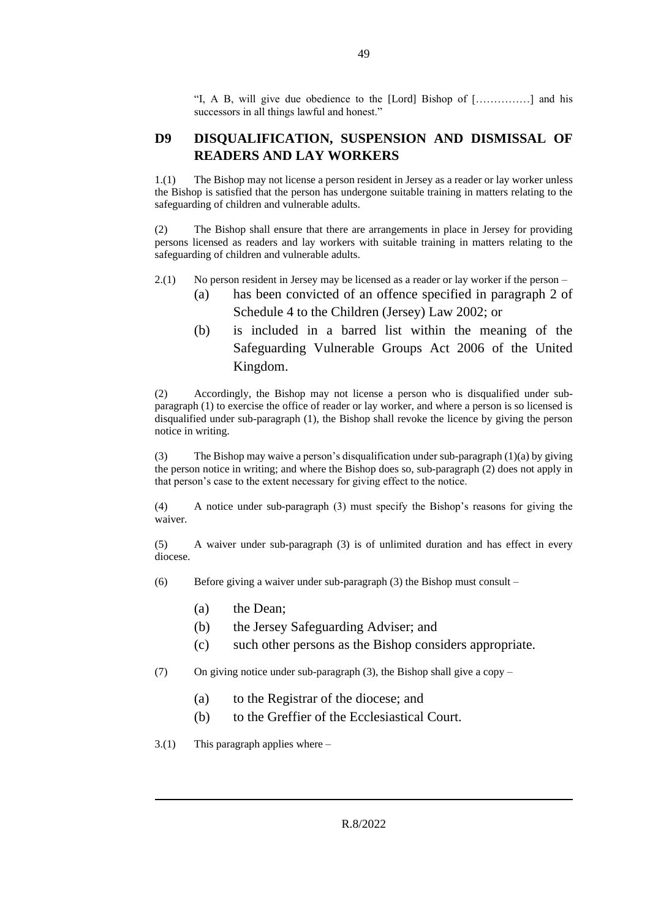"I, A B, will give due obedience to the [Lord] Bishop of [……………] and his successors in all things lawful and honest."

## D9 DISQUALIFICATION, SUSPENSION AND DISMISSAL OF READERS AND LAY WORKERS

1.(1) The Bishop may not license a person resident in Jersey as a reader or lay worker unless the Bishop is satisfied that the person has undergone suitable training in matters relating to the safeguarding of children and vulnerable adults.

(2) The Bishop shall ensure that there are arrangements in place in Jersey for providing persons licensed as readers and lay workers with suitable training in matters relating to the safeguarding of children and vulnerable adults.

2.(1) No person resident in Jersey may be licensed as a reader or lay worker if the person –

- (a) has been convicted of an offence specified in paragraph 2 of Schedule 4 to the Children (Jersey) Law 2002; or
- (b) is included in a barred list within the meaning of the Safeguarding Vulnerable Groups Act 2006 of the United Kingdom.

(2) Accordingly, the Bishop may not license a person who is disqualified under sub-paragraph (1) to exercise the office of reader or lay worker, and where a person is so licensed is disqualified under sub-paragraph (1), the Bishop shall revoke the licence by giving the person notice in writing.

(3) The Bishop may waive a person's disqualification under sub-paragraph (1)(a) by giving the person notice in writing; and where the Bishop does so, sub-paragraph (2) does not apply in that person's case to the extent necessary for giving effect to the notice.

(4) A notice under sub-paragraph (3) must specify the Bishop's reasons for giving the waiver.

(5) A waiver under sub-paragraph (3) is of unlimited duration and has effect in every diocese.

(6) Before giving a waiver under sub-paragraph (3) the Bishop must consult –

- (a) the Dean;
- (b) the Jersey Safeguarding Adviser; and
- (c) such other persons as the Bishop considers appropriate.

(7) On giving notice under sub-paragraph (3), the Bishop shall give a copy –

- (a) to the Registrar of the diocese; and
- (b) to the Greffier of the Ecclesiastical Court.

3.(1) This paragraph applies where –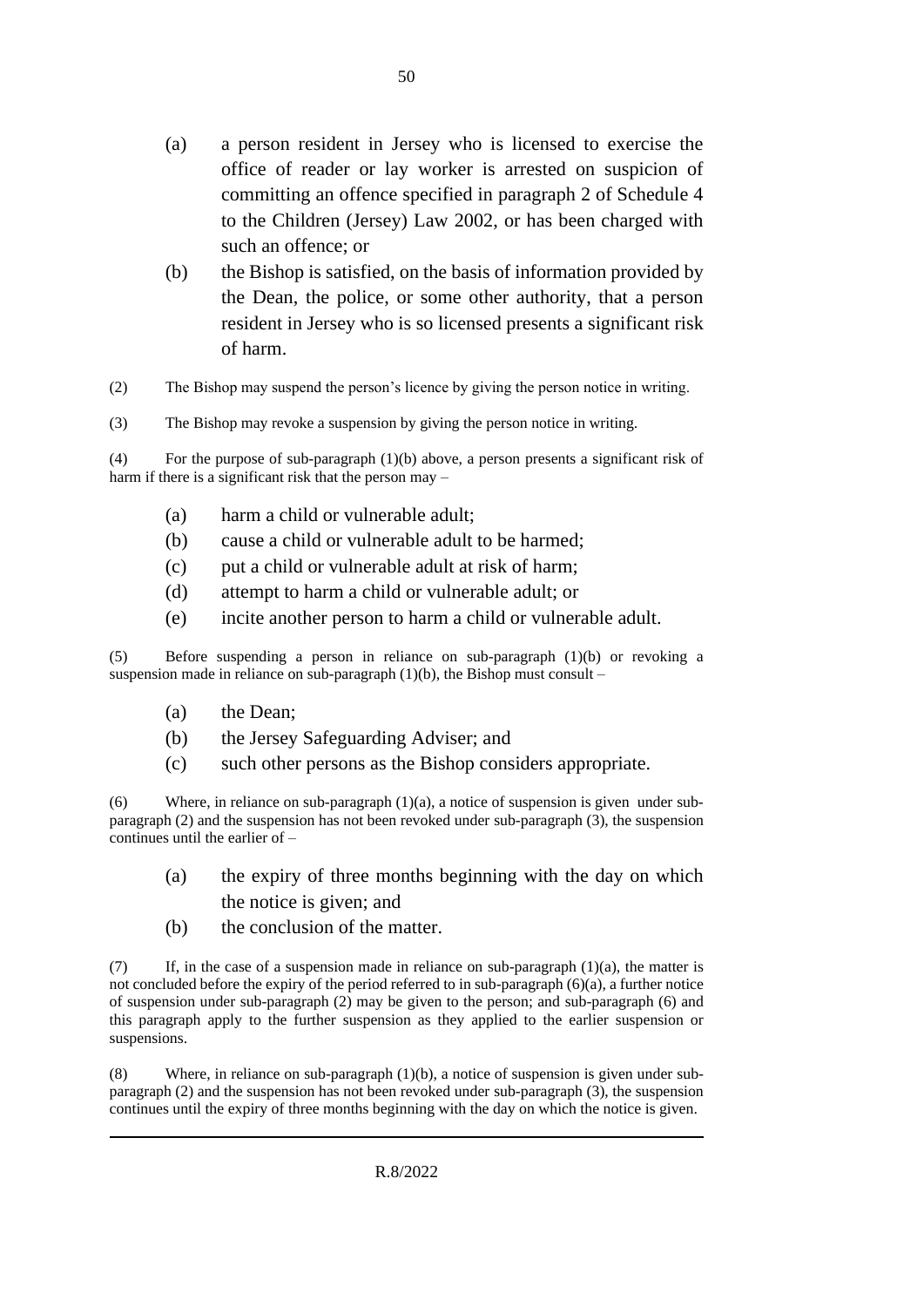(a) a person resident in Jersey who is licensed to exercise the office of reader or lay worker is arrested on suspicion of committing an offence specified in paragraph 2 of Schedule 4 to the Children (Jersey) Law 2002, or has been charged with such an offence; or

(b) the Bishop is satisfied, on the basis of information provided by the Dean, the police, or some other authority, that a person resident in Jersey who is so licensed presents a significant risk of harm.

(2) The Bishop may suspend the person's licence by giving the person notice in writing.

(3) The Bishop may revoke a suspension by giving the person notice in writing.

(4) For the purpose of sub-paragraph (1)(b) above, a person presents a significant risk of harm if there is a significant risk that the person may –

(a) harm a child or vulnerable adult;

(b) cause a child or vulnerable adult to be harmed;

(c) put a child or vulnerable adult at risk of harm;

(d) attempt to harm a child or vulnerable adult; or

(e) incite another person to harm a child or vulnerable adult.

(5) Before suspending a person in reliance on sub-paragraph (1)(b) or revoking a suspension made in reliance on sub-paragraph (1)(b), the Bishop must consult –

(a) the Dean;

(b) the Jersey Safeguarding Adviser; and

(c) such other persons as the Bishop considers appropriate.

(6) Where, in reliance on sub-paragraph (1)(a), a notice of suspension is given under sub-paragraph (2) and the suspension has not been revoked under sub-paragraph (3), the suspension continues until the earlier of –

(a) the expiry of three months beginning with the day on which the notice is given; and

(b) the conclusion of the matter.

(7) If, in the case of a suspension made in reliance on sub-paragraph (1)(a), the matter is not concluded before the expiry of the period referred to in sub-paragraph (6)(a), a further notice of suspension under sub-paragraph (2) may be given to the person; and sub-paragraph (6) and this paragraph apply to the further suspension as they applied to the earlier suspension or suspensions.

(8) Where, in reliance on sub-paragraph (1)(b), a notice of suspension is given under sub-paragraph (2) and the suspension has not been revoked under sub-paragraph (3), the suspension continues until the expiry of three months beginning with the day on which the notice is given.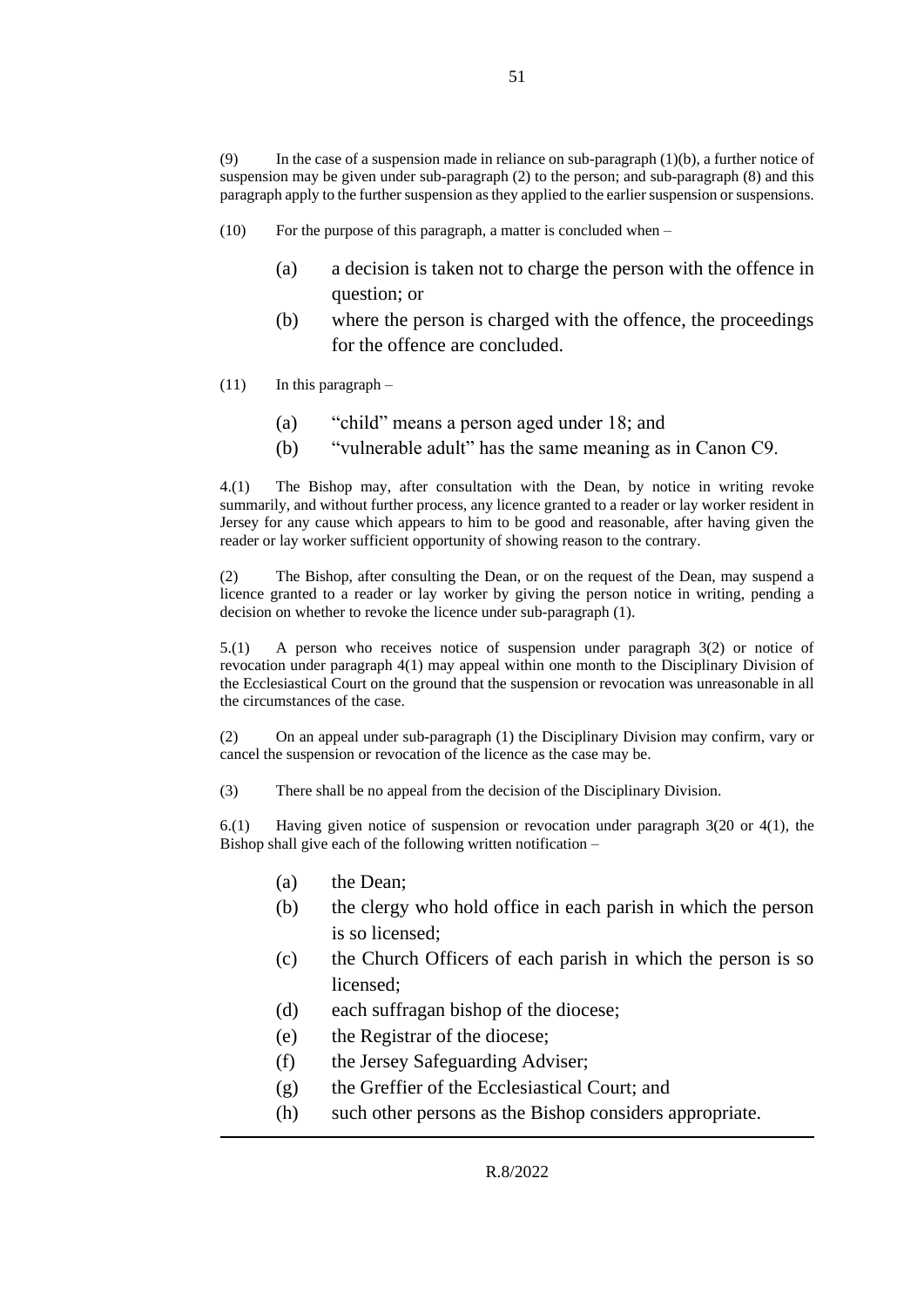(9) In the case of a suspension made in reliance on sub-paragraph (1)(b), a further notice of suspension may be given under sub-paragraph (2) to the person; and sub-paragraph (8) and this paragraph apply to the further suspension as they applied to the earlier suspension or suspensions.

(10) For the purpose of this paragraph, a matter is concluded when –

- (a) a decision is taken not to charge the person with the offence in question; or
- (b) where the person is charged with the offence, the proceedings for the offence are concluded.

(11) In this paragraph –

- (a) "child" means a person aged under 18; and
- (b) "vulnerable adult" has the same meaning as in Canon C9.

4.(1) The Bishop may, after consultation with the Dean, by notice in writing revoke summarily, and without further process, any licence granted to a reader or lay worker resident in Jersey for any cause which appears to him to be good and reasonable, after having given the reader or lay worker sufficient opportunity of showing reason to the contrary.

(2) The Bishop, after consulting the Dean, or on the request of the Dean, may suspend a licence granted to a reader or lay worker by giving the person notice in writing, pending a decision on whether to revoke the licence under sub-paragraph (1).

5.(1) A person who receives notice of suspension under paragraph 3(2) or notice of revocation under paragraph 4(1) may appeal within one month to the Disciplinary Division of the Ecclesiastical Court on the ground that the suspension or revocation was unreasonable in all the circumstances of the case.

(2) On an appeal under sub-paragraph (1) the Disciplinary Division may confirm, vary or cancel the suspension or revocation of the licence as the case may be.

(3) There shall be no appeal from the decision of the Disciplinary Division.

6.(1) Having given notice of suspension or revocation under paragraph 3(20 or 4(1), the Bishop shall give each of the following written notification –

- (a) the Dean;
- (b) the clergy who hold office in each parish in which the person is so licensed;
- (c) the Church Officers of each parish in which the person is so licensed;
- (d) each suffragan bishop of the diocese;
- (e) the Registrar of the diocese;
- (f) the Jersey Safeguarding Adviser;
- (g) the Greffier of the Ecclesiastical Court; and
- (h) such other persons as the Bishop considers appropriate.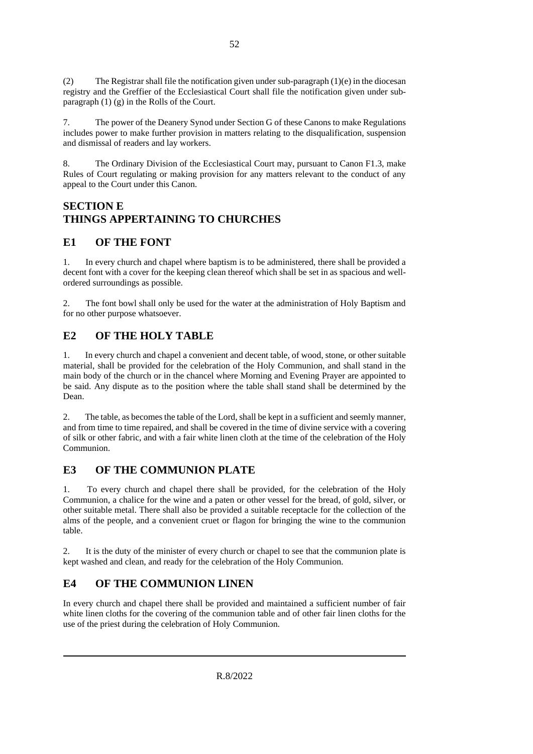(2) The Registrar shall file the notification given under sub-paragraph (1)(e) in the diocesan registry and the Greffier of the Ecclesiastical Court shall file the notification given under sub-paragraph (1) (g) in the Rolls of the Court.

7. The power of the Deanery Synod under Section G of these Canons to make Regulations includes power to make further provision in matters relating to the disqualification, suspension and dismissal of readers and lay workers.

8. The Ordinary Division of the Ecclesiastical Court may, pursuant to Canon F1.3, make Rules of Court regulating or making provision for any matters relevant to the conduct of any appeal to the Court under this Canon.

# SECTION E
# THINGS APPERTAINING TO CHURCHES

## E1 OF THE FONT

1. In every church and chapel where baptism is to be administered, there shall be provided a decent font with a cover for the keeping clean thereof which shall be set in as spacious and well-ordered surroundings as possible.

2. The font bowl shall only be used for the water at the administration of Holy Baptism and for no other purpose whatsoever.

## E2 OF THE HOLY TABLE

1. In every church and chapel a convenient and decent table, of wood, stone, or other suitable material, shall be provided for the celebration of the Holy Communion, and shall stand in the main body of the church or in the chancel where Morning and Evening Prayer are appointed to be said. Any dispute as to the position where the table shall stand shall be determined by the Dean.

2. The table, as becomes the table of the Lord, shall be kept in a sufficient and seemly manner, and from time to time repaired, and shall be covered in the time of divine service with a covering of silk or other fabric, and with a fair white linen cloth at the time of the celebration of the Holy Communion.

## E3 OF THE COMMUNION PLATE

1. To every church and chapel there shall be provided, for the celebration of the Holy Communion, a chalice for the wine and a paten or other vessel for the bread, of gold, silver, or other suitable metal. There shall also be provided a suitable receptacle for the collection of the alms of the people, and a convenient cruet or flagon for bringing the wine to the communion table.

2. It is the duty of the minister of every church or chapel to see that the communion plate is kept washed and clean, and ready for the celebration of the Holy Communion.

## E4 OF THE COMMUNION LINEN

In every church and chapel there shall be provided and maintained a sufficient number of fair white linen cloths for the covering of the communion table and of other fair linen cloths for the use of the priest during the celebration of Holy Communion.

R.8/2022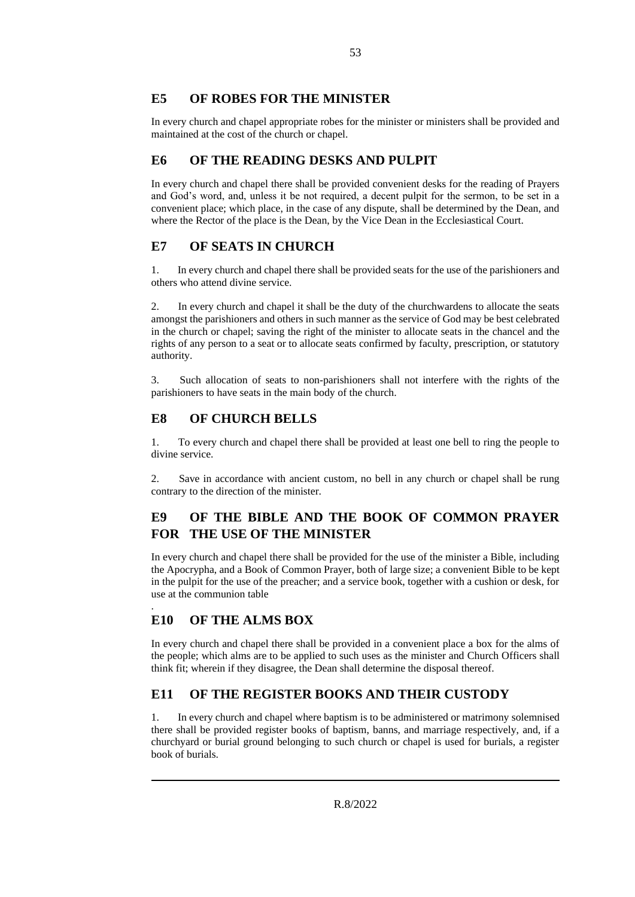## E5 OF ROBES FOR THE MINISTER

In every church and chapel appropriate robes for the minister or ministers shall be provided and maintained at the cost of the church or chapel.

## E6 OF THE READING DESKS AND PULPIT

In every church and chapel there shall be provided convenient desks for the reading of Prayers and God's word, and, unless it be not required, a decent pulpit for the sermon, to be set in a convenient place; which place, in the case of any dispute, shall be determined by the Dean, and where the Rector of the place is the Dean, by the Vice Dean in the Ecclesiastical Court.

## E7 OF SEATS IN CHURCH

1. In every church and chapel there shall be provided seats for the use of the parishioners and others who attend divine service.

2. In every church and chapel it shall be the duty of the churchwardens to allocate the seats amongst the parishioners and others in such manner as the service of God may be best celebrated in the church or chapel; saving the right of the minister to allocate seats in the chancel and the rights of any person to a seat or to allocate seats confirmed by faculty, prescription, or statutory authority.

3. Such allocation of seats to non-parishioners shall not interfere with the rights of the parishioners to have seats in the main body of the church.

## E8 OF CHURCH BELLS

1. To every church and chapel there shall be provided at least one bell to ring the people to divine service.

2. Save in accordance with ancient custom, no bell in any church or chapel shall be rung contrary to the direction of the minister.

## E9 OF THE BIBLE AND THE BOOK OF COMMON PRAYER FOR THE USE OF THE MINISTER

In every church and chapel there shall be provided for the use of the minister a Bible, including the Apocrypha, and a Book of Common Prayer, both of large size; a convenient Bible to be kept in the pulpit for the use of the preacher; and a service book, together with a cushion or desk, for use at the communion table

.

## E10 OF THE ALMS BOX

In every church and chapel there shall be provided in a convenient place a box for the alms of the people; which alms are to be applied to such uses as the minister and Church Officers shall think fit; wherein if they disagree, the Dean shall determine the disposal thereof.

## E11 OF THE REGISTER BOOKS AND THEIR CUSTODY

1. In every church and chapel where baptism is to be administered or matrimony solemnised there shall be provided register books of baptism, banns, and marriage respectively, and, if a churchyard or burial ground belonging to such church or chapel is used for burials, a register book of burials.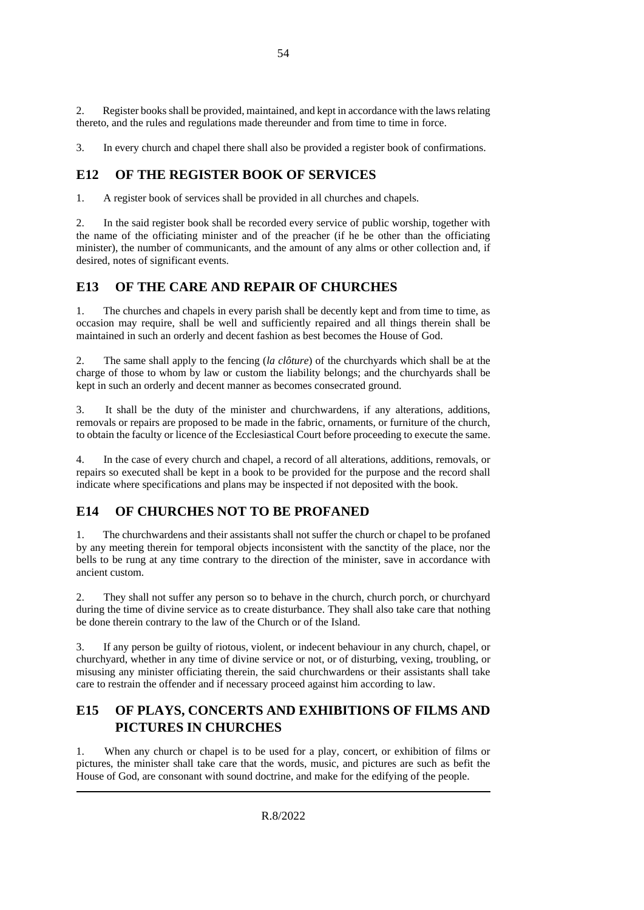2. Register books shall be provided, maintained, and kept in accordance with the laws relating thereto, and the rules and regulations made thereunder and from time to time in force.

3. In every church and chapel there shall also be provided a register book of confirmations.

## E12 OF THE REGISTER BOOK OF SERVICES

1. A register book of services shall be provided in all churches and chapels.

2. In the said register book shall be recorded every service of public worship, together with the name of the officiating minister and of the preacher (if he be other than the officiating minister), the number of communicants, and the amount of any alms or other collection and, if desired, notes of significant events.

## E13 OF THE CARE AND REPAIR OF CHURCHES

1. The churches and chapels in every parish shall be decently kept and from time to time, as occasion may require, shall be well and sufficiently repaired and all things therein shall be maintained in such an orderly and decent fashion as best becomes the House of God.

2. The same shall apply to the fencing (*la clôture*) of the churchyards which shall be at the charge of those to whom by law or custom the liability belongs; and the churchyards shall be kept in such an orderly and decent manner as becomes consecrated ground.

3. It shall be the duty of the minister and churchwardens, if any alterations, additions, removals or repairs are proposed to be made in the fabric, ornaments, or furniture of the church, to obtain the faculty or licence of the Ecclesiastical Court before proceeding to execute the same.

4. In the case of every church and chapel, a record of all alterations, additions, removals, or repairs so executed shall be kept in a book to be provided for the purpose and the record shall indicate where specifications and plans may be inspected if not deposited with the book.

## E14 OF CHURCHES NOT TO BE PROFANED

1. The churchwardens and their assistants shall not suffer the church or chapel to be profaned by any meeting therein for temporal objects inconsistent with the sanctity of the place, nor the bells to be rung at any time contrary to the direction of the minister, save in accordance with ancient custom.

2. They shall not suffer any person so to behave in the church, church porch, or churchyard during the time of divine service as to create disturbance. They shall also take care that nothing be done therein contrary to the law of the Church or of the Island.

3. If any person be guilty of riotous, violent, or indecent behaviour in any church, chapel, or churchyard, whether in any time of divine service or not, or of disturbing, vexing, troubling, or misusing any minister officiating therein, the said churchwardens or their assistants shall take care to restrain the offender and if necessary proceed against him according to law.

## E15 OF PLAYS, CONCERTS AND EXHIBITIONS OF FILMS AND PICTURES IN CHURCHES

1. When any church or chapel is to be used for a play, concert, or exhibition of films or pictures, the minister shall take care that the words, music, and pictures are such as befit the House of God, are consonant with sound doctrine, and make for the edifying of the people.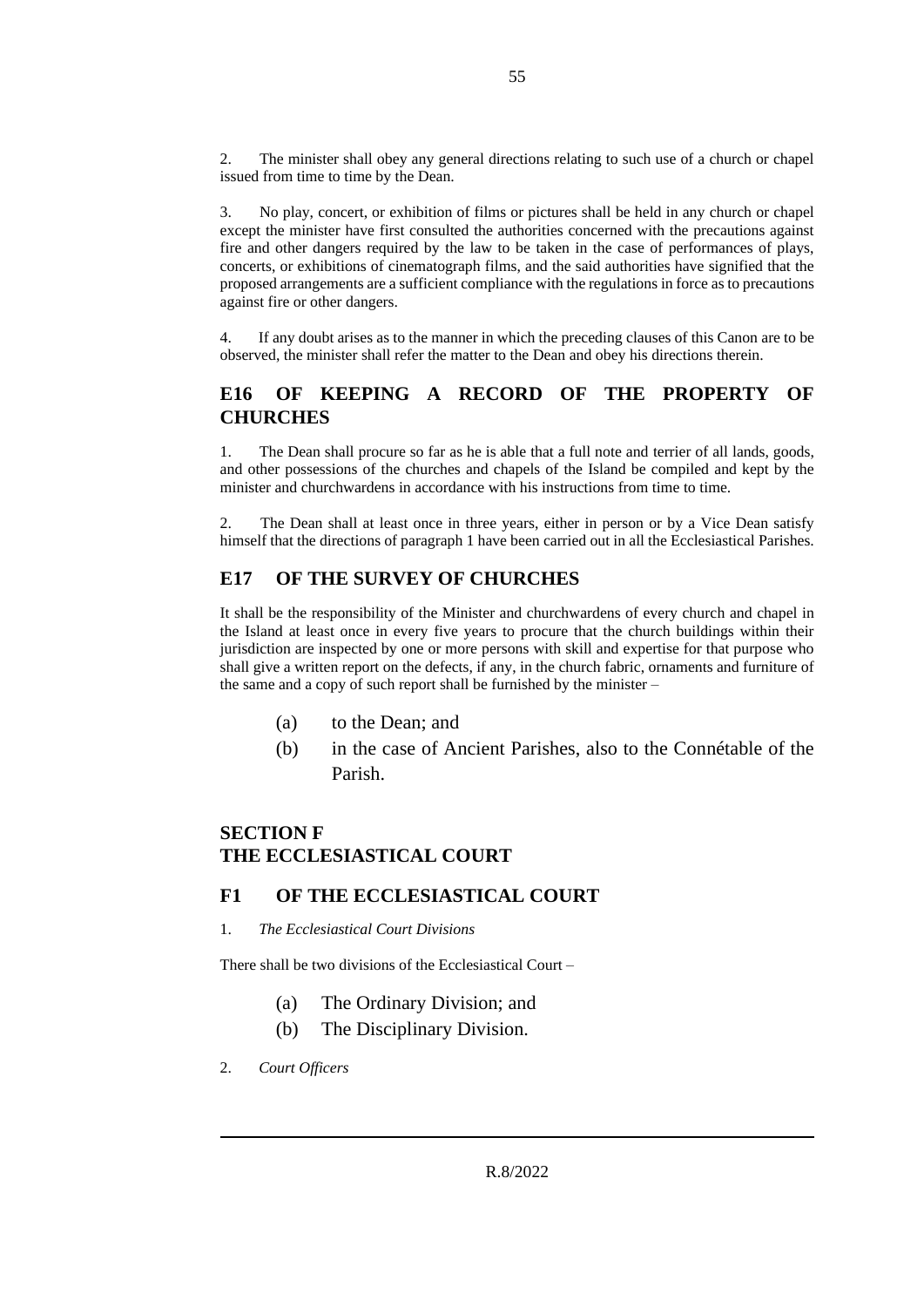2. The minister shall obey any general directions relating to such use of a church or chapel issued from time to time by the Dean.

3. No play, concert, or exhibition of films or pictures shall be held in any church or chapel except the minister have first consulted the authorities concerned with the precautions against fire and other dangers required by the law to be taken in the case of performances of plays, concerts, or exhibitions of cinematograph films, and the said authorities have signified that the proposed arrangements are a sufficient compliance with the regulations in force as to precautions against fire or other dangers.

4. If any doubt arises as to the manner in which the preceding clauses of this Canon are to be observed, the minister shall refer the matter to the Dean and obey his directions therein.

## E16 OF KEEPING A RECORD OF THE PROPERTY OF CHURCHES

1. The Dean shall procure so far as he is able that a full note and terrier of all lands, goods, and other possessions of the churches and chapels of the Island be compiled and kept by the minister and churchwardens in accordance with his instructions from time to time.

2. The Dean shall at least once in three years, either in person or by a Vice Dean satisfy himself that the directions of paragraph 1 have been carried out in all the Ecclesiastical Parishes.

## E17 OF THE SURVEY OF CHURCHES

It shall be the responsibility of the Minister and churchwardens of every church and chapel in the Island at least once in every five years to procure that the church buildings within their jurisdiction are inspected by one or more persons with skill and expertise for that purpose who shall give a written report on the defects, if any, in the church fabric, ornaments and furniture of the same and a copy of such report shall be furnished by the minister –

(a) to the Dean; and

(b) in the case of Ancient Parishes, also to the Connétable of the Parish.

# SECTION F
# THE ECCLESIASTICAL COURT

## F1 OF THE ECCLESIASTICAL COURT

1. *The Ecclesiastical Court Divisions*

There shall be two divisions of the Ecclesiastical Court –

(a) The Ordinary Division; and

(b) The Disciplinary Division.

2. *Court Officers*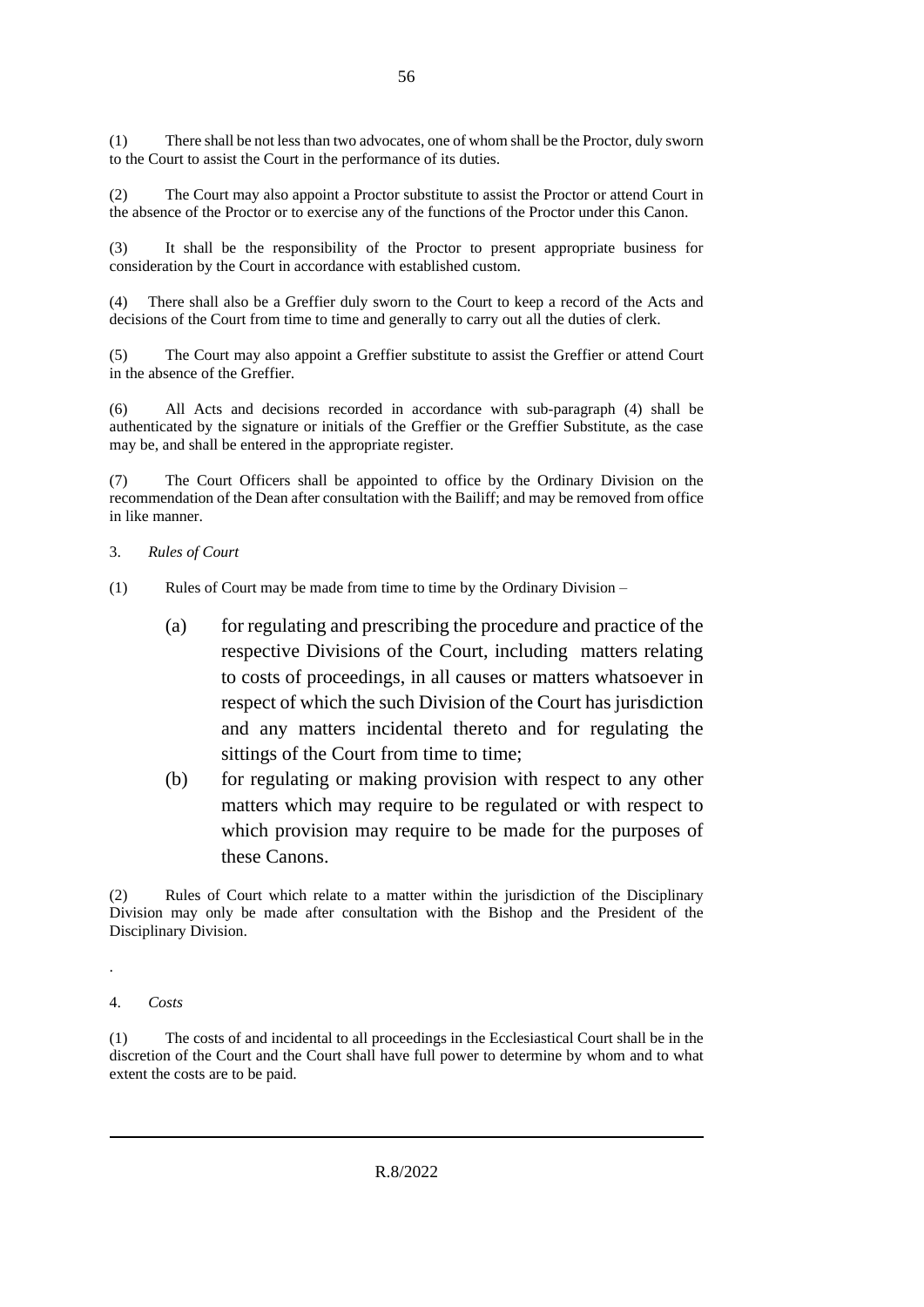(1) There shall be not less than two advocates, one of whom shall be the Proctor, duly sworn to the Court to assist the Court in the performance of its duties.

(2) The Court may also appoint a Proctor substitute to assist the Proctor or attend Court in the absence of the Proctor or to exercise any of the functions of the Proctor under this Canon.

(3) It shall be the responsibility of the Proctor to present appropriate business for consideration by the Court in accordance with established custom.

(4) There shall also be a Greffier duly sworn to the Court to keep a record of the Acts and decisions of the Court from time to time and generally to carry out all the duties of clerk.

(5) The Court may also appoint a Greffier substitute to assist the Greffier or attend Court in the absence of the Greffier.

(6) All Acts and decisions recorded in accordance with sub-paragraph (4) shall be authenticated by the signature or initials of the Greffier or the Greffier Substitute, as the case may be, and shall be entered in the appropriate register.

(7) The Court Officers shall be appointed to office by the Ordinary Division on the recommendation of the Dean after consultation with the Bailiff; and may be removed from office in like manner.

3. *Rules of Court*

(1) Rules of Court may be made from time to time by the Ordinary Division –

(a) for regulating and prescribing the procedure and practice of the respective Divisions of the Court, including matters relating to costs of proceedings, in all causes or matters whatsoever in respect of which the such Division of the Court has jurisdiction and any matters incidental thereto and for regulating the sittings of the Court from time to time;

(b) for regulating or making provision with respect to any other matters which may require to be regulated or with respect to which provision may require to be made for the purposes of these Canons.

(2) Rules of Court which relate to a matter within the jurisdiction of the Disciplinary Division may only be made after consultation with the Bishop and the President of the Disciplinary Division.

.

4. *Costs*

(1) The costs of and incidental to all proceedings in the Ecclesiastical Court shall be in the discretion of the Court and the Court shall have full power to determine by whom and to what extent the costs are to be paid.

R.8/2022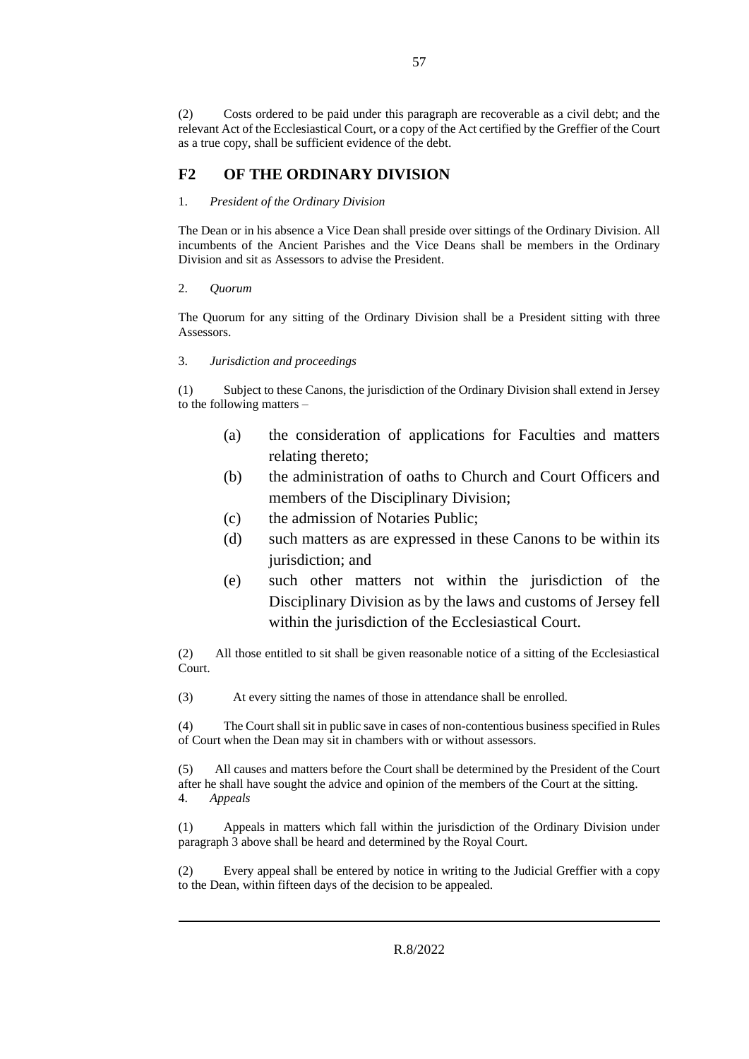(2) Costs ordered to be paid under this paragraph are recoverable as a civil debt; and the relevant Act of the Ecclesiastical Court, or a copy of the Act certified by the Greffier of the Court as a true copy, shall be sufficient evidence of the debt.

## F2 OF THE ORDINARY DIVISION

1. *President of the Ordinary Division*

The Dean or in his absence a Vice Dean shall preside over sittings of the Ordinary Division. All incumbents of the Ancient Parishes and the Vice Deans shall be members in the Ordinary Division and sit as Assessors to advise the President.

2. *Quorum*

The Quorum for any sitting of the Ordinary Division shall be a President sitting with three Assessors.

3. *Jurisdiction and proceedings*

(1) Subject to these Canons, the jurisdiction of the Ordinary Division shall extend in Jersey to the following matters –

- (a) the consideration of applications for Faculties and matters relating thereto;
- (b) the administration of oaths to Church and Court Officers and members of the Disciplinary Division;
- (c) the admission of Notaries Public;
- (d) such matters as are expressed in these Canons to be within its jurisdiction; and
- (e) such other matters not within the jurisdiction of the Disciplinary Division as by the laws and customs of Jersey fell within the jurisdiction of the Ecclesiastical Court.

(2) All those entitled to sit shall be given reasonable notice of a sitting of the Ecclesiastical Court.

(3) At every sitting the names of those in attendance shall be enrolled.

(4) The Court shall sit in public save in cases of non-contentious business specified in Rules of Court when the Dean may sit in chambers with or without assessors.

(5) All causes and matters before the Court shall be determined by the President of the Court after he shall have sought the advice and opinion of the members of the Court at the sitting.

4. *Appeals*

(1) Appeals in matters which fall within the jurisdiction of the Ordinary Division under paragraph 3 above shall be heard and determined by the Royal Court.

(2) Every appeal shall be entered by notice in writing to the Judicial Greffier with a copy to the Dean, within fifteen days of the decision to be appealed.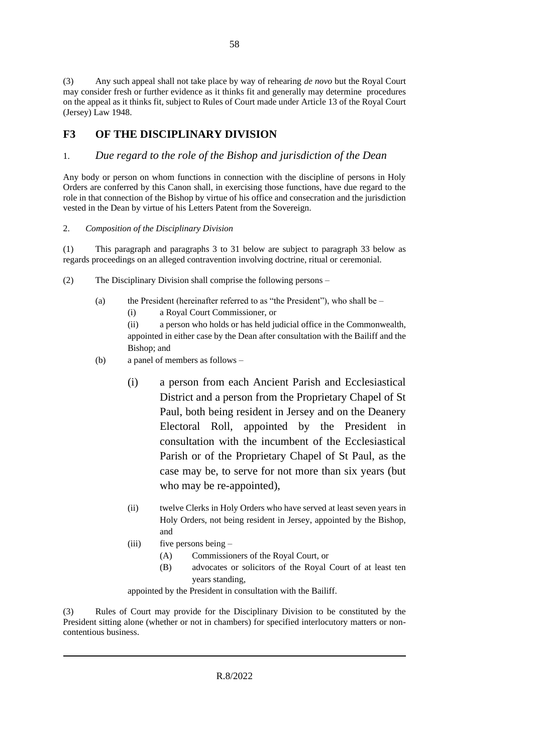(3) Any such appeal shall not take place by way of rehearing *de novo* but the Royal Court may consider fresh or further evidence as it thinks fit and generally may determine procedures on the appeal as it thinks fit, subject to Rules of Court made under Article 13 of the Royal Court (Jersey) Law 1948.

## F3 OF THE DISCIPLINARY DIVISION

### 1. *Due regard to the role of the Bishop and jurisdiction of the Dean*

Any body or person on whom functions in connection with the discipline of persons in Holy Orders are conferred by this Canon shall, in exercising those functions, have due regard to the role in that connection of the Bishop by virtue of his office and consecration and the jurisdiction vested in the Dean by virtue of his Letters Patent from the Sovereign.

2. *Composition of the Disciplinary Division*

(1) This paragraph and paragraphs 3 to 31 below are subject to paragraph 33 below as regards proceedings on an alleged contravention involving doctrine, ritual or ceremonial.

(2) The Disciplinary Division shall comprise the following persons –

(a) the President (hereinafter referred to as "the President"), who shall be –

(i) a Royal Court Commissioner, or

(ii) a person who holds or has held judicial office in the Commonwealth, appointed in either case by the Dean after consultation with the Bailiff and the Bishop; and

(b) a panel of members as follows –

(i) a person from each Ancient Parish and Ecclesiastical District and a person from the Proprietary Chapel of St Paul, both being resident in Jersey and on the Deanery Electoral Roll, appointed by the President in consultation with the incumbent of the Ecclesiastical Parish or of the Proprietary Chapel of St Paul, as the case may be, to serve for not more than six years (but who may be re-appointed),

(ii) twelve Clerks in Holy Orders who have served at least seven years in Holy Orders, not being resident in Jersey, appointed by the Bishop, and

(iii) five persons being –

(A) Commissioners of the Royal Court, or

(B) advocates or solicitors of the Royal Court of at least ten years standing,

appointed by the President in consultation with the Bailiff.

(3) Rules of Court may provide for the Disciplinary Division to be constituted by the President sitting alone (whether or not in chambers) for specified interlocutory matters or non-contentious business.

R.8/2022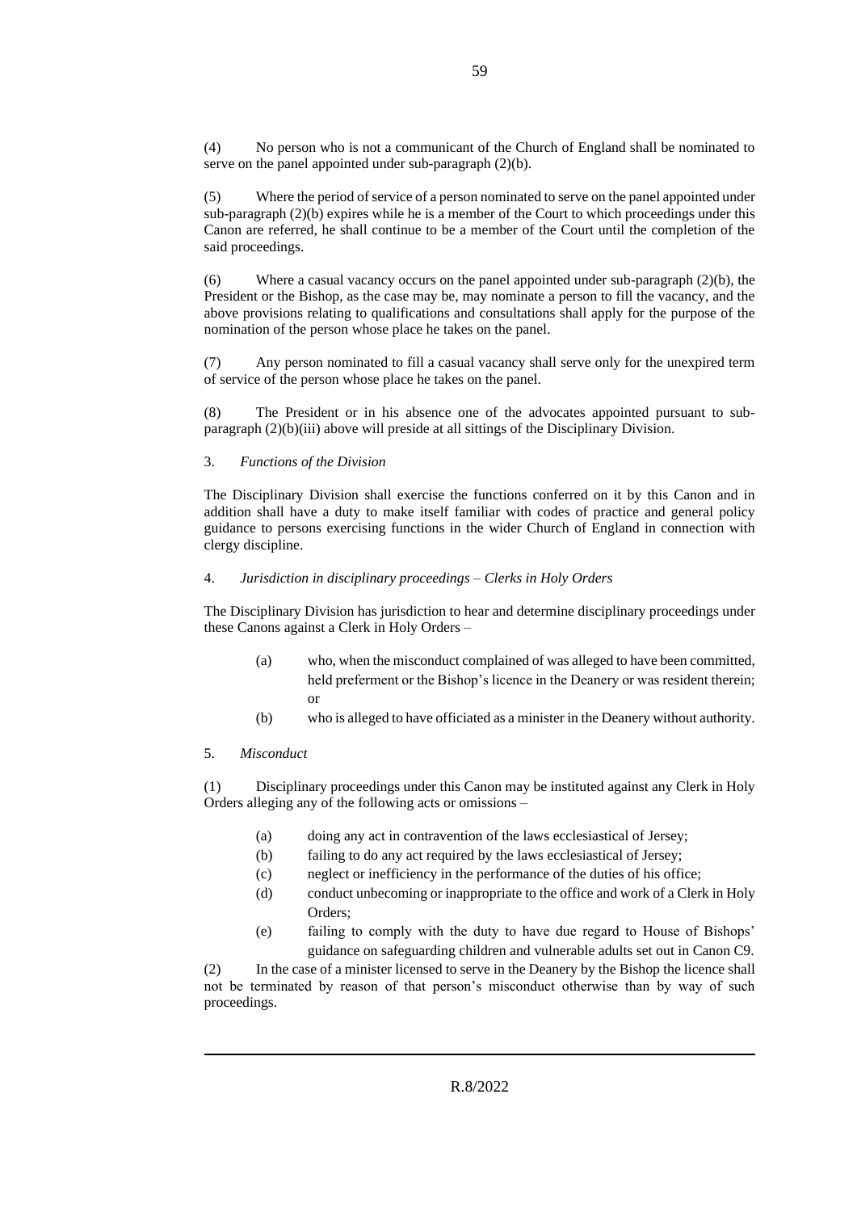(4) No person who is not a communicant of the Church of England shall be nominated to serve on the panel appointed under sub-paragraph (2)(b).

(5) Where the period of service of a person nominated to serve on the panel appointed under sub-paragraph (2)(b) expires while he is a member of the Court to which proceedings under this Canon are referred, he shall continue to be a member of the Court until the completion of the said proceedings.

(6) Where a casual vacancy occurs on the panel appointed under sub-paragraph (2)(b), the President or the Bishop, as the case may be, may nominate a person to fill the vacancy, and the above provisions relating to qualifications and consultations shall apply for the purpose of the nomination of the person whose place he takes on the panel.

(7) Any person nominated to fill a casual vacancy shall serve only for the unexpired term of service of the person whose place he takes on the panel.

(8) The President or in his absence one of the advocates appointed pursuant to sub-paragraph (2)(b)(iii) above will preside at all sittings of the Disciplinary Division.

3. *Functions of the Division*

The Disciplinary Division shall exercise the functions conferred on it by this Canon and in addition shall have a duty to make itself familiar with codes of practice and general policy guidance to persons exercising functions in the wider Church of England in connection with clergy discipline.

4. *Jurisdiction in disciplinary proceedings – Clerks in Holy Orders*

The Disciplinary Division has jurisdiction to hear and determine disciplinary proceedings under these Canons against a Clerk in Holy Orders –

(a) who, when the misconduct complained of was alleged to have been committed, held preferment or the Bishop's licence in the Deanery or was resident therein; or

(b) who is alleged to have officiated as a minister in the Deanery without authority.

5. *Misconduct*

(1) Disciplinary proceedings under this Canon may be instituted against any Clerk in Holy Orders alleging any of the following acts or omissions –

(a) doing any act in contravention of the laws ecclesiastical of Jersey;

(b) failing to do any act required by the laws ecclesiastical of Jersey;

(c) neglect or inefficiency in the performance of the duties of his office;

(d) conduct unbecoming or inappropriate to the office and work of a Clerk in Holy Orders;

(e) failing to comply with the duty to have due regard to House of Bishops' guidance on safeguarding children and vulnerable adults set out in Canon C9.

(2) In the case of a minister licensed to serve in the Deanery by the Bishop the licence shall not be terminated by reason of that person's misconduct otherwise than by way of such proceedings.

R.8/2022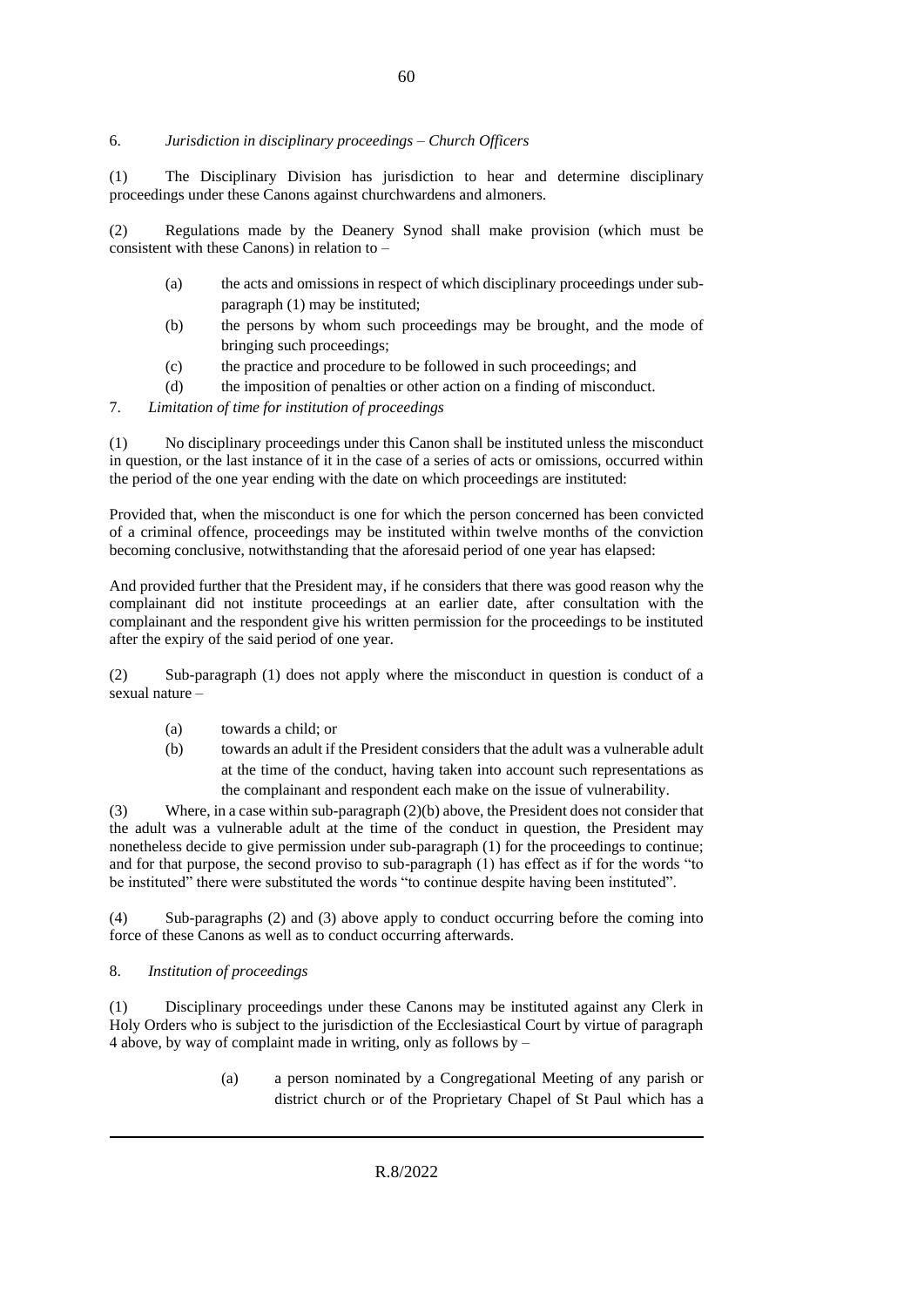6. *Jurisdiction in disciplinary proceedings – Church Officers*

(1) The Disciplinary Division has jurisdiction to hear and determine disciplinary proceedings under these Canons against churchwardens and almoners.

(2) Regulations made by the Deanery Synod shall make provision (which must be consistent with these Canons) in relation to –

- (a) the acts and omissions in respect of which disciplinary proceedings under sub-paragraph (1) may be instituted;
- (b) the persons by whom such proceedings may be brought, and the mode of bringing such proceedings;
- (c) the practice and procedure to be followed in such proceedings; and
- (d) the imposition of penalties or other action on a finding of misconduct.

7. *Limitation of time for institution of proceedings*

(1) No disciplinary proceedings under this Canon shall be instituted unless the misconduct in question, or the last instance of it in the case of a series of acts or omissions, occurred within the period of the one year ending with the date on which proceedings are instituted:

Provided that, when the misconduct is one for which the person concerned has been convicted of a criminal offence, proceedings may be instituted within twelve months of the conviction becoming conclusive, notwithstanding that the aforesaid period of one year has elapsed:

And provided further that the President may, if he considers that there was good reason why the complainant did not institute proceedings at an earlier date, after consultation with the complainant and the respondent give his written permission for the proceedings to be instituted after the expiry of the said period of one year.

(2) Sub-paragraph (1) does not apply where the misconduct in question is conduct of a sexual nature –

- (a) towards a child; or
- (b) towards an adult if the President considers that the adult was a vulnerable adult at the time of the conduct, having taken into account such representations as the complainant and respondent each make on the issue of vulnerability.

(3) Where, in a case within sub-paragraph (2)(b) above, the President does not consider that the adult was a vulnerable adult at the time of the conduct in question, the President may nonetheless decide to give permission under sub-paragraph (1) for the proceedings to continue; and for that purpose, the second proviso to sub-paragraph (1) has effect as if for the words "to be instituted" there were substituted the words "to continue despite having been instituted".

(4) Sub-paragraphs (2) and (3) above apply to conduct occurring before the coming into force of these Canons as well as to conduct occurring afterwards.

8. *Institution of proceedings*

(1) Disciplinary proceedings under these Canons may be instituted against any Clerk in Holy Orders who is subject to the jurisdiction of the Ecclesiastical Court by virtue of paragraph 4 above, by way of complaint made in writing, only as follows by –

- (a) a person nominated by a Congregational Meeting of any parish or district church or of the Proprietary Chapel of St Paul which has a

R.8/2022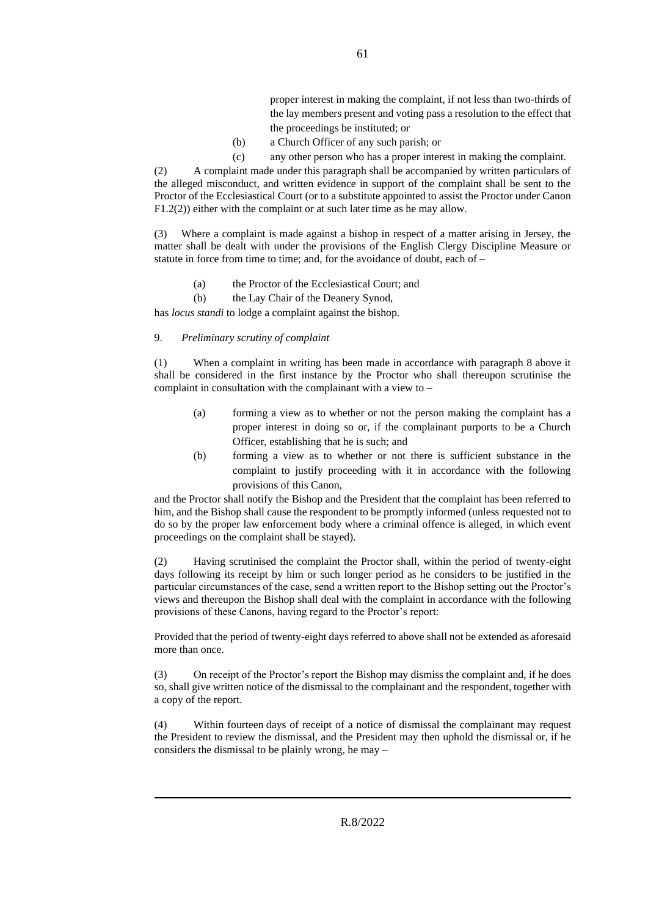proper interest in making the complaint, if not less than two-thirds of the lay members present and voting pass a resolution to the effect that the proceedings be instituted; or

(b) a Church Officer of any such parish; or

(c) any other person who has a proper interest in making the complaint.

(2) A complaint made under this paragraph shall be accompanied by written particulars of the alleged misconduct, and written evidence in support of the complaint shall be sent to the Proctor of the Ecclesiastical Court (or to a substitute appointed to assist the Proctor under Canon F1.2(2)) either with the complaint or at such later time as he may allow.

(3) Where a complaint is made against a bishop in respect of a matter arising in Jersey, the matter shall be dealt with under the provisions of the English Clergy Discipline Measure or statute in force from time to time; and, for the avoidance of doubt, each of –

(a) the Proctor of the Ecclesiastical Court; and

(b) the Lay Chair of the Deanery Synod,

has *locus standi* to lodge a complaint against the bishop.

9. *Preliminary scrutiny of complaint*

(1) When a complaint in writing has been made in accordance with paragraph 8 above it shall be considered in the first instance by the Proctor who shall thereupon scrutinise the complaint in consultation with the complainant with a view to –

(a) forming a view as to whether or not the person making the complaint has a proper interest in doing so or, if the complainant purports to be a Church Officer, establishing that he is such; and

(b) forming a view as to whether or not there is sufficient substance in the complaint to justify proceeding with it in accordance with the following provisions of this Canon,

and the Proctor shall notify the Bishop and the President that the complaint has been referred to him, and the Bishop shall cause the respondent to be promptly informed (unless requested not to do so by the proper law enforcement body where a criminal offence is alleged, in which event proceedings on the complaint shall be stayed).

(2) Having scrutinised the complaint the Proctor shall, within the period of twenty-eight days following its receipt by him or such longer period as he considers to be justified in the particular circumstances of the case, send a written report to the Bishop setting out the Proctor's views and thereupon the Bishop shall deal with the complaint in accordance with the following provisions of these Canons, having regard to the Proctor's report:

Provided that the period of twenty-eight days referred to above shall not be extended as aforesaid more than once.

(3) On receipt of the Proctor's report the Bishop may dismiss the complaint and, if he does so, shall give written notice of the dismissal to the complainant and the respondent, together with a copy of the report.

(4) Within fourteen days of receipt of a notice of dismissal the complainant may request the President to review the dismissal, and the President may then uphold the dismissal or, if he considers the dismissal to be plainly wrong, he may –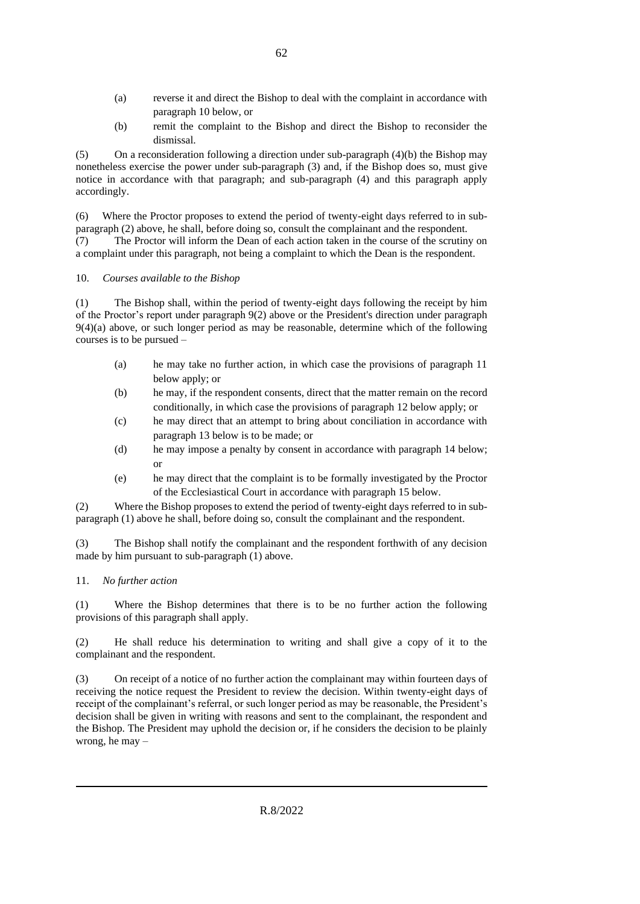(a) reverse it and direct the Bishop to deal with the complaint in accordance with paragraph 10 below, or

(b) remit the complaint to the Bishop and direct the Bishop to reconsider the dismissal.

(5) On a reconsideration following a direction under sub-paragraph (4)(b) the Bishop may nonetheless exercise the power under sub-paragraph (3) and, if the Bishop does so, must give notice in accordance with that paragraph; and sub-paragraph (4) and this paragraph apply accordingly.

(6) Where the Proctor proposes to extend the period of twenty-eight days referred to in sub-paragraph (2) above, he shall, before doing so, consult the complainant and the respondent.

(7) The Proctor will inform the Dean of each action taken in the course of the scrutiny on a complaint under this paragraph, not being a complaint to which the Dean is the respondent.

10. *Courses available to the Bishop*

(1) The Bishop shall, within the period of twenty-eight days following the receipt by him of the Proctor's report under paragraph 9(2) above or the President's direction under paragraph 9(4)(a) above, or such longer period as may be reasonable, determine which of the following courses is to be pursued –

(a) he may take no further action, in which case the provisions of paragraph 11 below apply; or

(b) he may, if the respondent consents, direct that the matter remain on the record conditionally, in which case the provisions of paragraph 12 below apply; or

(c) he may direct that an attempt to bring about conciliation in accordance with paragraph 13 below is to be made; or

(d) he may impose a penalty by consent in accordance with paragraph 14 below; or

(e) he may direct that the complaint is to be formally investigated by the Proctor of the Ecclesiastical Court in accordance with paragraph 15 below.

(2) Where the Bishop proposes to extend the period of twenty-eight days referred to in sub-paragraph (1) above he shall, before doing so, consult the complainant and the respondent.

(3) The Bishop shall notify the complainant and the respondent forthwith of any decision made by him pursuant to sub-paragraph (1) above.

11. *No further action*

(1) Where the Bishop determines that there is to be no further action the following provisions of this paragraph shall apply.

(2) He shall reduce his determination to writing and shall give a copy of it to the complainant and the respondent.

(3) On receipt of a notice of no further action the complainant may within fourteen days of receiving the notice request the President to review the decision. Within twenty-eight days of receipt of the complainant's referral, or such longer period as may be reasonable, the President's decision shall be given in writing with reasons and sent to the complainant, the respondent and the Bishop. The President may uphold the decision or, if he considers the decision to be plainly wrong, he may –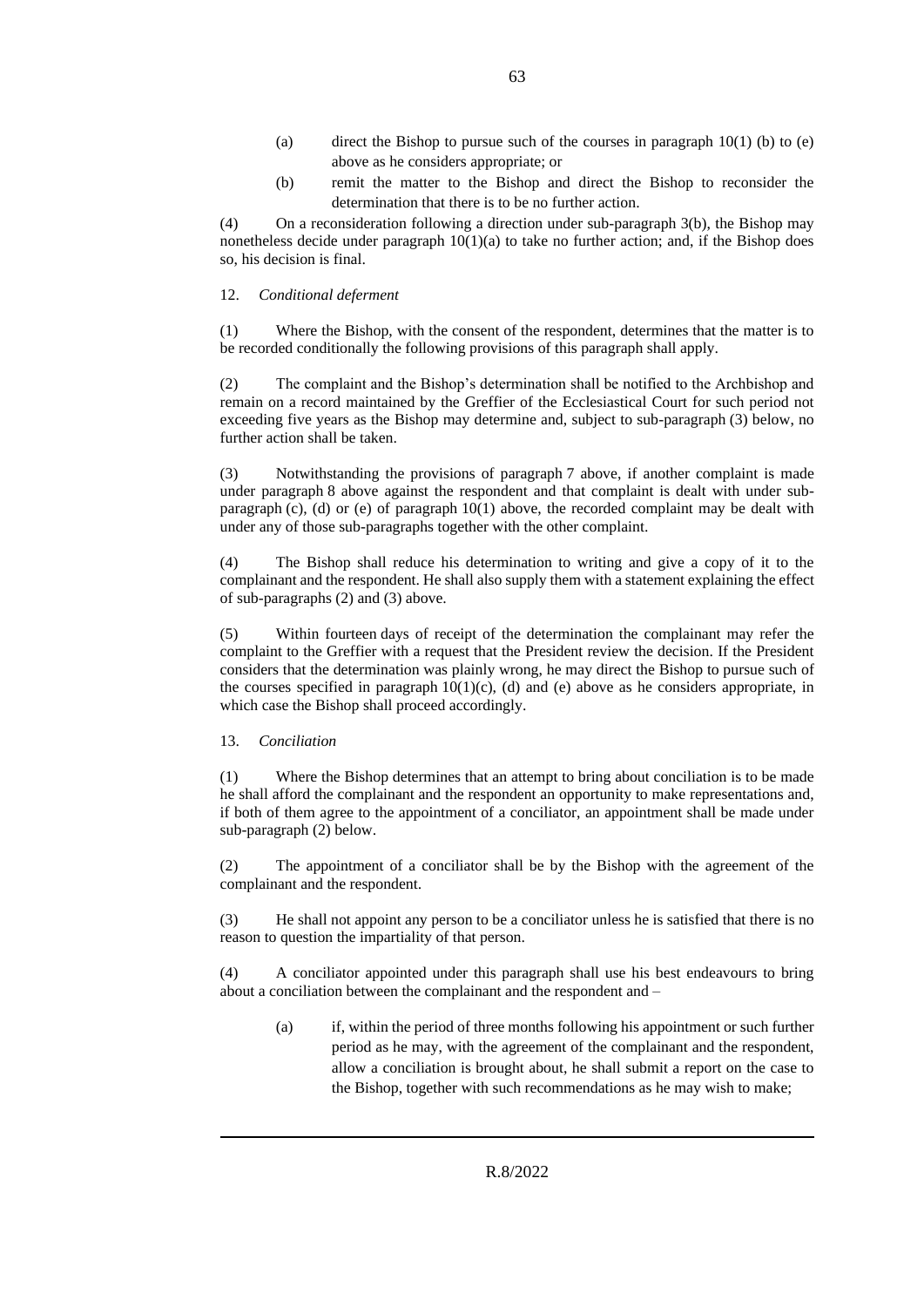(a) direct the Bishop to pursue such of the courses in paragraph 10(1) (b) to (e) above as he considers appropriate; or

(b) remit the matter to the Bishop and direct the Bishop to reconsider the determination that there is to be no further action.

(4) On a reconsideration following a direction under sub-paragraph 3(b), the Bishop may nonetheless decide under paragraph 10(1)(a) to take no further action; and, if the Bishop does so, his decision is final.

12. *Conditional deferment*

(1) Where the Bishop, with the consent of the respondent, determines that the matter is to be recorded conditionally the following provisions of this paragraph shall apply.

(2) The complaint and the Bishop's determination shall be notified to the Archbishop and remain on a record maintained by the Greffier of the Ecclesiastical Court for such period not exceeding five years as the Bishop may determine and, subject to sub-paragraph (3) below, no further action shall be taken.

(3) Notwithstanding the provisions of paragraph 7 above, if another complaint is made under paragraph 8 above against the respondent and that complaint is dealt with under sub-paragraph (c), (d) or (e) of paragraph 10(1) above, the recorded complaint may be dealt with under any of those sub-paragraphs together with the other complaint.

(4) The Bishop shall reduce his determination to writing and give a copy of it to the complainant and the respondent. He shall also supply them with a statement explaining the effect of sub-paragraphs (2) and (3) above.

(5) Within fourteen days of receipt of the determination the complainant may refer the complaint to the Greffier with a request that the President review the decision. If the President considers that the determination was plainly wrong, he may direct the Bishop to pursue such of the courses specified in paragraph 10(1)(c), (d) and (e) above as he considers appropriate, in which case the Bishop shall proceed accordingly.

13. *Conciliation*

(1) Where the Bishop determines that an attempt to bring about conciliation is to be made he shall afford the complainant and the respondent an opportunity to make representations and, if both of them agree to the appointment of a conciliator, an appointment shall be made under sub-paragraph (2) below.

(2) The appointment of a conciliator shall be by the Bishop with the agreement of the complainant and the respondent.

(3) He shall not appoint any person to be a conciliator unless he is satisfied that there is no reason to question the impartiality of that person.

(4) A conciliator appointed under this paragraph shall use his best endeavours to bring about a conciliation between the complainant and the respondent and –

(a) if, within the period of three months following his appointment or such further period as he may, with the agreement of the complainant and the respondent, allow a conciliation is brought about, he shall submit a report on the case to the Bishop, together with such recommendations as he may wish to make;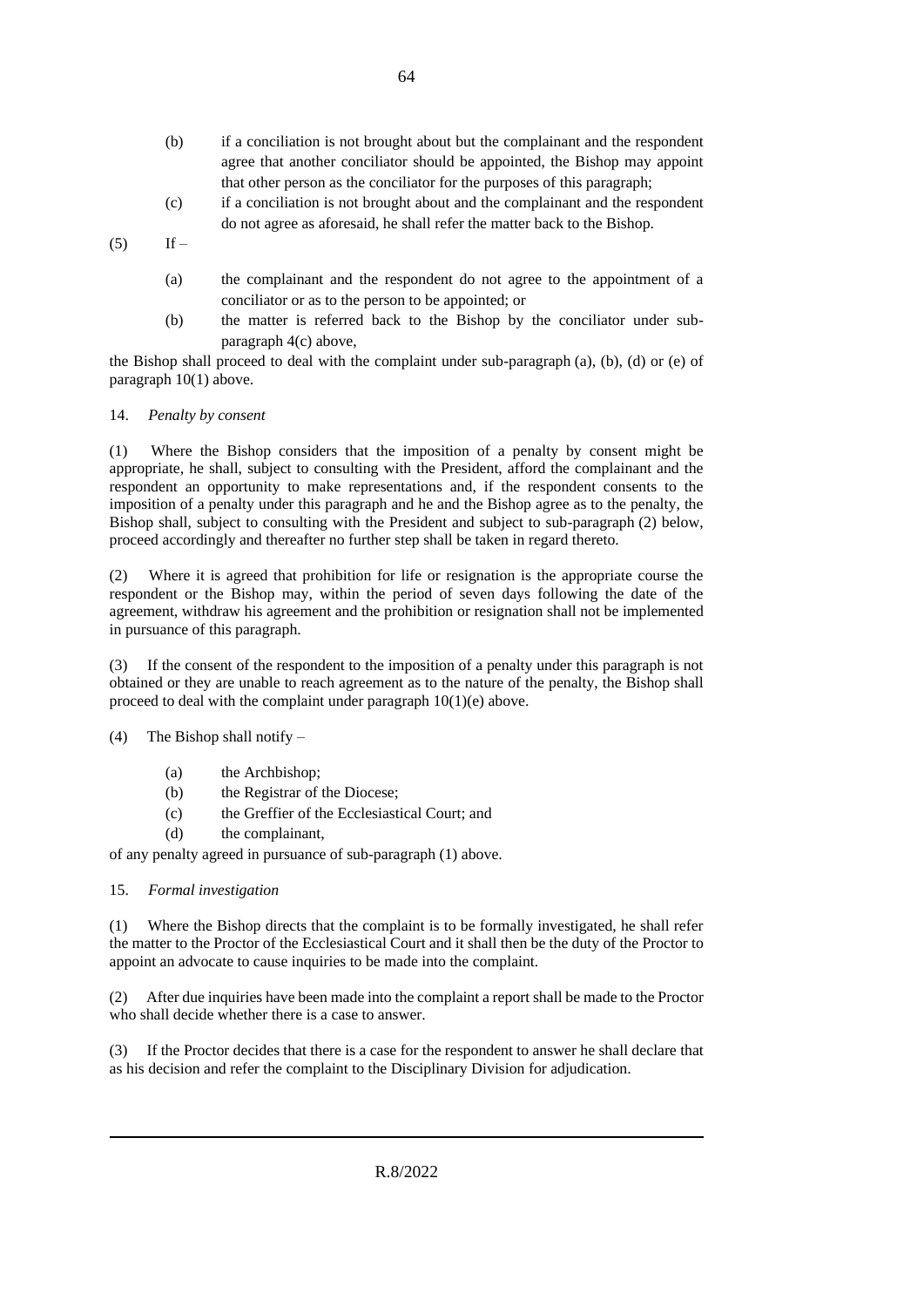(b) if a conciliation is not brought about but the complainant and the respondent agree that another conciliator should be appointed, the Bishop may appoint that other person as the conciliator for the purposes of this paragraph;

(c) if a conciliation is not brought about and the complainant and the respondent do not agree as aforesaid, he shall refer the matter back to the Bishop.

(5) If –

(a) the complainant and the respondent do not agree to the appointment of a conciliator or as to the person to be appointed; or

(b) the matter is referred back to the Bishop by the conciliator under sub-paragraph 4(c) above,

the Bishop shall proceed to deal with the complaint under sub-paragraph (a), (b), (d) or (e) of paragraph 10(1) above.

14. *Penalty by consent*

(1) Where the Bishop considers that the imposition of a penalty by consent might be appropriate, he shall, subject to consulting with the President, afford the complainant and the respondent an opportunity to make representations and, if the respondent consents to the imposition of a penalty under this paragraph and he and the Bishop agree as to the penalty, the Bishop shall, subject to consulting with the President and subject to sub-paragraph (2) below, proceed accordingly and thereafter no further step shall be taken in regard thereto.

(2) Where it is agreed that prohibition for life or resignation is the appropriate course the respondent or the Bishop may, within the period of seven days following the date of the agreement, withdraw his agreement and the prohibition or resignation shall not be implemented in pursuance of this paragraph.

(3) If the consent of the respondent to the imposition of a penalty under this paragraph is not obtained or they are unable to reach agreement as to the nature of the penalty, the Bishop shall proceed to deal with the complaint under paragraph 10(1)(e) above.

(4) The Bishop shall notify –

(a) the Archbishop;
(b) the Registrar of the Diocese;
(c) the Greffier of the Ecclesiastical Court; and
(d) the complainant,

of any penalty agreed in pursuance of sub-paragraph (1) above.

15. *Formal investigation*

(1) Where the Bishop directs that the complaint is to be formally investigated, he shall refer the matter to the Proctor of the Ecclesiastical Court and it shall then be the duty of the Proctor to appoint an advocate to cause inquiries to be made into the complaint.

(2) After due inquiries have been made into the complaint a report shall be made to the Proctor who shall decide whether there is a case to answer.

(3) If the Proctor decides that there is a case for the respondent to answer he shall declare that as his decision and refer the complaint to the Disciplinary Division for adjudication.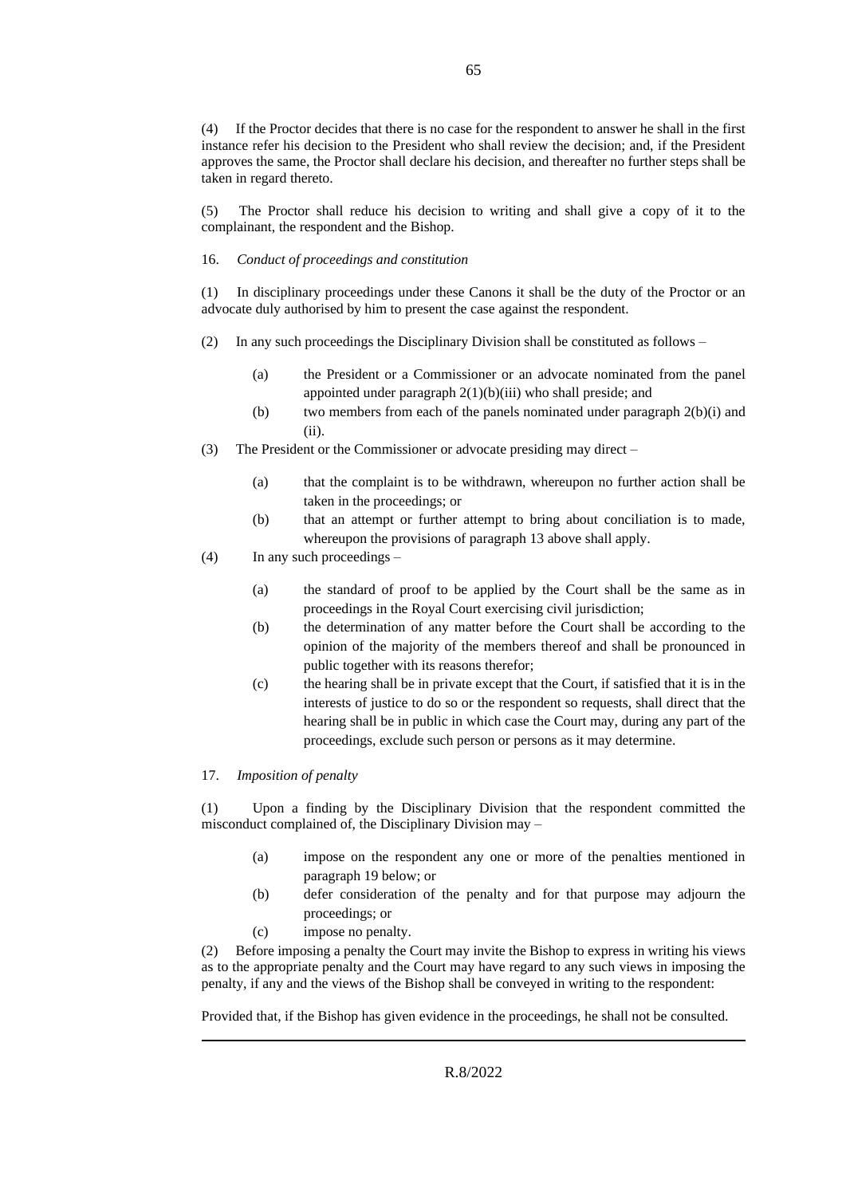(4) If the Proctor decides that there is no case for the respondent to answer he shall in the first instance refer his decision to the President who shall review the decision; and, if the President approves the same, the Proctor shall declare his decision, and thereafter no further steps shall be taken in regard thereto.

(5) The Proctor shall reduce his decision to writing and shall give a copy of it to the complainant, the respondent and the Bishop.

16. *Conduct of proceedings and constitution*

(1) In disciplinary proceedings under these Canons it shall be the duty of the Proctor or an advocate duly authorised by him to present the case against the respondent.

(2) In any such proceedings the Disciplinary Division shall be constituted as follows –

- (a) the President or a Commissioner or an advocate nominated from the panel appointed under paragraph 2(1)(b)(iii) who shall preside; and
- (b) two members from each of the panels nominated under paragraph 2(b)(i) and (ii).

(3) The President or the Commissioner or advocate presiding may direct –

- (a) that the complaint is to be withdrawn, whereupon no further action shall be taken in the proceedings; or
- (b) that an attempt or further attempt to bring about conciliation is to made, whereupon the provisions of paragraph 13 above shall apply.

(4) In any such proceedings –

- (a) the standard of proof to be applied by the Court shall be the same as in proceedings in the Royal Court exercising civil jurisdiction;
- (b) the determination of any matter before the Court shall be according to the opinion of the majority of the members thereof and shall be pronounced in public together with its reasons therefor;
- (c) the hearing shall be in private except that the Court, if satisfied that it is in the interests of justice to do so or the respondent so requests, shall direct that the hearing shall be in public in which case the Court may, during any part of the proceedings, exclude such person or persons as it may determine.

17. *Imposition of penalty*

(1) Upon a finding by the Disciplinary Division that the respondent committed the misconduct complained of, the Disciplinary Division may –

- (a) impose on the respondent any one or more of the penalties mentioned in paragraph 19 below; or
- (b) defer consideration of the penalty and for that purpose may adjourn the proceedings; or
- (c) impose no penalty.

(2) Before imposing a penalty the Court may invite the Bishop to express in writing his views as to the appropriate penalty and the Court may have regard to any such views in imposing the penalty, if any and the views of the Bishop shall be conveyed in writing to the respondent:

Provided that, if the Bishop has given evidence in the proceedings, he shall not be consulted.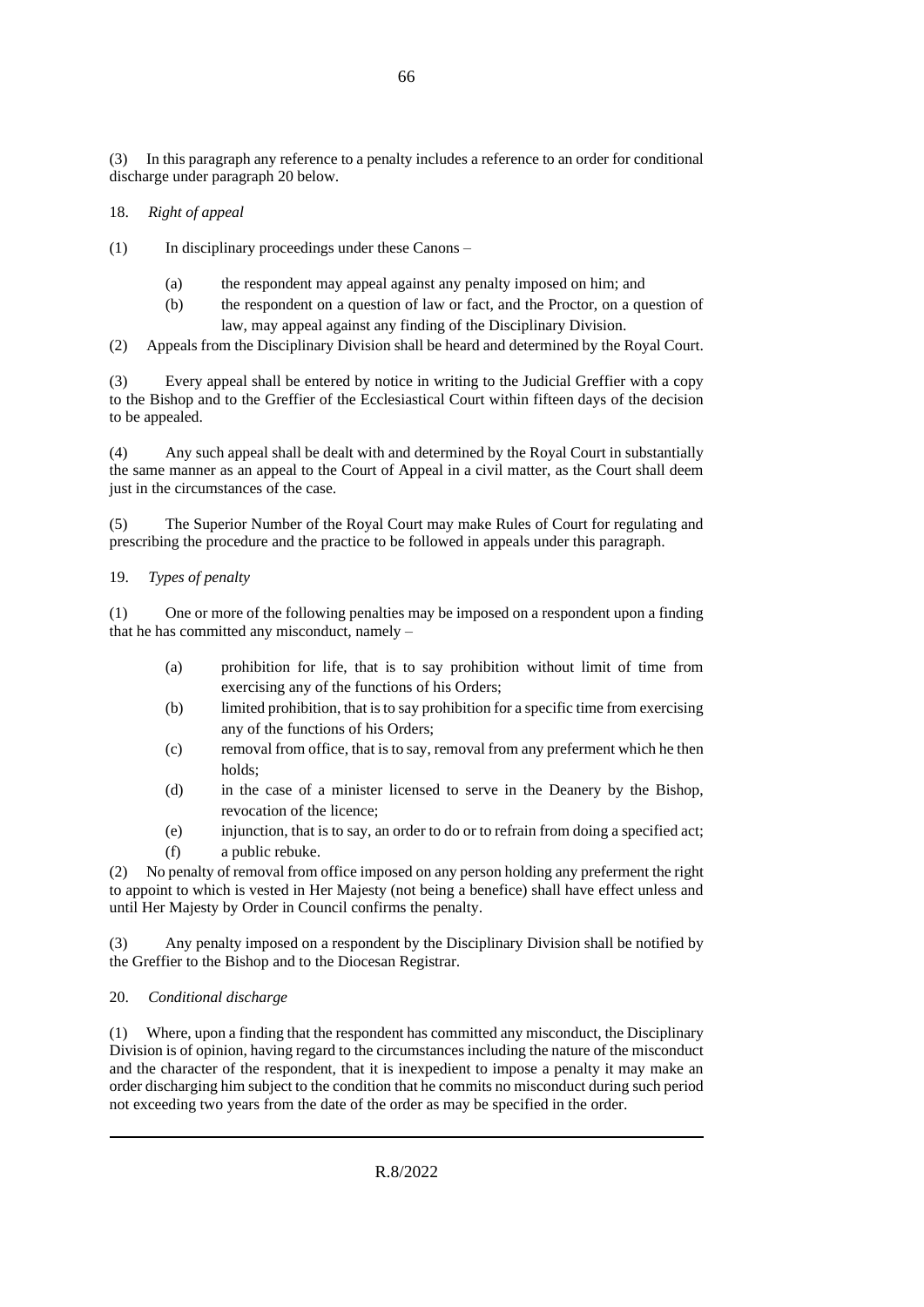(3) In this paragraph any reference to a penalty includes a reference to an order for conditional discharge under paragraph 20 below.

18. *Right of appeal*

(1) In disciplinary proceedings under these Canons –

- (a) the respondent may appeal against any penalty imposed on him; and
- (b) the respondent on a question of law or fact, and the Proctor, on a question of law, may appeal against any finding of the Disciplinary Division.

(2) Appeals from the Disciplinary Division shall be heard and determined by the Royal Court.

(3) Every appeal shall be entered by notice in writing to the Judicial Greffier with a copy to the Bishop and to the Greffier of the Ecclesiastical Court within fifteen days of the decision to be appealed.

(4) Any such appeal shall be dealt with and determined by the Royal Court in substantially the same manner as an appeal to the Court of Appeal in a civil matter, as the Court shall deem just in the circumstances of the case.

(5) The Superior Number of the Royal Court may make Rules of Court for regulating and prescribing the procedure and the practice to be followed in appeals under this paragraph.

19. *Types of penalty*

(1) One or more of the following penalties may be imposed on a respondent upon a finding that he has committed any misconduct, namely –

- (a) prohibition for life, that is to say prohibition without limit of time from exercising any of the functions of his Orders;
- (b) limited prohibition, that is to say prohibition for a specific time from exercising any of the functions of his Orders;
- (c) removal from office, that is to say, removal from any preferment which he then holds;
- (d) in the case of a minister licensed to serve in the Deanery by the Bishop, revocation of the licence;
- (e) injunction, that is to say, an order to do or to refrain from doing a specified act;
- (f) a public rebuke.

(2) No penalty of removal from office imposed on any person holding any preferment the right to appoint to which is vested in Her Majesty (not being a benefice) shall have effect unless and until Her Majesty by Order in Council confirms the penalty.

(3) Any penalty imposed on a respondent by the Disciplinary Division shall be notified by the Greffier to the Bishop and to the Diocesan Registrar.

20. *Conditional discharge*

(1) Where, upon a finding that the respondent has committed any misconduct, the Disciplinary Division is of opinion, having regard to the circumstances including the nature of the misconduct and the character of the respondent, that it is inexpedient to impose a penalty it may make an order discharging him subject to the condition that he commits no misconduct during such period not exceeding two years from the date of the order as may be specified in the order.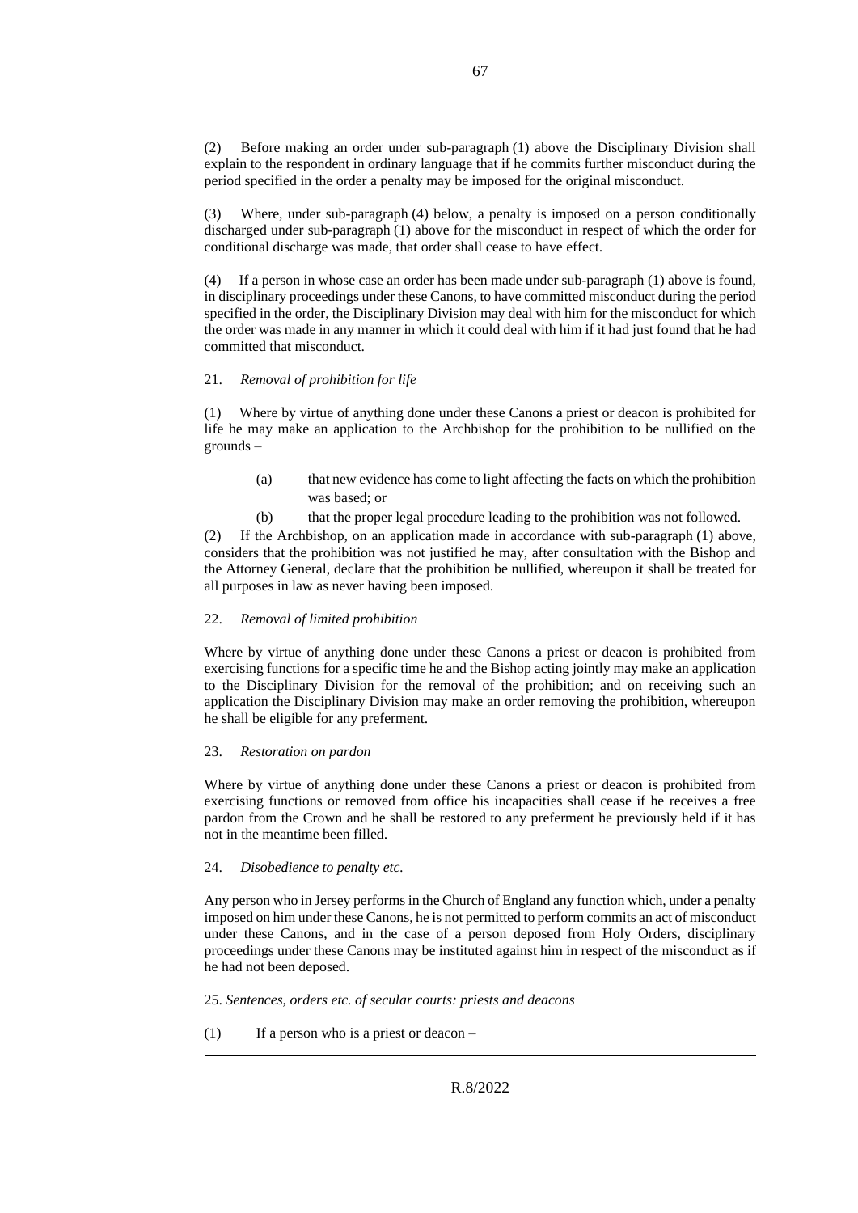(2) Before making an order under sub-paragraph (1) above the Disciplinary Division shall explain to the respondent in ordinary language that if he commits further misconduct during the period specified in the order a penalty may be imposed for the original misconduct.

(3) Where, under sub-paragraph (4) below, a penalty is imposed on a person conditionally discharged under sub-paragraph (1) above for the misconduct in respect of which the order for conditional discharge was made, that order shall cease to have effect.

(4) If a person in whose case an order has been made under sub-paragraph (1) above is found, in disciplinary proceedings under these Canons, to have committed misconduct during the period specified in the order, the Disciplinary Division may deal with him for the misconduct for which the order was made in any manner in which it could deal with him if it had just found that he had committed that misconduct.

21. *Removal of prohibition for life*

(1) Where by virtue of anything done under these Canons a priest or deacon is prohibited for life he may make an application to the Archbishop for the prohibition to be nullified on the grounds –

(a) that new evidence has come to light affecting the facts on which the prohibition was based; or

(b) that the proper legal procedure leading to the prohibition was not followed.

(2) If the Archbishop, on an application made in accordance with sub-paragraph (1) above, considers that the prohibition was not justified he may, after consultation with the Bishop and the Attorney General, declare that the prohibition be nullified, whereupon it shall be treated for all purposes in law as never having been imposed.

22. *Removal of limited prohibition*

Where by virtue of anything done under these Canons a priest or deacon is prohibited from exercising functions for a specific time he and the Bishop acting jointly may make an application to the Disciplinary Division for the removal of the prohibition; and on receiving such an application the Disciplinary Division may make an order removing the prohibition, whereupon he shall be eligible for any preferment.

23. *Restoration on pardon*

Where by virtue of anything done under these Canons a priest or deacon is prohibited from exercising functions or removed from office his incapacities shall cease if he receives a free pardon from the Crown and he shall be restored to any preferment he previously held if it has not in the meantime been filled.

24. *Disobedience to penalty etc.*

Any person who in Jersey performs in the Church of England any function which, under a penalty imposed on him under these Canons, he is not permitted to perform commits an act of misconduct under these Canons, and in the case of a person deposed from Holy Orders, disciplinary proceedings under these Canons may be instituted against him in respect of the misconduct as if he had not been deposed.

25. *Sentences, orders etc. of secular courts: priests and deacons*

(1) If a person who is a priest or deacon –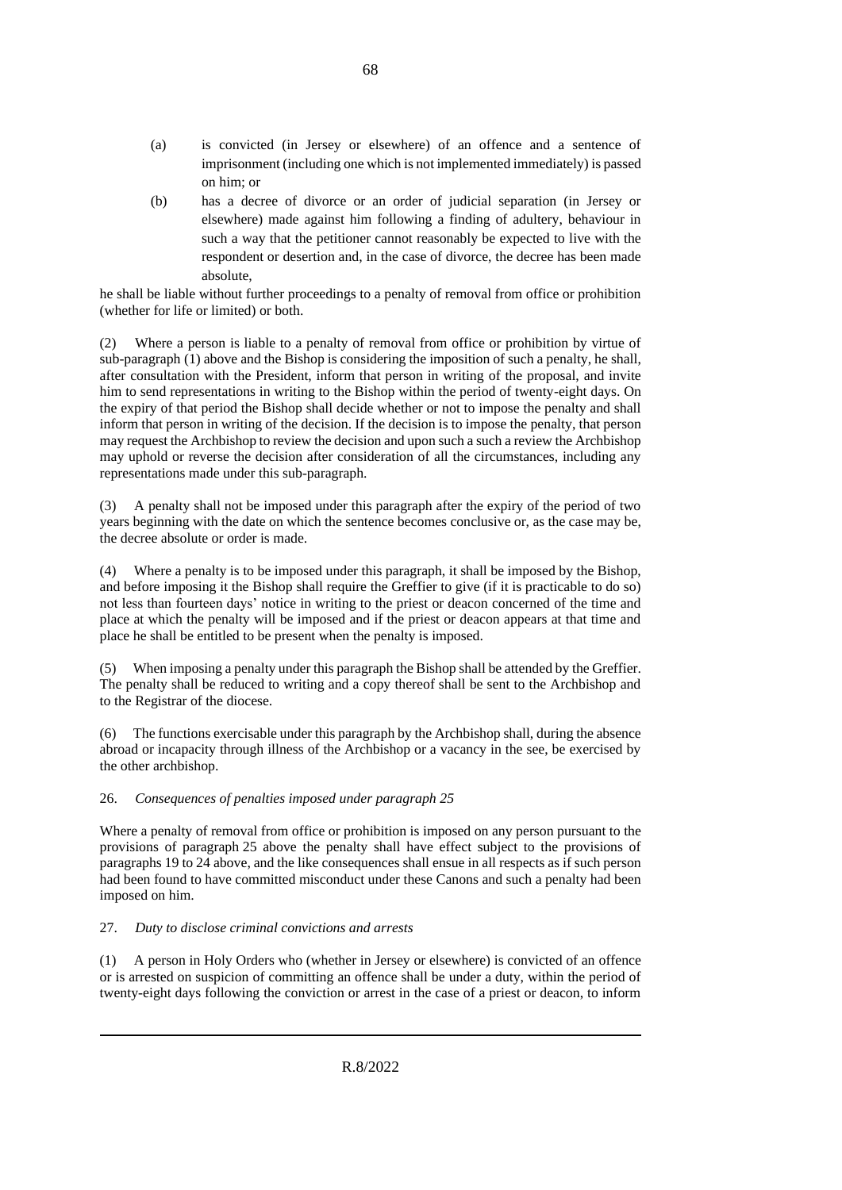(a) is convicted (in Jersey or elsewhere) of an offence and a sentence of imprisonment (including one which is not implemented immediately) is passed on him; or

(b) has a decree of divorce or an order of judicial separation (in Jersey or elsewhere) made against him following a finding of adultery, behaviour in such a way that the petitioner cannot reasonably be expected to live with the respondent or desertion and, in the case of divorce, the decree has been made absolute,

he shall be liable without further proceedings to a penalty of removal from office or prohibition (whether for life or limited) or both.

(2) Where a person is liable to a penalty of removal from office or prohibition by virtue of sub-paragraph (1) above and the Bishop is considering the imposition of such a penalty, he shall, after consultation with the President, inform that person in writing of the proposal, and invite him to send representations in writing to the Bishop within the period of twenty-eight days. On the expiry of that period the Bishop shall decide whether or not to impose the penalty and shall inform that person in writing of the decision. If the decision is to impose the penalty, that person may request the Archbishop to review the decision and upon such a such a review the Archbishop may uphold or reverse the decision after consideration of all the circumstances, including any representations made under this sub-paragraph.

(3) A penalty shall not be imposed under this paragraph after the expiry of the period of two years beginning with the date on which the sentence becomes conclusive or, as the case may be, the decree absolute or order is made.

(4) Where a penalty is to be imposed under this paragraph, it shall be imposed by the Bishop, and before imposing it the Bishop shall require the Greffier to give (if it is practicable to do so) not less than fourteen days' notice in writing to the priest or deacon concerned of the time and place at which the penalty will be imposed and if the priest or deacon appears at that time and place he shall be entitled to be present when the penalty is imposed.

(5) When imposing a penalty under this paragraph the Bishop shall be attended by the Greffier. The penalty shall be reduced to writing and a copy thereof shall be sent to the Archbishop and to the Registrar of the diocese.

(6) The functions exercisable under this paragraph by the Archbishop shall, during the absence abroad or incapacity through illness of the Archbishop or a vacancy in the see, be exercised by the other archbishop.

26. *Consequences of penalties imposed under paragraph 25*

Where a penalty of removal from office or prohibition is imposed on any person pursuant to the provisions of paragraph 25 above the penalty shall have effect subject to the provisions of paragraphs 19 to 24 above, and the like consequences shall ensue in all respects as if such person had been found to have committed misconduct under these Canons and such a penalty had been imposed on him.

27. *Duty to disclose criminal convictions and arrests*

(1) A person in Holy Orders who (whether in Jersey or elsewhere) is convicted of an offence or is arrested on suspicion of committing an offence shall be under a duty, within the period of twenty-eight days following the conviction or arrest in the case of a priest or deacon, to inform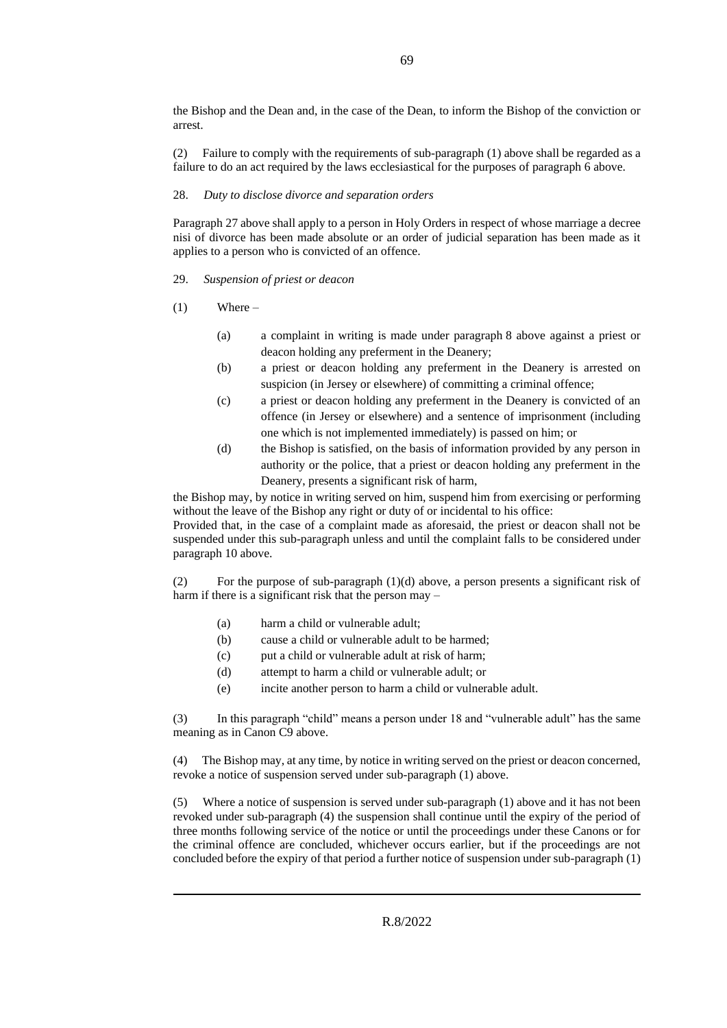the Bishop and the Dean and, in the case of the Dean, to inform the Bishop of the conviction or arrest.

(2) Failure to comply with the requirements of sub-paragraph (1) above shall be regarded as a failure to do an act required by the laws ecclesiastical for the purposes of paragraph 6 above.

28. *Duty to disclose divorce and separation orders*

Paragraph 27 above shall apply to a person in Holy Orders in respect of whose marriage a decree nisi of divorce has been made absolute or an order of judicial separation has been made as it applies to a person who is convicted of an offence.

29. *Suspension of priest or deacon*

(1) Where –

- (a) a complaint in writing is made under paragraph 8 above against a priest or deacon holding any preferment in the Deanery;
- (b) a priest or deacon holding any preferment in the Deanery is arrested on suspicion (in Jersey or elsewhere) of committing a criminal offence;
- (c) a priest or deacon holding any preferment in the Deanery is convicted of an offence (in Jersey or elsewhere) and a sentence of imprisonment (including one which is not implemented immediately) is passed on him; or
- (d) the Bishop is satisfied, on the basis of information provided by any person in authority or the police, that a priest or deacon holding any preferment in the Deanery, presents a significant risk of harm,

the Bishop may, by notice in writing served on him, suspend him from exercising or performing without the leave of the Bishop any right or duty of or incidental to his office:
Provided that, in the case of a complaint made as aforesaid, the priest or deacon shall not be suspended under this sub-paragraph unless and until the complaint falls to be considered under paragraph 10 above.

(2) For the purpose of sub-paragraph (1)(d) above, a person presents a significant risk of harm if there is a significant risk that the person may –

- (a) harm a child or vulnerable adult;
- (b) cause a child or vulnerable adult to be harmed;
- (c) put a child or vulnerable adult at risk of harm;
- (d) attempt to harm a child or vulnerable adult; or
- (e) incite another person to harm a child or vulnerable adult.

(3) In this paragraph "child" means a person under 18 and "vulnerable adult" has the same meaning as in Canon C9 above.

(4) The Bishop may, at any time, by notice in writing served on the priest or deacon concerned, revoke a notice of suspension served under sub-paragraph (1) above.

(5) Where a notice of suspension is served under sub-paragraph (1) above and it has not been revoked under sub-paragraph (4) the suspension shall continue until the expiry of the period of three months following service of the notice or until the proceedings under these Canons or for the criminal offence are concluded, whichever occurs earlier, but if the proceedings are not concluded before the expiry of that period a further notice of suspension under sub-paragraph (1)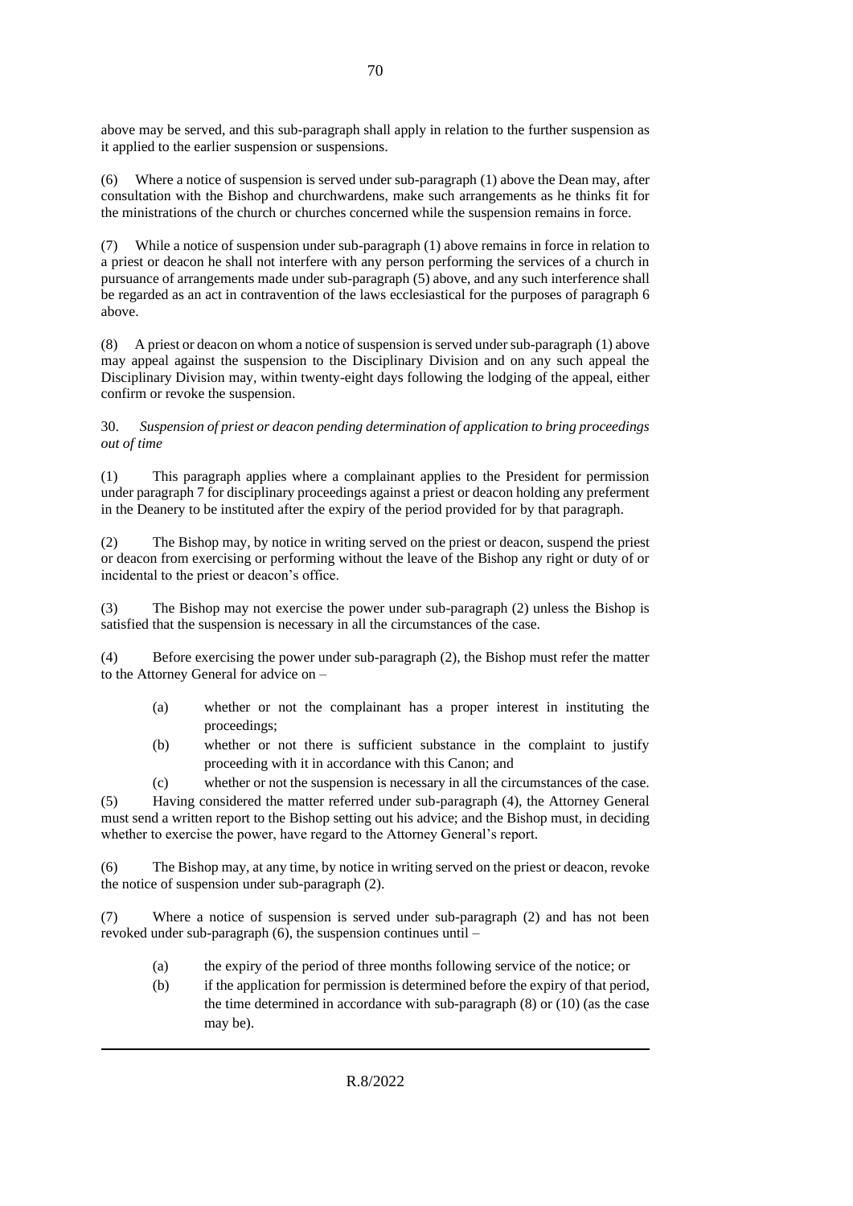above may be served, and this sub-paragraph shall apply in relation to the further suspension as it applied to the earlier suspension or suspensions.

(6) Where a notice of suspension is served under sub-paragraph (1) above the Dean may, after consultation with the Bishop and churchwardens, make such arrangements as he thinks fit for the ministrations of the church or churches concerned while the suspension remains in force.

(7) While a notice of suspension under sub-paragraph (1) above remains in force in relation to a priest or deacon he shall not interfere with any person performing the services of a church in pursuance of arrangements made under sub-paragraph (5) above, and any such interference shall be regarded as an act in contravention of the laws ecclesiastical for the purposes of paragraph 6 above.

(8) A priest or deacon on whom a notice of suspension is served under sub-paragraph (1) above may appeal against the suspension to the Disciplinary Division and on any such appeal the Disciplinary Division may, within twenty-eight days following the lodging of the appeal, either confirm or revoke the suspension.

30. *Suspension of priest or deacon pending determination of application to bring proceedings out of time*

(1) This paragraph applies where a complainant applies to the President for permission under paragraph 7 for disciplinary proceedings against a priest or deacon holding any preferment in the Deanery to be instituted after the expiry of the period provided for by that paragraph.

(2) The Bishop may, by notice in writing served on the priest or deacon, suspend the priest or deacon from exercising or performing without the leave of the Bishop any right or duty of or incidental to the priest or deacon's office.

(3) The Bishop may not exercise the power under sub-paragraph (2) unless the Bishop is satisfied that the suspension is necessary in all the circumstances of the case.

(4) Before exercising the power under sub-paragraph (2), the Bishop must refer the matter to the Attorney General for advice on –

(a) whether or not the complainant has a proper interest in instituting the proceedings;

(b) whether or not there is sufficient substance in the complaint to justify proceeding with it in accordance with this Canon; and

(c) whether or not the suspension is necessary in all the circumstances of the case.

(5) Having considered the matter referred under sub-paragraph (4), the Attorney General must send a written report to the Bishop setting out his advice; and the Bishop must, in deciding whether to exercise the power, have regard to the Attorney General's report.

(6) The Bishop may, at any time, by notice in writing served on the priest or deacon, revoke the notice of suspension under sub-paragraph (2).

(7) Where a notice of suspension is served under sub-paragraph (2) and has not been revoked under sub-paragraph (6), the suspension continues until –

(a) the expiry of the period of three months following service of the notice; or

(b) if the application for permission is determined before the expiry of that period, the time determined in accordance with sub-paragraph (8) or (10) (as the case may be).

R.8/2022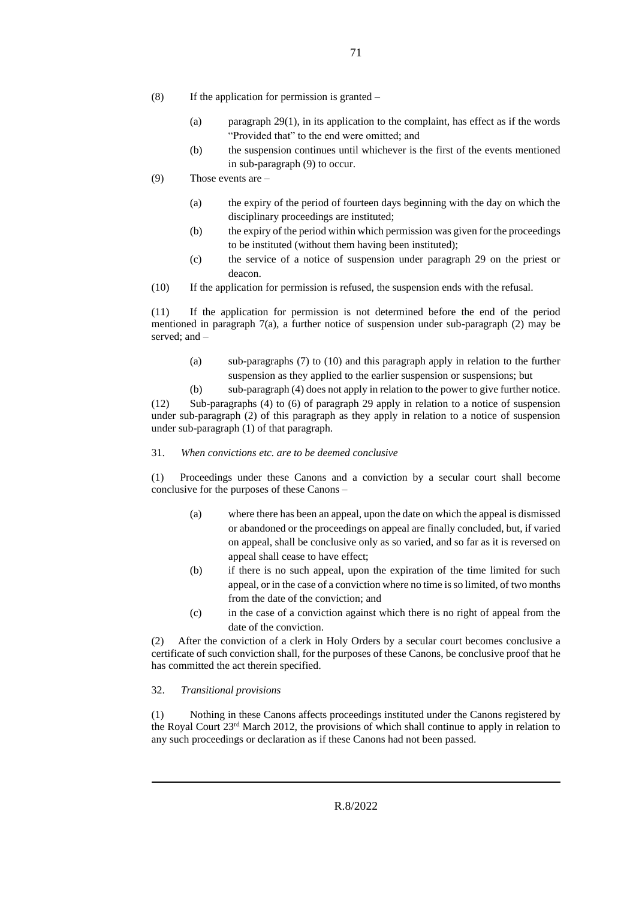(8) If the application for permission is granted –

  (a) paragraph 29(1), in its application to the complaint, has effect as if the words "Provided that" to the end were omitted; and
  (b) the suspension continues until whichever is the first of the events mentioned in sub-paragraph (9) to occur.

(9) Those events are –

  (a) the expiry of the period of fourteen days beginning with the day on which the disciplinary proceedings are instituted;
  (b) the expiry of the period within which permission was given for the proceedings to be instituted (without them having been instituted);
  (c) the service of a notice of suspension under paragraph 29 on the priest or deacon.

(10) If the application for permission is refused, the suspension ends with the refusal.

(11) If the application for permission is not determined before the end of the period mentioned in paragraph 7(a), a further notice of suspension under sub-paragraph (2) may be served; and –

  (a) sub-paragraphs (7) to (10) and this paragraph apply in relation to the further suspension as they applied to the earlier suspension or suspensions; but
  (b) sub-paragraph (4) does not apply in relation to the power to give further notice.

(12) Sub-paragraphs (4) to (6) of paragraph 29 apply in relation to a notice of suspension under sub-paragraph (2) of this paragraph as they apply in relation to a notice of suspension under sub-paragraph (1) of that paragraph.

31. *When convictions etc. are to be deemed conclusive*

(1) Proceedings under these Canons and a conviction by a secular court shall become conclusive for the purposes of these Canons –

  (a) where there has been an appeal, upon the date on which the appeal is dismissed or abandoned or the proceedings on appeal are finally concluded, but, if varied on appeal, shall be conclusive only as so varied, and so far as it is reversed on appeal shall cease to have effect;
  (b) if there is no such appeal, upon the expiration of the time limited for such appeal, or in the case of a conviction where no time is so limited, of two months from the date of the conviction; and
  (c) in the case of a conviction against which there is no right of appeal from the date of the conviction.

(2) After the conviction of a clerk in Holy Orders by a secular court becomes conclusive a certificate of such conviction shall, for the purposes of these Canons, be conclusive proof that he has committed the act therein specified.

32. *Transitional provisions*

(1) Nothing in these Canons affects proceedings instituted under the Canons registered by the Royal Court 23rd March 2012, the provisions of which shall continue to apply in relation to any such proceedings or declaration as if these Canons had not been passed.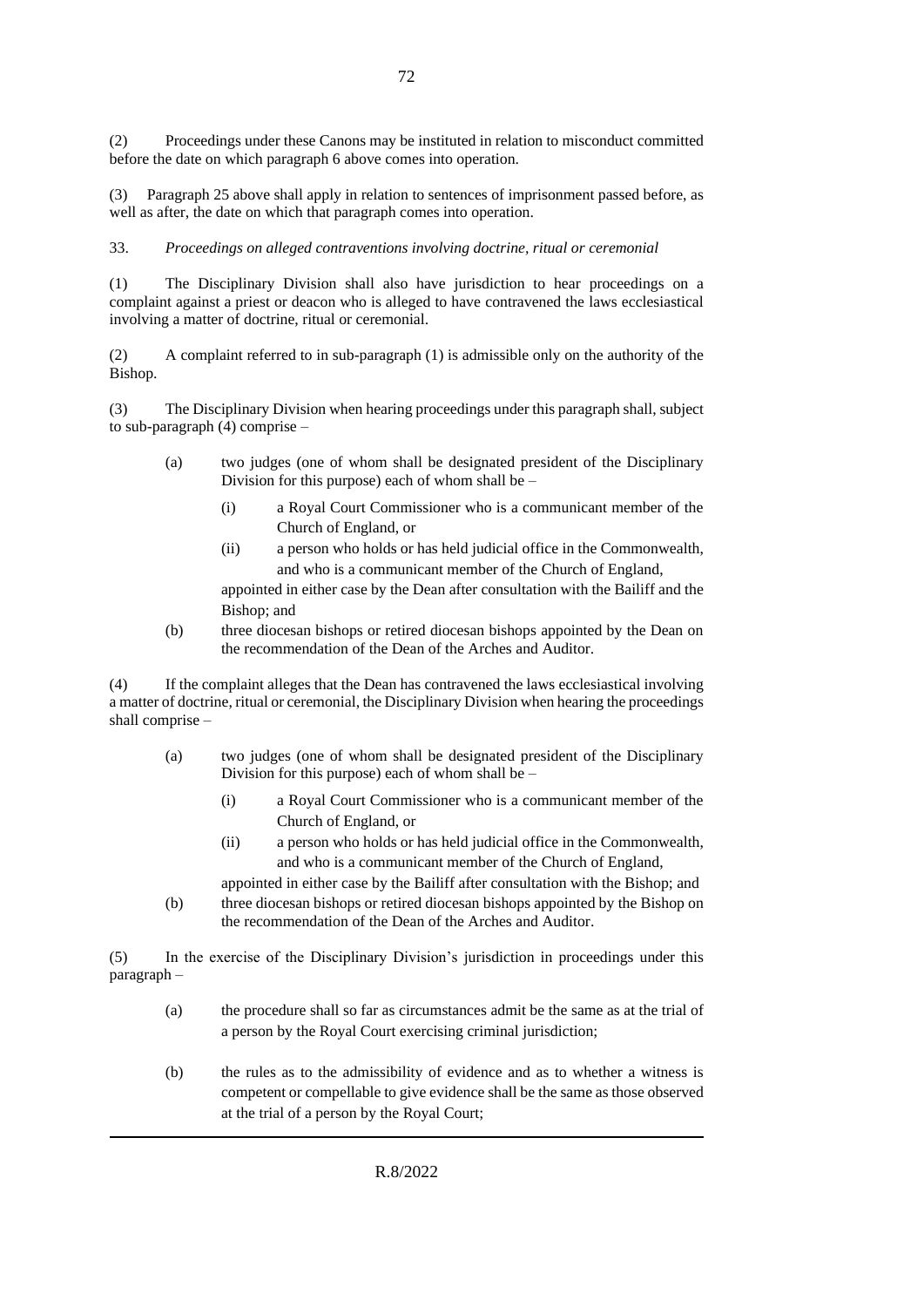(2) Proceedings under these Canons may be instituted in relation to misconduct committed before the date on which paragraph 6 above comes into operation.

(3) Paragraph 25 above shall apply in relation to sentences of imprisonment passed before, as well as after, the date on which that paragraph comes into operation.

33. *Proceedings on alleged contraventions involving doctrine, ritual or ceremonial*

(1) The Disciplinary Division shall also have jurisdiction to hear proceedings on a complaint against a priest or deacon who is alleged to have contravened the laws ecclesiastical involving a matter of doctrine, ritual or ceremonial.

(2) A complaint referred to in sub-paragraph (1) is admissible only on the authority of the Bishop.

(3) The Disciplinary Division when hearing proceedings under this paragraph shall, subject to sub-paragraph (4) comprise –

- (a) two judges (one of whom shall be designated president of the Disciplinary Division for this purpose) each of whom shall be –
  - (i) a Royal Court Commissioner who is a communicant member of the Church of England, or
  - (ii) a person who holds or has held judicial office in the Commonwealth, and who is a communicant member of the Church of England,

  appointed in either case by the Dean after consultation with the Bailiff and the Bishop; and
- (b) three diocesan bishops or retired diocesan bishops appointed by the Dean on the recommendation of the Dean of the Arches and Auditor.

(4) If the complaint alleges that the Dean has contravened the laws ecclesiastical involving a matter of doctrine, ritual or ceremonial, the Disciplinary Division when hearing the proceedings shall comprise –

- (a) two judges (one of whom shall be designated president of the Disciplinary Division for this purpose) each of whom shall be –
  - (i) a Royal Court Commissioner who is a communicant member of the Church of England, or
  - (ii) a person who holds or has held judicial office in the Commonwealth, and who is a communicant member of the Church of England,

  appointed in either case by the Bailiff after consultation with the Bishop; and
- (b) three diocesan bishops or retired diocesan bishops appointed by the Bishop on the recommendation of the Dean of the Arches and Auditor.

(5) In the exercise of the Disciplinary Division's jurisdiction in proceedings under this paragraph –

- (a) the procedure shall so far as circumstances admit be the same as at the trial of a person by the Royal Court exercising criminal jurisdiction;
- (b) the rules as to the admissibility of evidence and as to whether a witness is competent or compellable to give evidence shall be the same as those observed at the trial of a person by the Royal Court;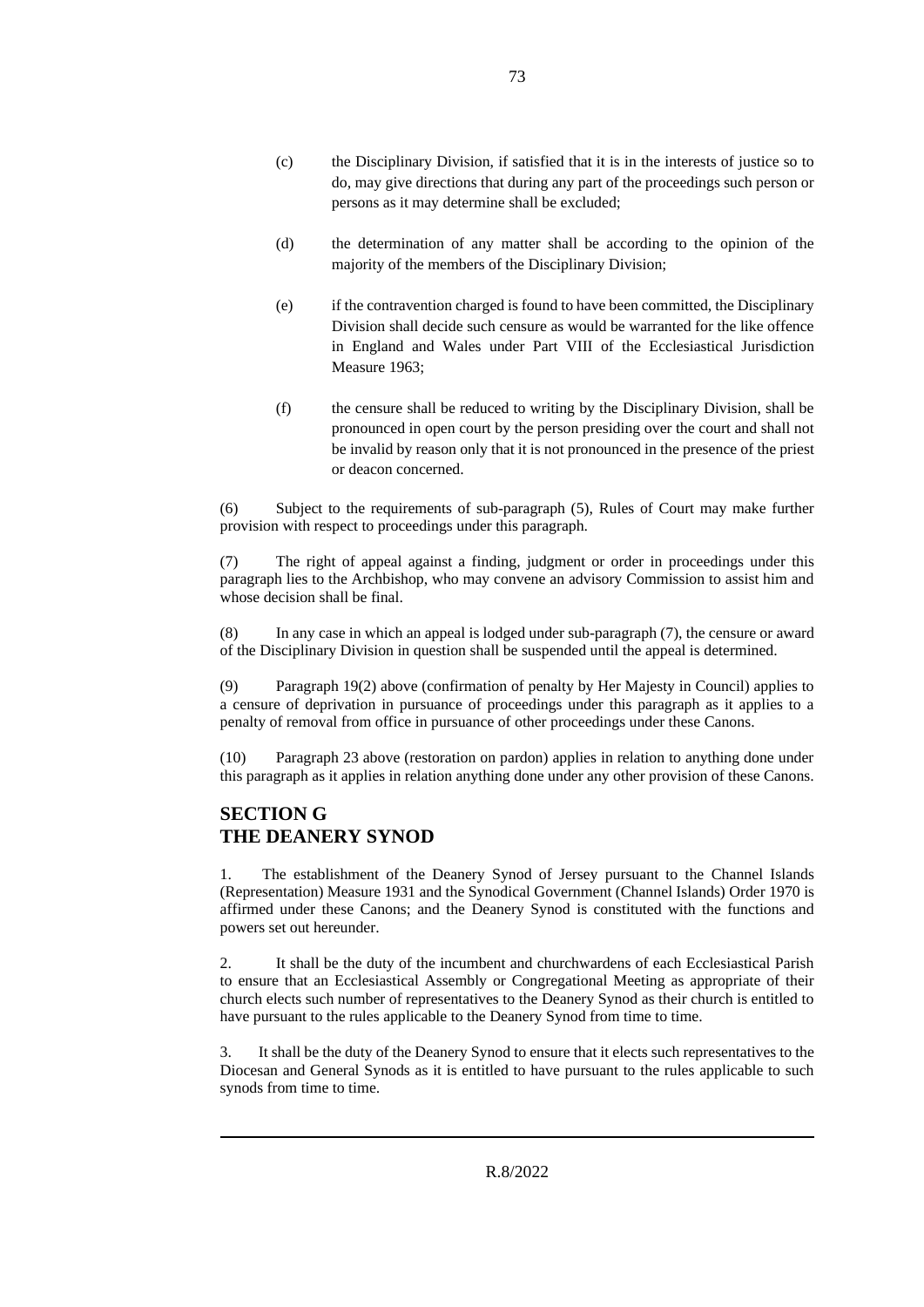(c) the Disciplinary Division, if satisfied that it is in the interests of justice so to do, may give directions that during any part of the proceedings such person or persons as it may determine shall be excluded;

(d) the determination of any matter shall be according to the opinion of the majority of the members of the Disciplinary Division;

(e) if the contravention charged is found to have been committed, the Disciplinary Division shall decide such censure as would be warranted for the like offence in England and Wales under Part VIII of the Ecclesiastical Jurisdiction Measure 1963;

(f) the censure shall be reduced to writing by the Disciplinary Division, shall be pronounced in open court by the person presiding over the court and shall not be invalid by reason only that it is not pronounced in the presence of the priest or deacon concerned.

(6) Subject to the requirements of sub-paragraph (5), Rules of Court may make further provision with respect to proceedings under this paragraph.

(7) The right of appeal against a finding, judgment or order in proceedings under this paragraph lies to the Archbishop, who may convene an advisory Commission to assist him and whose decision shall be final.

(8) In any case in which an appeal is lodged under sub-paragraph (7), the censure or award of the Disciplinary Division in question shall be suspended until the appeal is determined.

(9) Paragraph 19(2) above (confirmation of penalty by Her Majesty in Council) applies to a censure of deprivation in pursuance of proceedings under this paragraph as it applies to a penalty of removal from office in pursuance of other proceedings under these Canons.

(10) Paragraph 23 above (restoration on pardon) applies in relation to anything done under this paragraph as it applies in relation anything done under any other provision of these Canons.

## SECTION G
## THE DEANERY SYNOD

1. The establishment of the Deanery Synod of Jersey pursuant to the Channel Islands (Representation) Measure 1931 and the Synodical Government (Channel Islands) Order 1970 is affirmed under these Canons; and the Deanery Synod is constituted with the functions and powers set out hereunder.

2. It shall be the duty of the incumbent and churchwardens of each Ecclesiastical Parish to ensure that an Ecclesiastical Assembly or Congregational Meeting as appropriate of their church elects such number of representatives to the Deanery Synod as their church is entitled to have pursuant to the rules applicable to the Deanery Synod from time to time.

3. It shall be the duty of the Deanery Synod to ensure that it elects such representatives to the Diocesan and General Synods as it is entitled to have pursuant to the rules applicable to such synods from time to time.

R.8/2022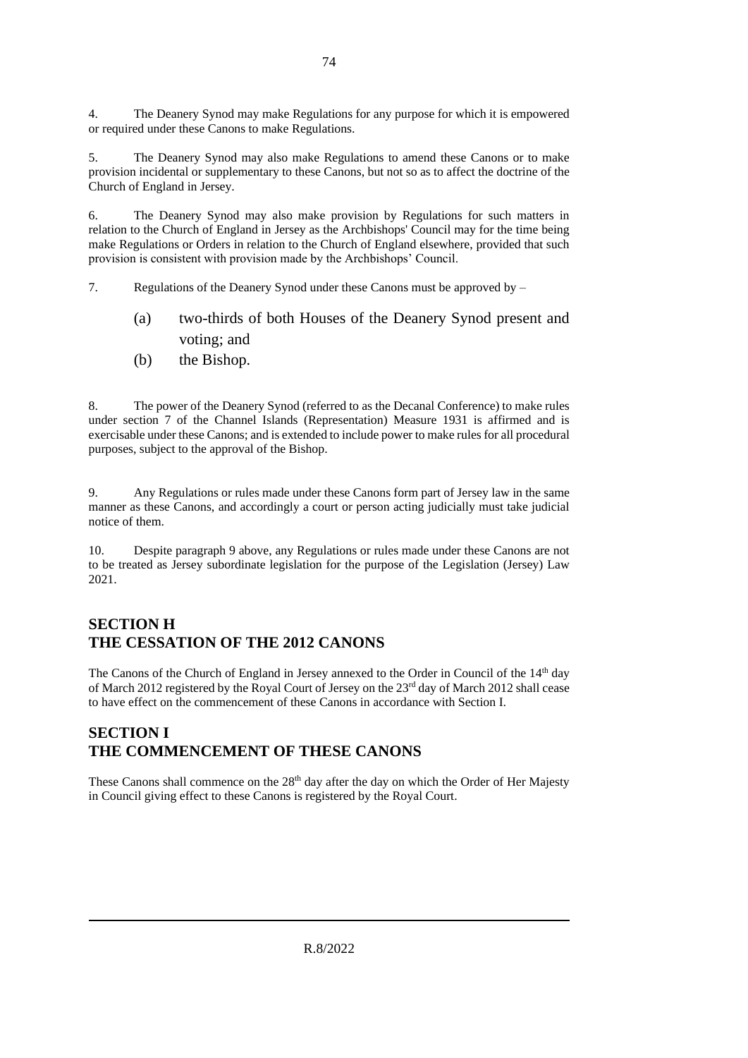4. The Deanery Synod may make Regulations for any purpose for which it is empowered or required under these Canons to make Regulations.

5. The Deanery Synod may also make Regulations to amend these Canons or to make provision incidental or supplementary to these Canons, but not so as to affect the doctrine of the Church of England in Jersey.

6. The Deanery Synod may also make provision by Regulations for such matters in relation to the Church of England in Jersey as the Archbishops' Council may for the time being make Regulations or Orders in relation to the Church of England elsewhere, provided that such provision is consistent with provision made by the Archbishops' Council.

7. Regulations of the Deanery Synod under these Canons must be approved by –

(a) two-thirds of both Houses of the Deanery Synod present and voting; and

(b) the Bishop.

8. The power of the Deanery Synod (referred to as the Decanal Conference) to make rules under section 7 of the Channel Islands (Representation) Measure 1931 is affirmed and is exercisable under these Canons; and is extended to include power to make rules for all procedural purposes, subject to the approval of the Bishop.

9. Any Regulations or rules made under these Canons form part of Jersey law in the same manner as these Canons, and accordingly a court or person acting judicially must take judicial notice of them.

10. Despite paragraph 9 above, any Regulations or rules made under these Canons are not to be treated as Jersey subordinate legislation for the purpose of the Legislation (Jersey) Law 2021.

## SECTION H
## THE CESSATION OF THE 2012 CANONS

The Canons of the Church of England in Jersey annexed to the Order in Council of the 14th day of March 2012 registered by the Royal Court of Jersey on the 23rd day of March 2012 shall cease to have effect on the commencement of these Canons in accordance with Section I.

## SECTION I
## THE COMMENCEMENT OF THESE CANONS

These Canons shall commence on the 28th day after the day on which the Order of Her Majesty in Council giving effect to these Canons is registered by the Royal Court.